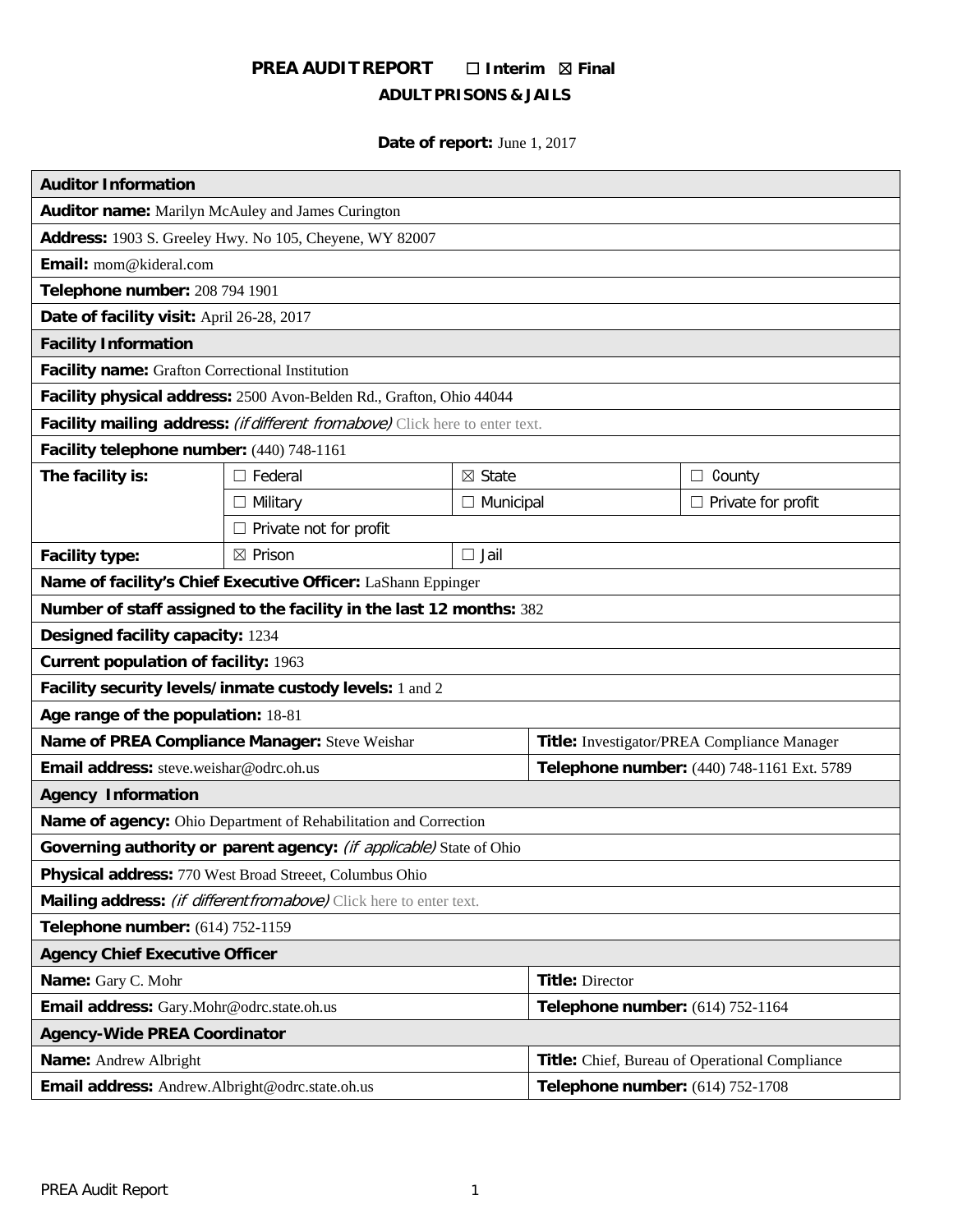# PREA AUDIT REPORT ☐ Interim ☒ Final

## ADULT PRISONS & JAILS

**Date of report:** June 1, 2017

| **Auditor Information** | | | | |
|---|---|---|---|---|
| **Auditor name:** Marilyn McAuley and James Curington | | | | |
| **Address:** 1903 S. Greeley Hwy. No 105, Cheyene, WY 82007 | | | | |
| **Email:** mom@kideral.com | | | | |
| **Telephone number:** 208 794 1901 | | | | |
| **Date of facility visit:** April 26-28, 2017 | | | | |
| **Facility Information** | | | | |
| **Facility name:** Grafton Correctional Institution | | | | |
| **Facility physical address:** 2500 Avon-Belden Rd., Grafton, Ohio 44044 | | | | |
| **Facility mailing address:** *(if different fromabove)* Click here to enter text. | | | | |
| **Facility telephone number:** (440) 748-1161 | | | | |
| **The facility is:** | ☐ Federal | ☒ State | | ☐ County |
| | ☐ Military | ☐ Municipal | | ☐ Private for profit |
| | ☐ Private not for profit | | | |
| **Facility type:** | ☒ Prison | ☐ Jail | | |
| **Name of facility's Chief Executive Officer:** LaShann Eppinger | | | | |
| **Number of staff assigned to the facility in the last 12 months:** 382 | | | | |
| **Designed facility capacity:** 1234 | | | | |
| **Current population of facility:** 1963 | | | | |
| **Facility security levels/inmate custody levels:** 1 and 2 | | | | |
| **Age range of the population:** 18-81 | | | | |
| **Name of PREA Compliance Manager:** Steve Weishar | | | **Title:** Investigator/PREA Compliance Manager | |
| **Email address:** steve.weishar@odrc.oh.us | | | **Telephone number:** (440) 748-1161 Ext. 5789 | |
| **Agency Information** | | | | |
| **Name of agency:** Ohio Department of Rehabilitation and Correction | | | | |
| **Governing authority or parent agency:** *(if applicable)* State of Ohio | | | | |
| **Physical address:** 770 West Broad Streeet, Columbus Ohio | | | | |
| **Mailing address:** *(if different fromabove)* Click here to enter text. | | | | |
| **Telephone number:** (614) 752-1159 | | | | |
| **Agency Chief Executive Officer** | | | | |
| **Name:** Gary C. Mohr | | | **Title:** Director | |
| **Email address:** Gary.Mohr@odrc.state.oh.us | | | **Telephone number:** (614) 752-1164 | |
| **Agency-Wide PREA Coordinator** | | | | |
| **Name:** Andrew Albright | | | **Title:** Chief, Bureau of Operational Compliance | |
| **Email address:** Andrew.Albright@odrc.state.oh.us | | | **Telephone number:** (614) 752-1708 | |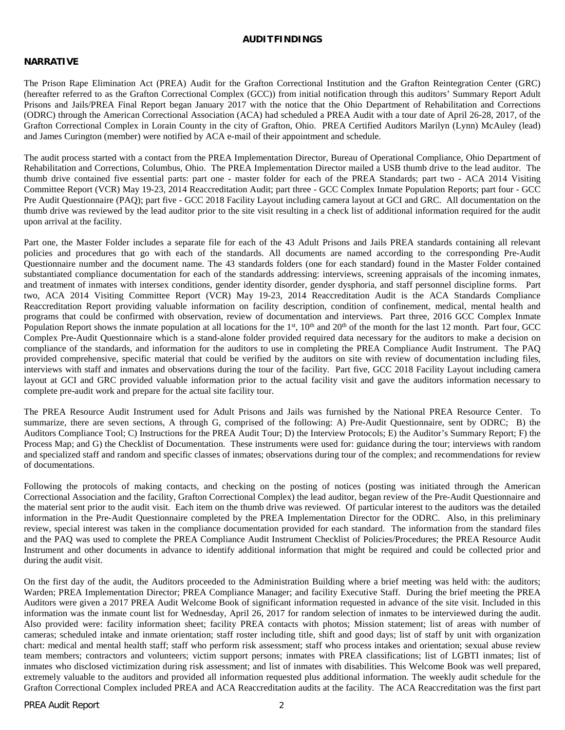## AUDIT FINDINGS

### NARRATIVE

The Prison Rape Elimination Act (PREA) Audit for the Grafton Correctional Institution and the Grafton Reintegration Center (GRC) (hereafter referred to as the Grafton Correctional Complex (GCC)) from initial notification through this auditors' Summary Report Adult Prisons and Jails/PREA Final Report began January 2017 with the notice that the Ohio Department of Rehabilitation and Corrections (ODRC) through the American Correctional Association (ACA) had scheduled a PREA Audit with a tour date of April 26-28, 2017, of the Grafton Correctional Complex in Lorain County in the city of Grafton, Ohio. PREA Certified Auditors Marilyn (Lynn) McAuley (lead) and James Curington (member) were notified by ACA e-mail of their appointment and schedule.

The audit process started with a contact from the PREA Implementation Director, Bureau of Operational Compliance, Ohio Department of Rehabilitation and Corrections, Columbus, Ohio. The PREA Implementation Director mailed a USB thumb drive to the lead auditor. The thumb drive contained five essential parts: part one - master folder for each of the PREA Standards; part two - ACA 2014 Visiting Committee Report (VCR) May 19-23, 2014 Reaccreditation Audit; part three - GCC Complex Inmate Population Reports; part four - GCC Pre Audit Questionnaire (PAQ); part five - GCC 2018 Facility Layout including camera layout at GCI and GRC. All documentation on the thumb drive was reviewed by the lead auditor prior to the site visit resulting in a check list of additional information required for the audit upon arrival at the facility.

Part one, the Master Folder includes a separate file for each of the 43 Adult Prisons and Jails PREA standards containing all relevant policies and procedures that go with each of the standards. All documents are named according to the corresponding Pre-Audit Questionnaire number and the document name. The 43 standards folders (one for each standard) found in the Master Folder contained substantiated compliance documentation for each of the standards addressing: interviews, screening appraisals of the incoming inmates, and treatment of inmates with intersex conditions, gender identity disorder, gender dysphoria, and staff personnel discipline forms. Part two, ACA 2014 Visiting Committee Report (VCR) May 19-23, 2014 Reaccreditation Audit is the ACA Standards Compliance Reaccreditation Report providing valuable information on facility description, condition of confinement, medical, mental health and programs that could be confirmed with observation, review of documentation and interviews. Part three, 2016 GCC Complex Inmate Population Report shows the inmate population at all locations for the 1st, 10th and 20th of the month for the last 12 month. Part four, GCC Complex Pre-Audit Questionnaire which is a stand-alone folder provided required data necessary for the auditors to make a decision on compliance of the standards, and information for the auditors to use in completing the PREA Compliance Audit Instrument. The PAQ provided comprehensive, specific material that could be verified by the auditors on site with review of documentation including files, interviews with staff and inmates and observations during the tour of the facility. Part five, GCC 2018 Facility Layout including camera layout at GCI and GRC provided valuable information prior to the actual facility visit and gave the auditors information necessary to complete pre-audit work and prepare for the actual site facility tour.

The PREA Resource Audit Instrument used for Adult Prisons and Jails was furnished by the National PREA Resource Center. To summarize, there are seven sections, A through G, comprised of the following: A) Pre-Audit Questionnaire, sent by ODRC; B) the Auditors Compliance Tool; C) Instructions for the PREA Audit Tour; D) the Interview Protocols; E) the Auditor's Summary Report; F) the Process Map; and G) the Checklist of Documentation. These instruments were used for: guidance during the tour; interviews with random and specialized staff and random and specific classes of inmates; observations during tour of the complex; and recommendations for review of documentations.

Following the protocols of making contacts, and checking on the posting of notices (posting was initiated through the American Correctional Association and the facility, Grafton Correctional Complex) the lead auditor, began review of the Pre-Audit Questionnaire and the material sent prior to the audit visit. Each item on the thumb drive was reviewed. Of particular interest to the auditors was the detailed information in the Pre-Audit Questionnaire completed by the PREA Implementation Director for the ODRC. Also, in this preliminary review, special interest was taken in the compliance documentation provided for each standard. The information from the standard files and the PAQ was used to complete the PREA Compliance Audit Instrument Checklist of Policies/Procedures; the PREA Resource Audit Instrument and other documents in advance to identify additional information that might be required and could be collected prior and during the audit visit.

On the first day of the audit, the Auditors proceeded to the Administration Building where a brief meeting was held with: the auditors; Warden; PREA Implementation Director; PREA Compliance Manager; and facility Executive Staff. During the brief meeting the PREA Auditors were given a 2017 PREA Audit Welcome Book of significant information requested in advance of the site visit. Included in this information was the inmate count list for Wednesday, April 26, 2017 for random selection of inmates to be interviewed during the audit. Also provided were: facility information sheet; facility PREA contacts with photos; Mission statement; list of areas with number of cameras; scheduled intake and inmate orientation; staff roster including title, shift and good days; list of staff by unit with organization chart: medical and mental health staff; staff who perform risk assessment; staff who process intakes and orientation; sexual abuse review team members; contractors and volunteers; victim support persons; inmates with PREA classifications; list of LGBTI inmates; list of inmates who disclosed victimization during risk assessment; and list of inmates with disabilities. This Welcome Book was well prepared, extremely valuable to the auditors and provided all information requested plus additional information. The weekly audit schedule for the Grafton Correctional Complex included PREA and ACA Reaccreditation audits at the facility. The ACA Reaccreditation was the first part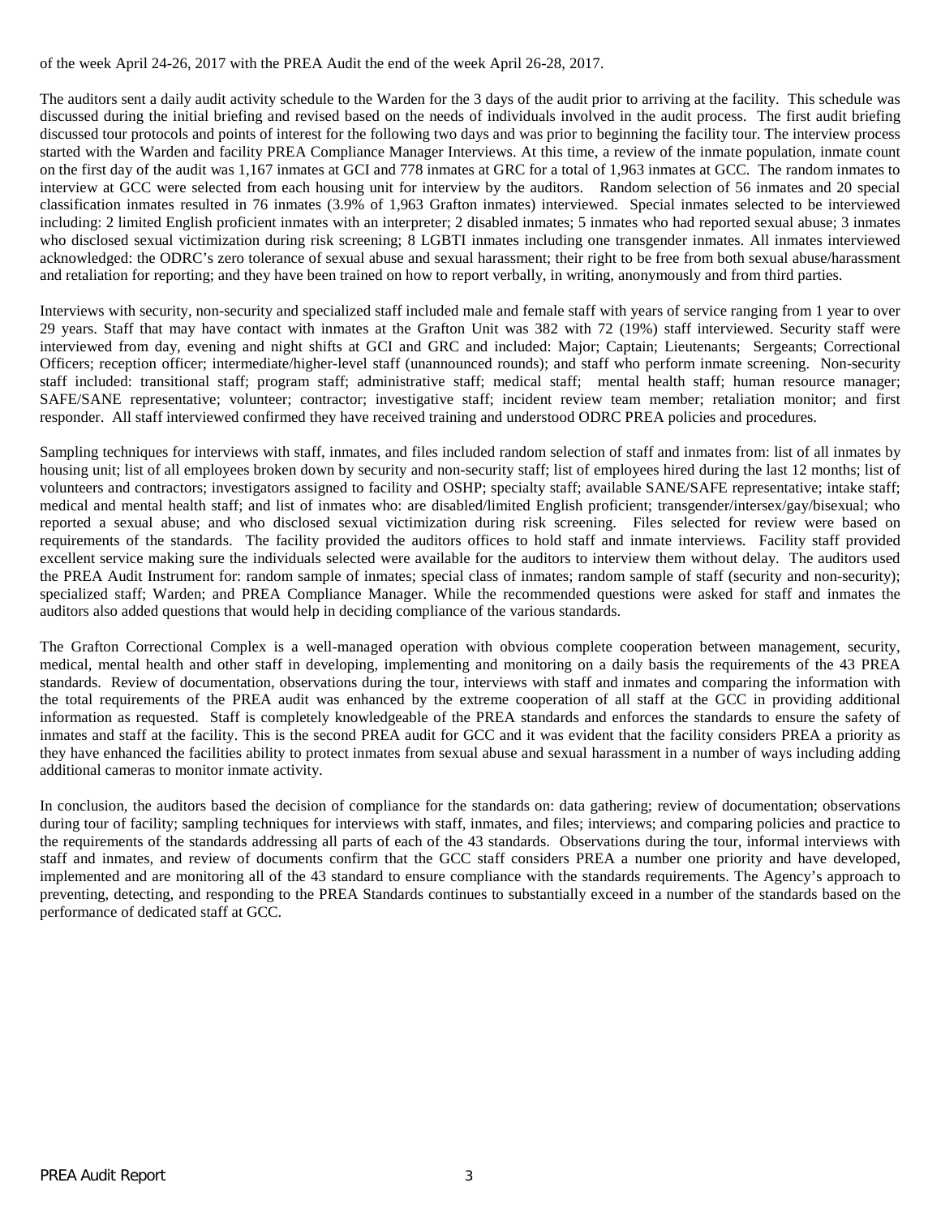of the week April 24-26, 2017 with the PREA Audit the end of the week April 26-28, 2017.

The auditors sent a daily audit activity schedule to the Warden for the 3 days of the audit prior to arriving at the facility. This schedule was discussed during the initial briefing and revised based on the needs of individuals involved in the audit process. The first audit briefing discussed tour protocols and points of interest for the following two days and was prior to beginning the facility tour. The interview process started with the Warden and facility PREA Compliance Manager Interviews. At this time, a review of the inmate population, inmate count on the first day of the audit was 1,167 inmates at GCI and 778 inmates at GRC for a total of 1,963 inmates at GCC. The random inmates to interview at GCC were selected from each housing unit for interview by the auditors. Random selection of 56 inmates and 20 special classification inmates resulted in 76 inmates (3.9% of 1,963 Grafton inmates) interviewed. Special inmates selected to be interviewed including: 2 limited English proficient inmates with an interpreter; 2 disabled inmates; 5 inmates who had reported sexual abuse; 3 inmates who disclosed sexual victimization during risk screening; 8 LGBTI inmates including one transgender inmates. All inmates interviewed acknowledged: the ODRC's zero tolerance of sexual abuse and sexual harassment; their right to be free from both sexual abuse/harassment and retaliation for reporting; and they have been trained on how to report verbally, in writing, anonymously and from third parties.

Interviews with security, non-security and specialized staff included male and female staff with years of service ranging from 1 year to over 29 years. Staff that may have contact with inmates at the Grafton Unit was 382 with 72 (19%) staff interviewed. Security staff were interviewed from day, evening and night shifts at GCI and GRC and included: Major; Captain; Lieutenants; Sergeants; Correctional Officers; reception officer; intermediate/higher-level staff (unannounced rounds); and staff who perform inmate screening. Non-security staff included: transitional staff; program staff; administrative staff; medical staff; mental health staff; human resource manager; SAFE/SANE representative; volunteer; contractor; investigative staff; incident review team member; retaliation monitor; and first responder. All staff interviewed confirmed they have received training and understood ODRC PREA policies and procedures.

Sampling techniques for interviews with staff, inmates, and files included random selection of staff and inmates from: list of all inmates by housing unit; list of all employees broken down by security and non-security staff; list of employees hired during the last 12 months; list of volunteers and contractors; investigators assigned to facility and OSHP; specialty staff; available SANE/SAFE representative; intake staff; medical and mental health staff; and list of inmates who: are disabled/limited English proficient; transgender/intersex/gay/bisexual; who reported a sexual abuse; and who disclosed sexual victimization during risk screening. Files selected for review were based on requirements of the standards. The facility provided the auditors offices to hold staff and inmate interviews. Facility staff provided excellent service making sure the individuals selected were available for the auditors to interview them without delay. The auditors used the PREA Audit Instrument for: random sample of inmates; special class of inmates; random sample of staff (security and non-security); specialized staff; Warden; and PREA Compliance Manager. While the recommended questions were asked for staff and inmates the auditors also added questions that would help in deciding compliance of the various standards.

The Grafton Correctional Complex is a well-managed operation with obvious complete cooperation between management, security, medical, mental health and other staff in developing, implementing and monitoring on a daily basis the requirements of the 43 PREA standards. Review of documentation, observations during the tour, interviews with staff and inmates and comparing the information with the total requirements of the PREA audit was enhanced by the extreme cooperation of all staff at the GCC in providing additional information as requested. Staff is completely knowledgeable of the PREA standards and enforces the standards to ensure the safety of inmates and staff at the facility. This is the second PREA audit for GCC and it was evident that the facility considers PREA a priority as they have enhanced the facilities ability to protect inmates from sexual abuse and sexual harassment in a number of ways including adding additional cameras to monitor inmate activity.

In conclusion, the auditors based the decision of compliance for the standards on: data gathering; review of documentation; observations during tour of facility; sampling techniques for interviews with staff, inmates, and files; interviews; and comparing policies and practice to the requirements of the standards addressing all parts of each of the 43 standards. Observations during the tour, informal interviews with staff and inmates, and review of documents confirm that the GCC staff considers PREA a number one priority and have developed, implemented and are monitoring all of the 43 standard to ensure compliance with the standards requirements. The Agency's approach to preventing, detecting, and responding to the PREA Standards continues to substantially exceed in a number of the standards based on the performance of dedicated staff at GCC.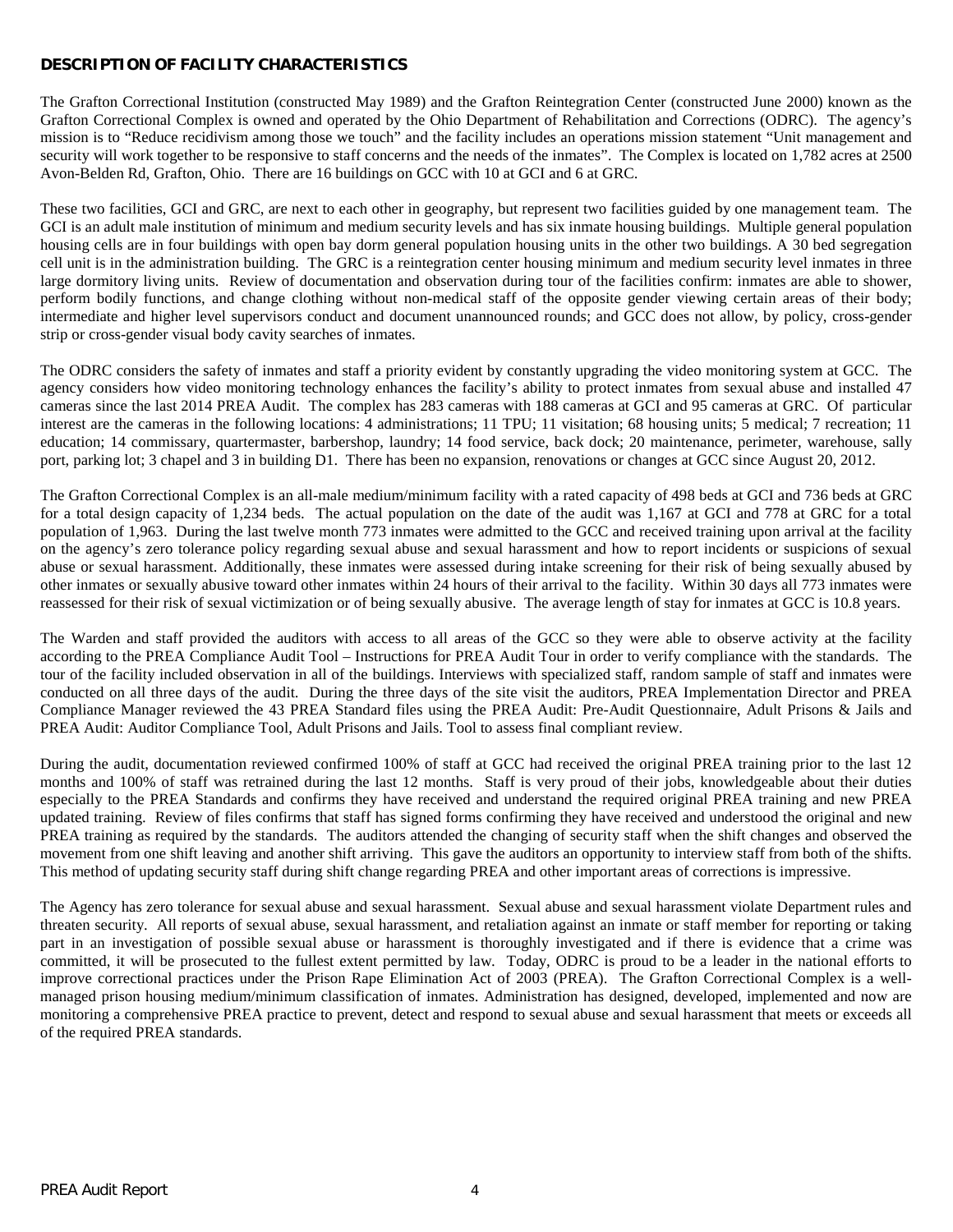## DESCRIPTION OF FACILITY CHARACTERISTICS

The Grafton Correctional Institution (constructed May 1989) and the Grafton Reintegration Center (constructed June 2000) known as the Grafton Correctional Complex is owned and operated by the Ohio Department of Rehabilitation and Corrections (ODRC). The agency's mission is to "Reduce recidivism among those we touch" and the facility includes an operations mission statement "Unit management and security will work together to be responsive to staff concerns and the needs of the inmates". The Complex is located on 1,782 acres at 2500 Avon-Belden Rd, Grafton, Ohio. There are 16 buildings on GCC with 10 at GCI and 6 at GRC.

These two facilities, GCI and GRC, are next to each other in geography, but represent two facilities guided by one management team. The GCI is an adult male institution of minimum and medium security levels and has six inmate housing buildings. Multiple general population housing cells are in four buildings with open bay dorm general population housing units in the other two buildings. A 30 bed segregation cell unit is in the administration building. The GRC is a reintegration center housing minimum and medium security level inmates in three large dormitory living units. Review of documentation and observation during tour of the facilities confirm: inmates are able to shower, perform bodily functions, and change clothing without non-medical staff of the opposite gender viewing certain areas of their body; intermediate and higher level supervisors conduct and document unannounced rounds; and GCC does not allow, by policy, cross-gender strip or cross-gender visual body cavity searches of inmates.

The ODRC considers the safety of inmates and staff a priority evident by constantly upgrading the video monitoring system at GCC. The agency considers how video monitoring technology enhances the facility's ability to protect inmates from sexual abuse and installed 47 cameras since the last 2014 PREA Audit. The complex has 283 cameras with 188 cameras at GCI and 95 cameras at GRC. Of particular interest are the cameras in the following locations: 4 administrations; 11 TPU; 11 visitation; 68 housing units; 5 medical; 7 recreation; 11 education; 14 commissary, quartermaster, barbershop, laundry; 14 food service, back dock; 20 maintenance, perimeter, warehouse, sally port, parking lot; 3 chapel and 3 in building D1. There has been no expansion, renovations or changes at GCC since August 20, 2012.

The Grafton Correctional Complex is an all-male medium/minimum facility with a rated capacity of 498 beds at GCI and 736 beds at GRC for a total design capacity of 1,234 beds. The actual population on the date of the audit was 1,167 at GCI and 778 at GRC for a total population of 1,963. During the last twelve month 773 inmates were admitted to the GCC and received training upon arrival at the facility on the agency's zero tolerance policy regarding sexual abuse and sexual harassment and how to report incidents or suspicions of sexual abuse or sexual harassment. Additionally, these inmates were assessed during intake screening for their risk of being sexually abused by other inmates or sexually abusive toward other inmates within 24 hours of their arrival to the facility. Within 30 days all 773 inmates were reassessed for their risk of sexual victimization or of being sexually abusive. The average length of stay for inmates at GCC is 10.8 years.

The Warden and staff provided the auditors with access to all areas of the GCC so they were able to observe activity at the facility according to the PREA Compliance Audit Tool – Instructions for PREA Audit Tour in order to verify compliance with the standards. The tour of the facility included observation in all of the buildings. Interviews with specialized staff, random sample of staff and inmates were conducted on all three days of the audit. During the three days of the site visit the auditors, PREA Implementation Director and PREA Compliance Manager reviewed the 43 PREA Standard files using the PREA Audit: Pre-Audit Questionnaire, Adult Prisons & Jails and PREA Audit: Auditor Compliance Tool, Adult Prisons and Jails. Tool to assess final compliant review.

During the audit, documentation reviewed confirmed 100% of staff at GCC had received the original PREA training prior to the last 12 months and 100% of staff was retrained during the last 12 months. Staff is very proud of their jobs, knowledgeable about their duties especially to the PREA Standards and confirms they have received and understand the required original PREA training and new PREA updated training. Review of files confirms that staff has signed forms confirming they have received and understood the original and new PREA training as required by the standards. The auditors attended the changing of security staff when the shift changes and observed the movement from one shift leaving and another shift arriving. This gave the auditors an opportunity to interview staff from both of the shifts. This method of updating security staff during shift change regarding PREA and other important areas of corrections is impressive.

The Agency has zero tolerance for sexual abuse and sexual harassment. Sexual abuse and sexual harassment violate Department rules and threaten security. All reports of sexual abuse, sexual harassment, and retaliation against an inmate or staff member for reporting or taking part in an investigation of possible sexual abuse or harassment is thoroughly investigated and if there is evidence that a crime was committed, it will be prosecuted to the fullest extent permitted by law. Today, ODRC is proud to be a leader in the national efforts to improve correctional practices under the Prison Rape Elimination Act of 2003 (PREA). The Grafton Correctional Complex is a well-managed prison housing medium/minimum classification of inmates. Administration has designed, developed, implemented and now are monitoring a comprehensive PREA practice to prevent, detect and respond to sexual abuse and sexual harassment that meets or exceeds all of the required PREA standards.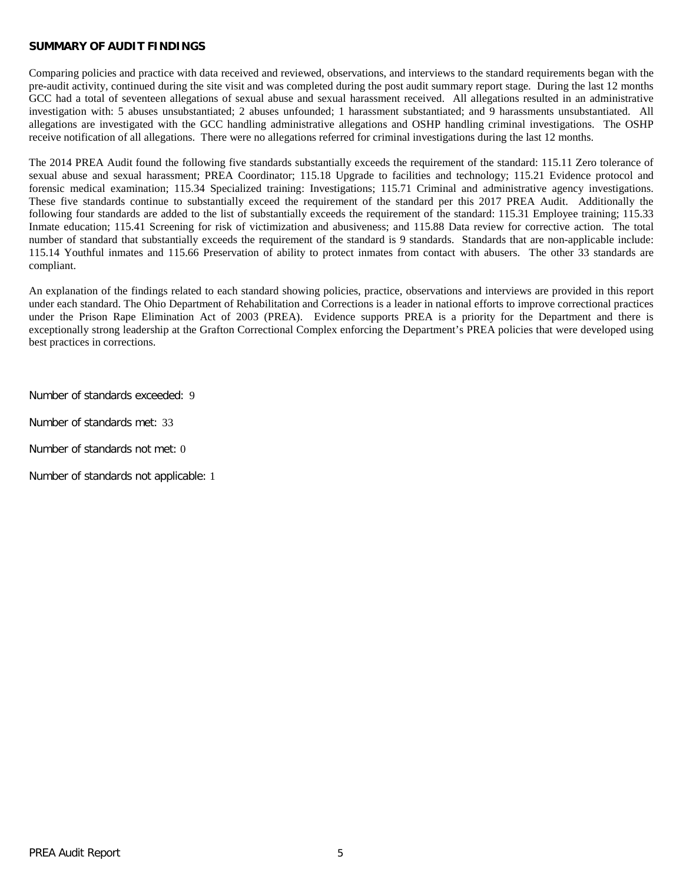**SUMMARY OF AUDIT FINDINGS**

Comparing policies and practice with data received and reviewed, observations, and interviews to the standard requirements began with the pre-audit activity, continued during the site visit and was completed during the post audit summary report stage. During the last 12 months GCC had a total of seventeen allegations of sexual abuse and sexual harassment received. All allegations resulted in an administrative investigation with: 5 abuses unsubstantiated; 2 abuses unfounded; 1 harassment substantiated; and 9 harassments unsubstantiated. All allegations are investigated with the GCC handling administrative allegations and OSHP handling criminal investigations. The OSHP receive notification of all allegations. There were no allegations referred for criminal investigations during the last 12 months.

The 2014 PREA Audit found the following five standards substantially exceeds the requirement of the standard: 115.11 Zero tolerance of sexual abuse and sexual harassment; PREA Coordinator; 115.18 Upgrade to facilities and technology; 115.21 Evidence protocol and forensic medical examination; 115.34 Specialized training: Investigations; 115.71 Criminal and administrative agency investigations. These five standards continue to substantially exceed the requirement of the standard per this 2017 PREA Audit. Additionally the following four standards are added to the list of substantially exceeds the requirement of the standard: 115.31 Employee training; 115.33 Inmate education; 115.41 Screening for risk of victimization and abusiveness; and 115.88 Data review for corrective action. The total number of standard that substantially exceeds the requirement of the standard is 9 standards. Standards that are non-applicable include: 115.14 Youthful inmates and 115.66 Preservation of ability to protect inmates from contact with abusers. The other 33 standards are compliant.

An explanation of the findings related to each standard showing policies, practice, observations and interviews are provided in this report under each standard. The Ohio Department of Rehabilitation and Corrections is a leader in national efforts to improve correctional practices under the Prison Rape Elimination Act of 2003 (PREA). Evidence supports PREA is a priority for the Department and there is exceptionally strong leadership at the Grafton Correctional Complex enforcing the Department's PREA policies that were developed using best practices in corrections.

Number of standards exceeded: 9

Number of standards met: 33

Number of standards not met: 0

Number of standards not applicable: 1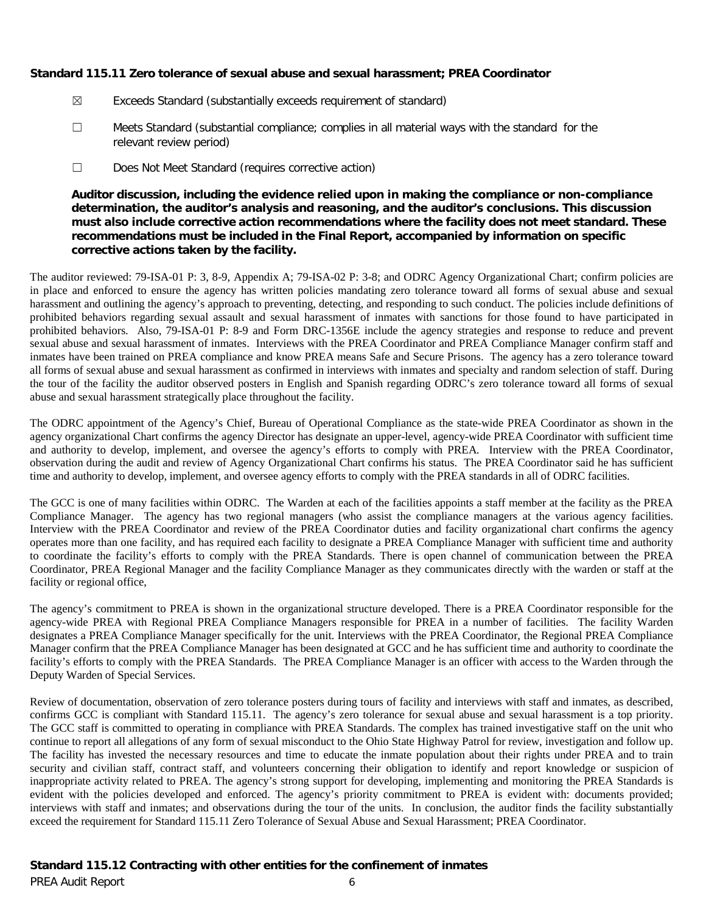### Standard 115.11 Zero tolerance of sexual abuse and sexual harassment; PREA Coordinator

☒ Exceeds Standard (substantially exceeds requirement of standard)

☐ Meets Standard (substantial compliance; complies in all material ways with the standard for the relevant review period)

☐ Does Not Meet Standard (requires corrective action)

**Auditor discussion, including the evidence relied upon in making the compliance or non-compliance determination, the auditor's analysis and reasoning, and the auditor's conclusions. This discussion must also include corrective action recommendations where the facility does not meet standard. These recommendations must be included in the Final Report, accompanied by information on specific corrective actions taken by the facility.**

The auditor reviewed: 79-ISA-01 P: 3, 8-9, Appendix A; 79-ISA-02 P: 3-8; and ODRC Agency Organizational Chart; confirm policies are in place and enforced to ensure the agency has written policies mandating zero tolerance toward all forms of sexual abuse and sexual harassment and outlining the agency's approach to preventing, detecting, and responding to such conduct. The policies include definitions of prohibited behaviors regarding sexual assault and sexual harassment of inmates with sanctions for those found to have participated in prohibited behaviors. Also, 79-ISA-01 P: 8-9 and Form DRC-1356E include the agency strategies and response to reduce and prevent sexual abuse and sexual harassment of inmates. Interviews with the PREA Coordinator and PREA Compliance Manager confirm staff and inmates have been trained on PREA compliance and know PREA means Safe and Secure Prisons. The agency has a zero tolerance toward all forms of sexual abuse and sexual harassment as confirmed in interviews with inmates and specialty and random selection of staff. During the tour of the facility the auditor observed posters in English and Spanish regarding ODRC's zero tolerance toward all forms of sexual abuse and sexual harassment strategically place throughout the facility.

The ODRC appointment of the Agency's Chief, Bureau of Operational Compliance as the state-wide PREA Coordinator as shown in the agency organizational Chart confirms the agency Director has designate an upper-level, agency-wide PREA Coordinator with sufficient time and authority to develop, implement, and oversee the agency's efforts to comply with PREA. Interview with the PREA Coordinator, observation during the audit and review of Agency Organizational Chart confirms his status. The PREA Coordinator said he has sufficient time and authority to develop, implement, and oversee agency efforts to comply with the PREA standards in all of ODRC facilities.

The GCC is one of many facilities within ODRC. The Warden at each of the facilities appoints a staff member at the facility as the PREA Compliance Manager. The agency has two regional managers (who assist the compliance managers at the various agency facilities. Interview with the PREA Coordinator and review of the PREA Coordinator duties and facility organizational chart confirms the agency operates more than one facility, and has required each facility to designate a PREA Compliance Manager with sufficient time and authority to coordinate the facility's efforts to comply with the PREA Standards. There is open channel of communication between the PREA Coordinator, PREA Regional Manager and the facility Compliance Manager as they communicates directly with the warden or staff at the facility or regional office,

The agency's commitment to PREA is shown in the organizational structure developed. There is a PREA Coordinator responsible for the agency-wide PREA with Regional PREA Compliance Managers responsible for PREA in a number of facilities. The facility Warden designates a PREA Compliance Manager specifically for the unit. Interviews with the PREA Coordinator, the Regional PREA Compliance Manager confirm that the PREA Compliance Manager has been designated at GCC and he has sufficient time and authority to coordinate the facility's efforts to comply with the PREA Standards. The PREA Compliance Manager is an officer with access to the Warden through the Deputy Warden of Special Services.

Review of documentation, observation of zero tolerance posters during tours of facility and interviews with staff and inmates, as described, confirms GCC is compliant with Standard 115.11. The agency's zero tolerance for sexual abuse and sexual harassment is a top priority. The GCC staff is committed to operating in compliance with PREA Standards. The complex has trained investigative staff on the unit who continue to report all allegations of any form of sexual misconduct to the Ohio State Highway Patrol for review, investigation and follow up. The facility has invested the necessary resources and time to educate the inmate population about their rights under PREA and to train security and civilian staff, contract staff, and volunteers concerning their obligation to identify and report knowledge or suspicion of inappropriate activity related to PREA. The agency's strong support for developing, implementing and monitoring the PREA Standards is evident with the policies developed and enforced. The agency's priority commitment to PREA is evident with: documents provided; interviews with staff and inmates; and observations during the tour of the units. In conclusion, the auditor finds the facility substantially exceed the requirement for Standard 115.11 Zero Tolerance of Sexual Abuse and Sexual Harassment; PREA Coordinator.

### Standard 115.12 Contracting with other entities for the confinement of inmates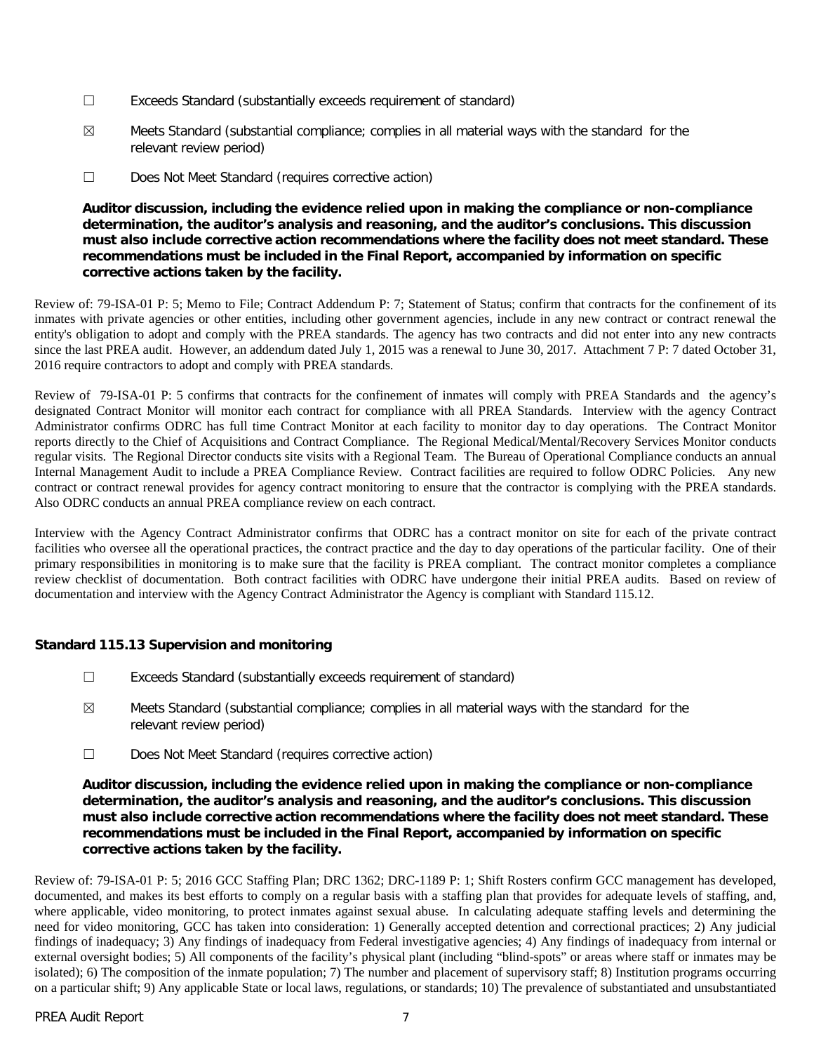☐ Exceeds Standard (substantially exceeds requirement of standard)

☒ Meets Standard (substantial compliance; complies in all material ways with the standard for the relevant review period)

☐ Does Not Meet Standard (requires corrective action)

**Auditor discussion, including the evidence relied upon in making the compliance or non-compliance determination, the auditor's analysis and reasoning, and the auditor's conclusions. This discussion must also include corrective action recommendations where the facility does not meet standard. These recommendations must be included in the Final Report, accompanied by information on specific corrective actions taken by the facility.**

Review of: 79-ISA-01 P: 5; Memo to File; Contract Addendum P: 7; Statement of Status; confirm that contracts for the confinement of its inmates with private agencies or other entities, including other government agencies, include in any new contract or contract renewal the entity's obligation to adopt and comply with the PREA standards. The agency has two contracts and did not enter into any new contracts since the last PREA audit. However, an addendum dated July 1, 2015 was a renewal to June 30, 2017. Attachment 7 P: 7 dated October 31, 2016 require contractors to adopt and comply with PREA standards.

Review of 79-ISA-01 P: 5 confirms that contracts for the confinement of inmates will comply with PREA Standards and the agency's designated Contract Monitor will monitor each contract for compliance with all PREA Standards. Interview with the agency Contract Administrator confirms ODRC has full time Contract Monitor at each facility to monitor day to day operations. The Contract Monitor reports directly to the Chief of Acquisitions and Contract Compliance. The Regional Medical/Mental/Recovery Services Monitor conducts regular visits. The Regional Director conducts site visits with a Regional Team. The Bureau of Operational Compliance conducts an annual Internal Management Audit to include a PREA Compliance Review. Contract facilities are required to follow ODRC Policies. Any new contract or contract renewal provides for agency contract monitoring to ensure that the contractor is complying with the PREA standards. Also ODRC conducts an annual PREA compliance review on each contract.

Interview with the Agency Contract Administrator confirms that ODRC has a contract monitor on site for each of the private contract facilities who oversee all the operational practices, the contract practice and the day to day operations of the particular facility. One of their primary responsibilities in monitoring is to make sure that the facility is PREA compliant. The contract monitor completes a compliance review checklist of documentation. Both contract facilities with ODRC have undergone their initial PREA audits. Based on review of documentation and interview with the Agency Contract Administrator the Agency is compliant with Standard 115.12.

### Standard 115.13 Supervision and monitoring

☐ Exceeds Standard (substantially exceeds requirement of standard)

☒ Meets Standard (substantial compliance; complies in all material ways with the standard for the relevant review period)

☐ Does Not Meet Standard (requires corrective action)

**Auditor discussion, including the evidence relied upon in making the compliance or non-compliance determination, the auditor's analysis and reasoning, and the auditor's conclusions. This discussion must also include corrective action recommendations where the facility does not meet standard. These recommendations must be included in the Final Report, accompanied by information on specific corrective actions taken by the facility.**

Review of: 79-ISA-01 P: 5; 2016 GCC Staffing Plan; DRC 1362; DRC-1189 P: 1; Shift Rosters confirm GCC management has developed, documented, and makes its best efforts to comply on a regular basis with a staffing plan that provides for adequate levels of staffing, and, where applicable, video monitoring, to protect inmates against sexual abuse. In calculating adequate staffing levels and determining the need for video monitoring, GCC has taken into consideration: 1) Generally accepted detention and correctional practices; 2) Any judicial findings of inadequacy; 3) Any findings of inadequacy from Federal investigative agencies; 4) Any findings of inadequacy from internal or external oversight bodies; 5) All components of the facility's physical plant (including "blind-spots" or areas where staff or inmates may be isolated); 6) The composition of the inmate population; 7) The number and placement of supervisory staff; 8) Institution programs occurring on a particular shift; 9) Any applicable State or local laws, regulations, or standards; 10) The prevalence of substantiated and unsubstantiated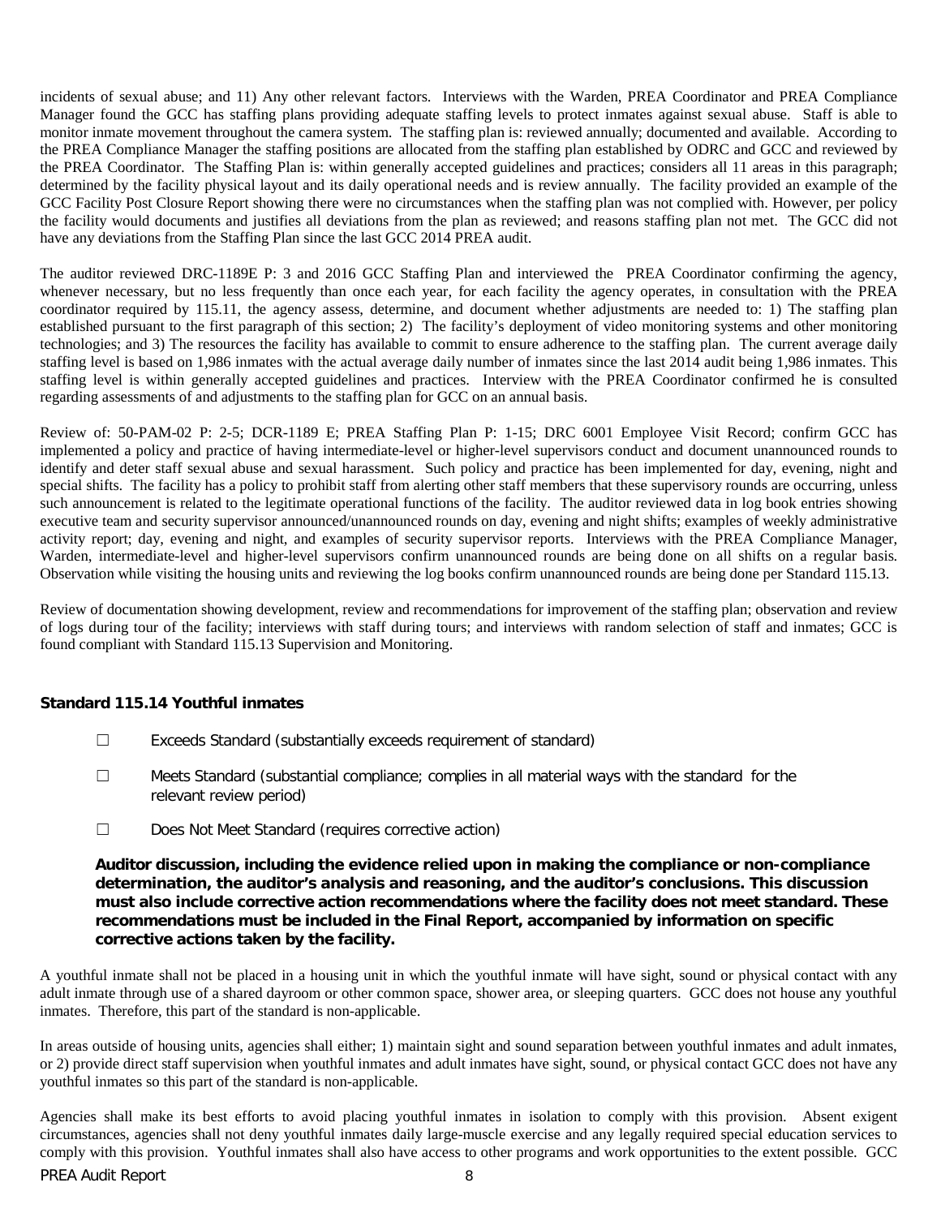incidents of sexual abuse; and 11) Any other relevant factors. Interviews with the Warden, PREA Coordinator and PREA Compliance Manager found the GCC has staffing plans providing adequate staffing levels to protect inmates against sexual abuse. Staff is able to monitor inmate movement throughout the camera system. The staffing plan is: reviewed annually; documented and available. According to the PREA Compliance Manager the staffing positions are allocated from the staffing plan established by ODRC and GCC and reviewed by the PREA Coordinator. The Staffing Plan is: within generally accepted guidelines and practices; considers all 11 areas in this paragraph; determined by the facility physical layout and its daily operational needs and is review annually. The facility provided an example of the GCC Facility Post Closure Report showing there were no circumstances when the staffing plan was not complied with. However, per policy the facility would documents and justifies all deviations from the plan as reviewed; and reasons staffing plan not met. The GCC did not have any deviations from the Staffing Plan since the last GCC 2014 PREA audit.

The auditor reviewed DRC-1189E P: 3 and 2016 GCC Staffing Plan and interviewed the PREA Coordinator confirming the agency, whenever necessary, but no less frequently than once each year, for each facility the agency operates, in consultation with the PREA coordinator required by 115.11, the agency assess, determine, and document whether adjustments are needed to: 1) The staffing plan established pursuant to the first paragraph of this section; 2) The facility's deployment of video monitoring systems and other monitoring technologies; and 3) The resources the facility has available to commit to ensure adherence to the staffing plan. The current average daily staffing level is based on 1,986 inmates with the actual average daily number of inmates since the last 2014 audit being 1,986 inmates. This staffing level is within generally accepted guidelines and practices. Interview with the PREA Coordinator confirmed he is consulted regarding assessments of and adjustments to the staffing plan for GCC on an annual basis.

Review of: 50-PAM-02 P: 2-5; DCR-1189 E; PREA Staffing Plan P: 1-15; DRC 6001 Employee Visit Record; confirm GCC has implemented a policy and practice of having intermediate-level or higher-level supervisors conduct and document unannounced rounds to identify and deter staff sexual abuse and sexual harassment. Such policy and practice has been implemented for day, evening, night and special shifts. The facility has a policy to prohibit staff from alerting other staff members that these supervisory rounds are occurring, unless such announcement is related to the legitimate operational functions of the facility. The auditor reviewed data in log book entries showing executive team and security supervisor announced/unannounced rounds on day, evening and night shifts; examples of weekly administrative activity report; day, evening and night, and examples of security supervisor reports. Interviews with the PREA Compliance Manager, Warden, intermediate-level and higher-level supervisors confirm unannounced rounds are being done on all shifts on a regular basis. Observation while visiting the housing units and reviewing the log books confirm unannounced rounds are being done per Standard 115.13.

Review of documentation showing development, review and recommendations for improvement of the staffing plan; observation and review of logs during tour of the facility; interviews with staff during tours; and interviews with random selection of staff and inmates; GCC is found compliant with Standard 115.13 Supervision and Monitoring.

### Standard 115.14 Youthful inmates

☐ Exceeds Standard (substantially exceeds requirement of standard)

☐ Meets Standard (substantial compliance; complies in all material ways with the standard for the relevant review period)

☐ Does Not Meet Standard (requires corrective action)

**Auditor discussion, including the evidence relied upon in making the compliance or non-compliance determination, the auditor's analysis and reasoning, and the auditor's conclusions. This discussion must also include corrective action recommendations where the facility does not meet standard. These recommendations must be included in the Final Report, accompanied by information on specific corrective actions taken by the facility.**

A youthful inmate shall not be placed in a housing unit in which the youthful inmate will have sight, sound or physical contact with any adult inmate through use of a shared dayroom or other common space, shower area, or sleeping quarters. GCC does not house any youthful inmates. Therefore, this part of the standard is non-applicable.

In areas outside of housing units, agencies shall either; 1) maintain sight and sound separation between youthful inmates and adult inmates, or 2) provide direct staff supervision when youthful inmates and adult inmates have sight, sound, or physical contact GCC does not have any youthful inmates so this part of the standard is non-applicable.

Agencies shall make its best efforts to avoid placing youthful inmates in isolation to comply with this provision. Absent exigent circumstances, agencies shall not deny youthful inmates daily large-muscle exercise and any legally required special education services to comply with this provision. Youthful inmates shall also have access to other programs and work opportunities to the extent possible. GCC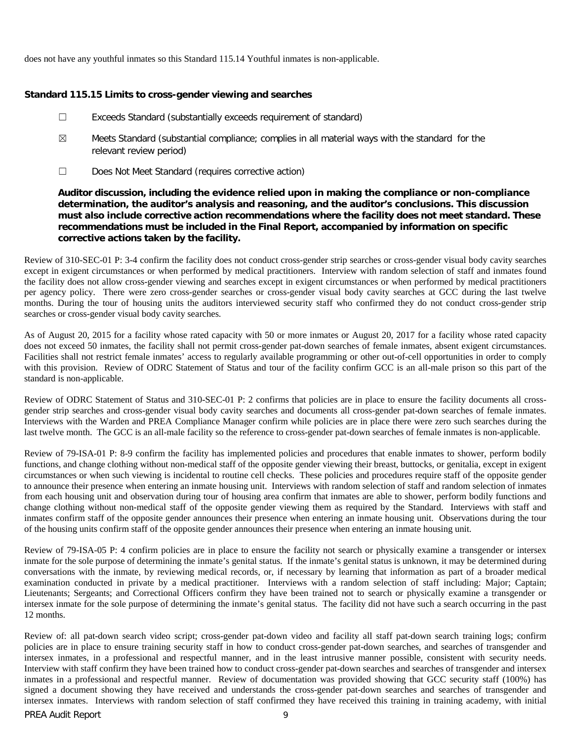does not have any youthful inmates so this Standard 115.14 Youthful inmates is non-applicable.

**Standard 115.15 Limits to cross-gender viewing and searches**

☐ Exceeds Standard (substantially exceeds requirement of standard)

☒ Meets Standard (substantial compliance; complies in all material ways with the standard for the relevant review period)

☐ Does Not Meet Standard (requires corrective action)

**Auditor discussion, including the evidence relied upon in making the compliance or non-compliance determination, the auditor's analysis and reasoning, and the auditor's conclusions. This discussion must also include corrective action recommendations where the facility does not meet standard. These recommendations must be included in the Final Report, accompanied by information on specific corrective actions taken by the facility.**

Review of 310-SEC-01 P: 3-4 confirm the facility does not conduct cross-gender strip searches or cross-gender visual body cavity searches except in exigent circumstances or when performed by medical practitioners. Interview with random selection of staff and inmates found the facility does not allow cross-gender viewing and searches except in exigent circumstances or when performed by medical practitioners per agency policy. There were zero cross-gender searches or cross-gender visual body cavity searches at GCC during the last twelve months. During the tour of housing units the auditors interviewed security staff who confirmed they do not conduct cross-gender strip searches or cross-gender visual body cavity searches.

As of August 20, 2015 for a facility whose rated capacity with 50 or more inmates or August 20, 2017 for a facility whose rated capacity does not exceed 50 inmates, the facility shall not permit cross-gender pat-down searches of female inmates, absent exigent circumstances. Facilities shall not restrict female inmates' access to regularly available programming or other out-of-cell opportunities in order to comply with this provision. Review of ODRC Statement of Status and tour of the facility confirm GCC is an all-male prison so this part of the standard is non-applicable.

Review of ODRC Statement of Status and 310-SEC-01 P: 2 confirms that policies are in place to ensure the facility documents all cross-gender strip searches and cross-gender visual body cavity searches and documents all cross-gender pat-down searches of female inmates. Interviews with the Warden and PREA Compliance Manager confirm while policies are in place there were zero such searches during the last twelve month. The GCC is an all-male facility so the reference to cross-gender pat-down searches of female inmates is non-applicable.

Review of 79-ISA-01 P: 8-9 confirm the facility has implemented policies and procedures that enable inmates to shower, perform bodily functions, and change clothing without non-medical staff of the opposite gender viewing their breast, buttocks, or genitalia, except in exigent circumstances or when such viewing is incidental to routine cell checks. These policies and procedures require staff of the opposite gender to announce their presence when entering an inmate housing unit. Interviews with random selection of staff and random selection of inmates from each housing unit and observation during tour of housing area confirm that inmates are able to shower, perform bodily functions and change clothing without non-medical staff of the opposite gender viewing them as required by the Standard. Interviews with staff and inmates confirm staff of the opposite gender announces their presence when entering an inmate housing unit. Observations during the tour of the housing units confirm staff of the opposite gender announces their presence when entering an inmate housing unit.

Review of 79-ISA-05 P: 4 confirm policies are in place to ensure the facility not search or physically examine a transgender or intersex inmate for the sole purpose of determining the inmate's genital status. If the inmate's genital status is unknown, it may be determined during conversations with the inmate, by reviewing medical records, or, if necessary by learning that information as part of a broader medical examination conducted in private by a medical practitioner. Interviews with a random selection of staff including: Major; Captain; Lieutenants; Sergeants; and Correctional Officers confirm they have been trained not to search or physically examine a transgender or intersex inmate for the sole purpose of determining the inmate's genital status. The facility did not have such a search occurring in the past 12 months.

Review of: all pat-down search video script; cross-gender pat-down video and facility all staff pat-down search training logs; confirm policies are in place to ensure training security staff in how to conduct cross-gender pat-down searches, and searches of transgender and intersex inmates, in a professional and respectful manner, and in the least intrusive manner possible, consistent with security needs. Interview with staff confirm they have been trained how to conduct cross-gender pat-down searches and searches of transgender and intersex inmates in a professional and respectful manner. Review of documentation was provided showing that GCC security staff (100%) has signed a document showing they have received and understands the cross-gender pat-down searches and searches of transgender and intersex inmates. Interviews with random selection of staff confirmed they have received this training in training academy, with initial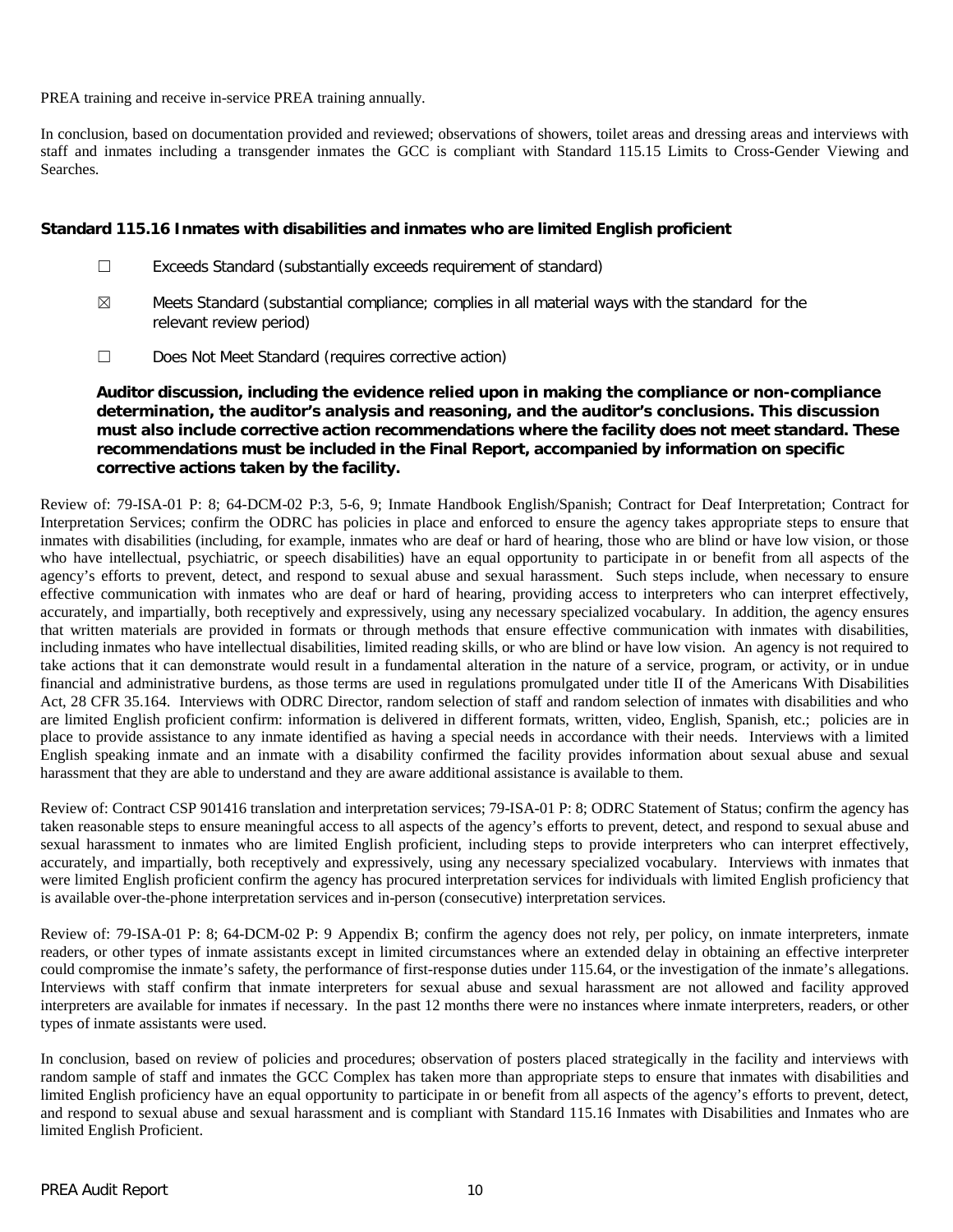PREA training and receive in-service PREA training annually.

In conclusion, based on documentation provided and reviewed; observations of showers, toilet areas and dressing areas and interviews with staff and inmates including a transgender inmates the GCC is compliant with Standard 115.15 Limits to Cross-Gender Viewing and Searches.

### Standard 115.16 Inmates with disabilities and inmates who are limited English proficient

☐ Exceeds Standard (substantially exceeds requirement of standard)

☒ Meets Standard (substantial compliance; complies in all material ways with the standard for the relevant review period)

☐ Does Not Meet Standard (requires corrective action)

**Auditor discussion, including the evidence relied upon in making the compliance or non-compliance determination, the auditor's analysis and reasoning, and the auditor's conclusions. This discussion must also include corrective action recommendations where the facility does not meet standard. These recommendations must be included in the Final Report, accompanied by information on specific corrective actions taken by the facility.**

Review of: 79-ISA-01 P: 8; 64-DCM-02 P:3, 5-6, 9; Inmate Handbook English/Spanish; Contract for Deaf Interpretation; Contract for Interpretation Services; confirm the ODRC has policies in place and enforced to ensure the agency takes appropriate steps to ensure that inmates with disabilities (including, for example, inmates who are deaf or hard of hearing, those who are blind or have low vision, or those who have intellectual, psychiatric, or speech disabilities) have an equal opportunity to participate in or benefit from all aspects of the agency's efforts to prevent, detect, and respond to sexual abuse and sexual harassment. Such steps include, when necessary to ensure effective communication with inmates who are deaf or hard of hearing, providing access to interpreters who can interpret effectively, accurately, and impartially, both receptively and expressively, using any necessary specialized vocabulary. In addition, the agency ensures that written materials are provided in formats or through methods that ensure effective communication with inmates with disabilities, including inmates who have intellectual disabilities, limited reading skills, or who are blind or have low vision. An agency is not required to take actions that it can demonstrate would result in a fundamental alteration in the nature of a service, program, or activity, or in undue financial and administrative burdens, as those terms are used in regulations promulgated under title II of the Americans With Disabilities Act, 28 CFR 35.164. Interviews with ODRC Director, random selection of staff and random selection of inmates with disabilities and who are limited English proficient confirm: information is delivered in different formats, written, video, English, Spanish, etc.; policies are in place to provide assistance to any inmate identified as having a special needs in accordance with their needs. Interviews with a limited English speaking inmate and an inmate with a disability confirmed the facility provides information about sexual abuse and sexual harassment that they are able to understand and they are aware additional assistance is available to them.

Review of: Contract CSP 901416 translation and interpretation services; 79-ISA-01 P: 8; ODRC Statement of Status; confirm the agency has taken reasonable steps to ensure meaningful access to all aspects of the agency's efforts to prevent, detect, and respond to sexual abuse and sexual harassment to inmates who are limited English proficient, including steps to provide interpreters who can interpret effectively, accurately, and impartially, both receptively and expressively, using any necessary specialized vocabulary. Interviews with inmates that were limited English proficient confirm the agency has procured interpretation services for individuals with limited English proficiency that is available over-the-phone interpretation services and in-person (consecutive) interpretation services.

Review of: 79-ISA-01 P: 8; 64-DCM-02 P: 9 Appendix B; confirm the agency does not rely, per policy, on inmate interpreters, inmate readers, or other types of inmate assistants except in limited circumstances where an extended delay in obtaining an effective interpreter could compromise the inmate's safety, the performance of first-response duties under 115.64, or the investigation of the inmate's allegations. Interviews with staff confirm that inmate interpreters for sexual abuse and sexual harassment are not allowed and facility approved interpreters are available for inmates if necessary. In the past 12 months there were no instances where inmate interpreters, readers, or other types of inmate assistants were used.

In conclusion, based on review of policies and procedures; observation of posters placed strategically in the facility and interviews with random sample of staff and inmates the GCC Complex has taken more than appropriate steps to ensure that inmates with disabilities and limited English proficiency have an equal opportunity to participate in or benefit from all aspects of the agency's efforts to prevent, detect, and respond to sexual abuse and sexual harassment and is compliant with Standard 115.16 Inmates with Disabilities and Inmates who are limited English Proficient.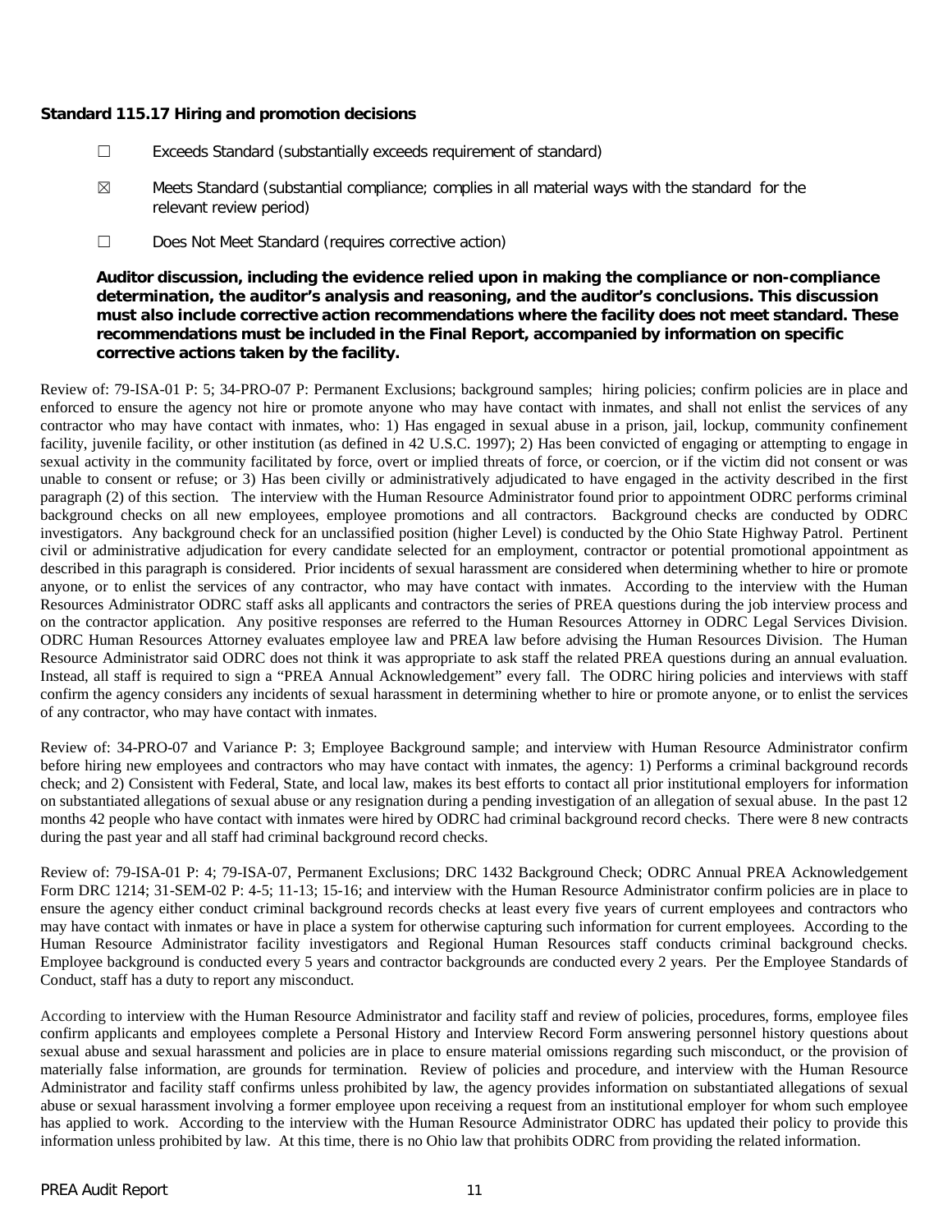**Standard 115.17 Hiring and promotion decisions**

☐ Exceeds Standard (substantially exceeds requirement of standard)

☒ Meets Standard (substantial compliance; complies in all material ways with the standard for the relevant review period)

☐ Does Not Meet Standard (requires corrective action)

**Auditor discussion, including the evidence relied upon in making the compliance or non-compliance determination, the auditor's analysis and reasoning, and the auditor's conclusions. This discussion must also include corrective action recommendations where the facility does not meet standard. These recommendations must be included in the Final Report, accompanied by information on specific corrective actions taken by the facility.**

Review of: 79-ISA-01 P: 5; 34-PRO-07 P: Permanent Exclusions; background samples; hiring policies; confirm policies are in place and enforced to ensure the agency not hire or promote anyone who may have contact with inmates, and shall not enlist the services of any contractor who may have contact with inmates, who: 1) Has engaged in sexual abuse in a prison, jail, lockup, community confinement facility, juvenile facility, or other institution (as defined in 42 U.S.C. 1997); 2) Has been convicted of engaging or attempting to engage in sexual activity in the community facilitated by force, overt or implied threats of force, or coercion, or if the victim did not consent or was unable to consent or refuse; or 3) Has been civilly or administratively adjudicated to have engaged in the activity described in the first paragraph (2) of this section. The interview with the Human Resource Administrator found prior to appointment ODRC performs criminal background checks on all new employees, employee promotions and all contractors. Background checks are conducted by ODRC investigators. Any background check for an unclassified position (higher Level) is conducted by the Ohio State Highway Patrol. Pertinent civil or administrative adjudication for every candidate selected for an employment, contractor or potential promotional appointment as described in this paragraph is considered. Prior incidents of sexual harassment are considered when determining whether to hire or promote anyone, or to enlist the services of any contractor, who may have contact with inmates. According to the interview with the Human Resources Administrator ODRC staff asks all applicants and contractors the series of PREA questions during the job interview process and on the contractor application. Any positive responses are referred to the Human Resources Attorney in ODRC Legal Services Division. ODRC Human Resources Attorney evaluates employee law and PREA law before advising the Human Resources Division. The Human Resource Administrator said ODRC does not think it was appropriate to ask staff the related PREA questions during an annual evaluation. Instead, all staff is required to sign a "PREA Annual Acknowledgement" every fall. The ODRC hiring policies and interviews with staff confirm the agency considers any incidents of sexual harassment in determining whether to hire or promote anyone, or to enlist the services of any contractor, who may have contact with inmates.

Review of: 34-PRO-07 and Variance P: 3; Employee Background sample; and interview with Human Resource Administrator confirm before hiring new employees and contractors who may have contact with inmates, the agency: 1) Performs a criminal background records check; and 2) Consistent with Federal, State, and local law, makes its best efforts to contact all prior institutional employers for information on substantiated allegations of sexual abuse or any resignation during a pending investigation of an allegation of sexual abuse. In the past 12 months 42 people who have contact with inmates were hired by ODRC had criminal background record checks. There were 8 new contracts during the past year and all staff had criminal background record checks.

Review of: 79-ISA-01 P: 4; 79-ISA-07, Permanent Exclusions; DRC 1432 Background Check; ODRC Annual PREA Acknowledgement Form DRC 1214; 31-SEM-02 P: 4-5; 11-13; 15-16; and interview with the Human Resource Administrator confirm policies are in place to ensure the agency either conduct criminal background records checks at least every five years of current employees and contractors who may have contact with inmates or have in place a system for otherwise capturing such information for current employees. According to the Human Resource Administrator facility investigators and Regional Human Resources staff conducts criminal background checks. Employee background is conducted every 5 years and contractor backgrounds are conducted every 2 years. Per the Employee Standards of Conduct, staff has a duty to report any misconduct.

According to interview with the Human Resource Administrator and facility staff and review of policies, procedures, forms, employee files confirm applicants and employees complete a Personal History and Interview Record Form answering personnel history questions about sexual abuse and sexual harassment and policies are in place to ensure material omissions regarding such misconduct, or the provision of materially false information, are grounds for termination. Review of policies and procedure, and interview with the Human Resource Administrator and facility staff confirms unless prohibited by law, the agency provides information on substantiated allegations of sexual abuse or sexual harassment involving a former employee upon receiving a request from an institutional employer for whom such employee has applied to work. According to the interview with the Human Resource Administrator ODRC has updated their policy to provide this information unless prohibited by law. At this time, there is no Ohio law that prohibits ODRC from providing the related information.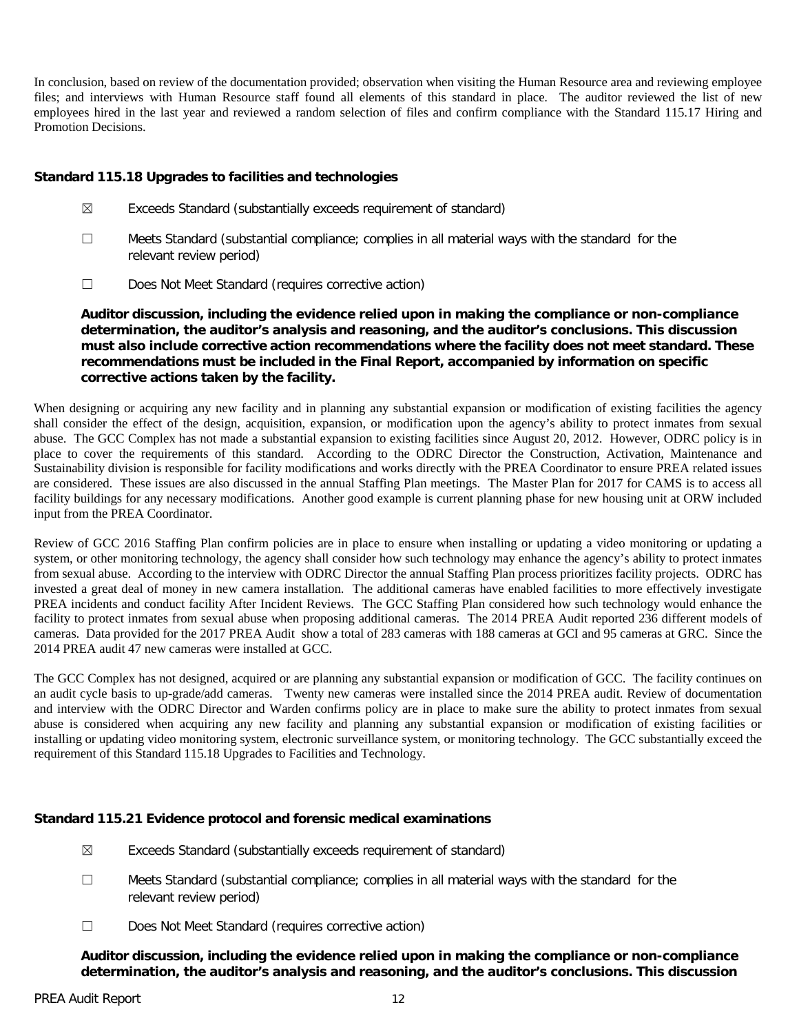In conclusion, based on review of the documentation provided; observation when visiting the Human Resource area and reviewing employee files; and interviews with Human Resource staff found all elements of this standard in place. The auditor reviewed the list of new employees hired in the last year and reviewed a random selection of files and confirm compliance with the Standard 115.17 Hiring and Promotion Decisions.

**Standard 115.18 Upgrades to facilities and technologies**

☒ Exceeds Standard (substantially exceeds requirement of standard)

☐ Meets Standard (substantial compliance; complies in all material ways with the standard for the relevant review period)

☐ Does Not Meet Standard (requires corrective action)

**Auditor discussion, including the evidence relied upon in making the compliance or non-compliance determination, the auditor's analysis and reasoning, and the auditor's conclusions. This discussion must also include corrective action recommendations where the facility does not meet standard. These recommendations must be included in the Final Report, accompanied by information on specific corrective actions taken by the facility.**

When designing or acquiring any new facility and in planning any substantial expansion or modification of existing facilities the agency shall consider the effect of the design, acquisition, expansion, or modification upon the agency's ability to protect inmates from sexual abuse. The GCC Complex has not made a substantial expansion to existing facilities since August 20, 2012. However, ODRC policy is in place to cover the requirements of this standard. According to the ODRC Director the Construction, Activation, Maintenance and Sustainability division is responsible for facility modifications and works directly with the PREA Coordinator to ensure PREA related issues are considered. These issues are also discussed in the annual Staffing Plan meetings. The Master Plan for 2017 for CAMS is to access all facility buildings for any necessary modifications. Another good example is current planning phase for new housing unit at ORW included input from the PREA Coordinator.

Review of GCC 2016 Staffing Plan confirm policies are in place to ensure when installing or updating a video monitoring or updating a system, or other monitoring technology, the agency shall consider how such technology may enhance the agency's ability to protect inmates from sexual abuse. According to the interview with ODRC Director the annual Staffing Plan process prioritizes facility projects. ODRC has invested a great deal of money in new camera installation. The additional cameras have enabled facilities to more effectively investigate PREA incidents and conduct facility After Incident Reviews. The GCC Staffing Plan considered how such technology would enhance the facility to protect inmates from sexual abuse when proposing additional cameras. The 2014 PREA Audit reported 236 different models of cameras. Data provided for the 2017 PREA Audit show a total of 283 cameras with 188 cameras at GCI and 95 cameras at GRC. Since the 2014 PREA audit 47 new cameras were installed at GCC.

The GCC Complex has not designed, acquired or are planning any substantial expansion or modification of GCC. The facility continues on an audit cycle basis to up-grade/add cameras. Twenty new cameras were installed since the 2014 PREA audit. Review of documentation and interview with the ODRC Director and Warden confirms policy are in place to make sure the ability to protect inmates from sexual abuse is considered when acquiring any new facility and planning any substantial expansion or modification of existing facilities or installing or updating video monitoring system, electronic surveillance system, or monitoring technology. The GCC substantially exceed the requirement of this Standard 115.18 Upgrades to Facilities and Technology.

**Standard 115.21 Evidence protocol and forensic medical examinations**

☒ Exceeds Standard (substantially exceeds requirement of standard)

☐ Meets Standard (substantial compliance; complies in all material ways with the standard for the relevant review period)

☐ Does Not Meet Standard (requires corrective action)

**Auditor discussion, including the evidence relied upon in making the compliance or non-compliance determination, the auditor's analysis and reasoning, and the auditor's conclusions. This discussion**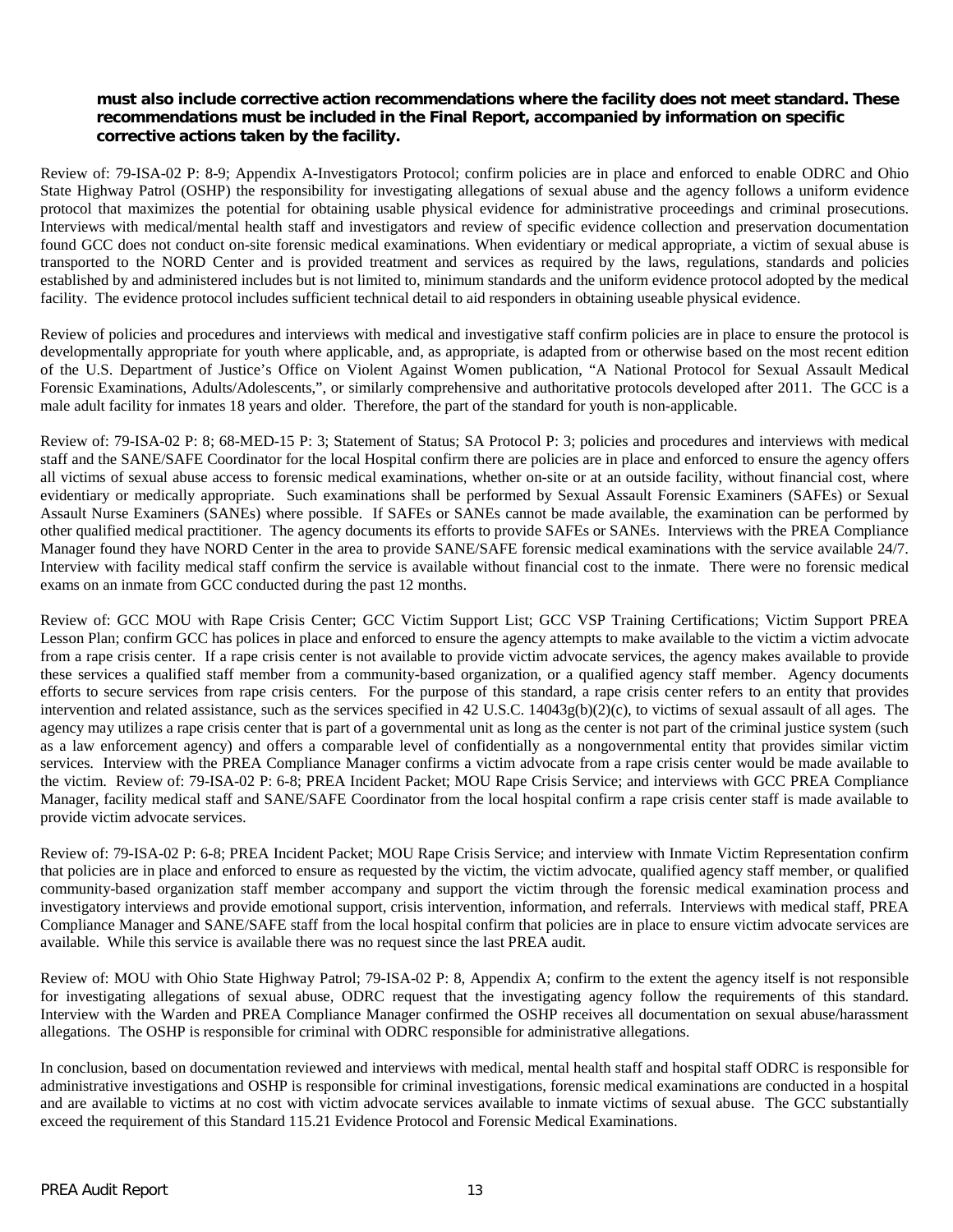**must also include corrective action recommendations where the facility does not meet standard. These recommendations must be included in the Final Report, accompanied by information on specific corrective actions taken by the facility.**

Review of: 79-ISA-02 P: 8-9; Appendix A-Investigators Protocol; confirm policies are in place and enforced to enable ODRC and Ohio State Highway Patrol (OSHP) the responsibility for investigating allegations of sexual abuse and the agency follows a uniform evidence protocol that maximizes the potential for obtaining usable physical evidence for administrative proceedings and criminal prosecutions. Interviews with medical/mental health staff and investigators and review of specific evidence collection and preservation documentation found GCC does not conduct on-site forensic medical examinations. When evidentiary or medical appropriate, a victim of sexual abuse is transported to the NORD Center and is provided treatment and services as required by the laws, regulations, standards and policies established by and administered includes but is not limited to, minimum standards and the uniform evidence protocol adopted by the medical facility. The evidence protocol includes sufficient technical detail to aid responders in obtaining useable physical evidence.

Review of policies and procedures and interviews with medical and investigative staff confirm policies are in place to ensure the protocol is developmentally appropriate for youth where applicable, and, as appropriate, is adapted from or otherwise based on the most recent edition of the U.S. Department of Justice's Office on Violent Against Women publication, "A National Protocol for Sexual Assault Medical Forensic Examinations, Adults/Adolescents,", or similarly comprehensive and authoritative protocols developed after 2011. The GCC is a male adult facility for inmates 18 years and older. Therefore, the part of the standard for youth is non-applicable.

Review of: 79-ISA-02 P: 8; 68-MED-15 P: 3; Statement of Status; SA Protocol P: 3; policies and procedures and interviews with medical staff and the SANE/SAFE Coordinator for the local Hospital confirm there are policies are in place and enforced to ensure the agency offers all victims of sexual abuse access to forensic medical examinations, whether on-site or at an outside facility, without financial cost, where evidentiary or medically appropriate. Such examinations shall be performed by Sexual Assault Forensic Examiners (SAFEs) or Sexual Assault Nurse Examiners (SANEs) where possible. If SAFEs or SANEs cannot be made available, the examination can be performed by other qualified medical practitioner. The agency documents its efforts to provide SAFEs or SANEs. Interviews with the PREA Compliance Manager found they have NORD Center in the area to provide SANE/SAFE forensic medical examinations with the service available 24/7. Interview with facility medical staff confirm the service is available without financial cost to the inmate. There were no forensic medical exams on an inmate from GCC conducted during the past 12 months.

Review of: GCC MOU with Rape Crisis Center; GCC Victim Support List; GCC VSP Training Certifications; Victim Support PREA Lesson Plan; confirm GCC has polices in place and enforced to ensure the agency attempts to make available to the victim a victim advocate from a rape crisis center. If a rape crisis center is not available to provide victim advocate services, the agency makes available to provide these services a qualified staff member from a community-based organization, or a qualified agency staff member. Agency documents efforts to secure services from rape crisis centers. For the purpose of this standard, a rape crisis center refers to an entity that provides intervention and related assistance, such as the services specified in 42 U.S.C. 14043g(b)(2)(c), to victims of sexual assault of all ages. The agency may utilizes a rape crisis center that is part of a governmental unit as long as the center is not part of the criminal justice system (such as a law enforcement agency) and offers a comparable level of confidentially as a nongovernmental entity that provides similar victim services. Interview with the PREA Compliance Manager confirms a victim advocate from a rape crisis center would be made available to the victim. Review of: 79-ISA-02 P: 6-8; PREA Incident Packet; MOU Rape Crisis Service; and interviews with GCC PREA Compliance Manager, facility medical staff and SANE/SAFE Coordinator from the local hospital confirm a rape crisis center staff is made available to provide victim advocate services.

Review of: 79-ISA-02 P: 6-8; PREA Incident Packet; MOU Rape Crisis Service; and interview with Inmate Victim Representation confirm that policies are in place and enforced to ensure as requested by the victim, the victim advocate, qualified agency staff member, or qualified community-based organization staff member accompany and support the victim through the forensic medical examination process and investigatory interviews and provide emotional support, crisis intervention, information, and referrals. Interviews with medical staff, PREA Compliance Manager and SANE/SAFE staff from the local hospital confirm that policies are in place to ensure victim advocate services are available. While this service is available there was no request since the last PREA audit.

Review of: MOU with Ohio State Highway Patrol; 79-ISA-02 P: 8, Appendix A; confirm to the extent the agency itself is not responsible for investigating allegations of sexual abuse, ODRC request that the investigating agency follow the requirements of this standard. Interview with the Warden and PREA Compliance Manager confirmed the OSHP receives all documentation on sexual abuse/harassment allegations. The OSHP is responsible for criminal with ODRC responsible for administrative allegations.

In conclusion, based on documentation reviewed and interviews with medical, mental health staff and hospital staff ODRC is responsible for administrative investigations and OSHP is responsible for criminal investigations, forensic medical examinations are conducted in a hospital and are available to victims at no cost with victim advocate services available to inmate victims of sexual abuse. The GCC substantially exceed the requirement of this Standard 115.21 Evidence Protocol and Forensic Medical Examinations.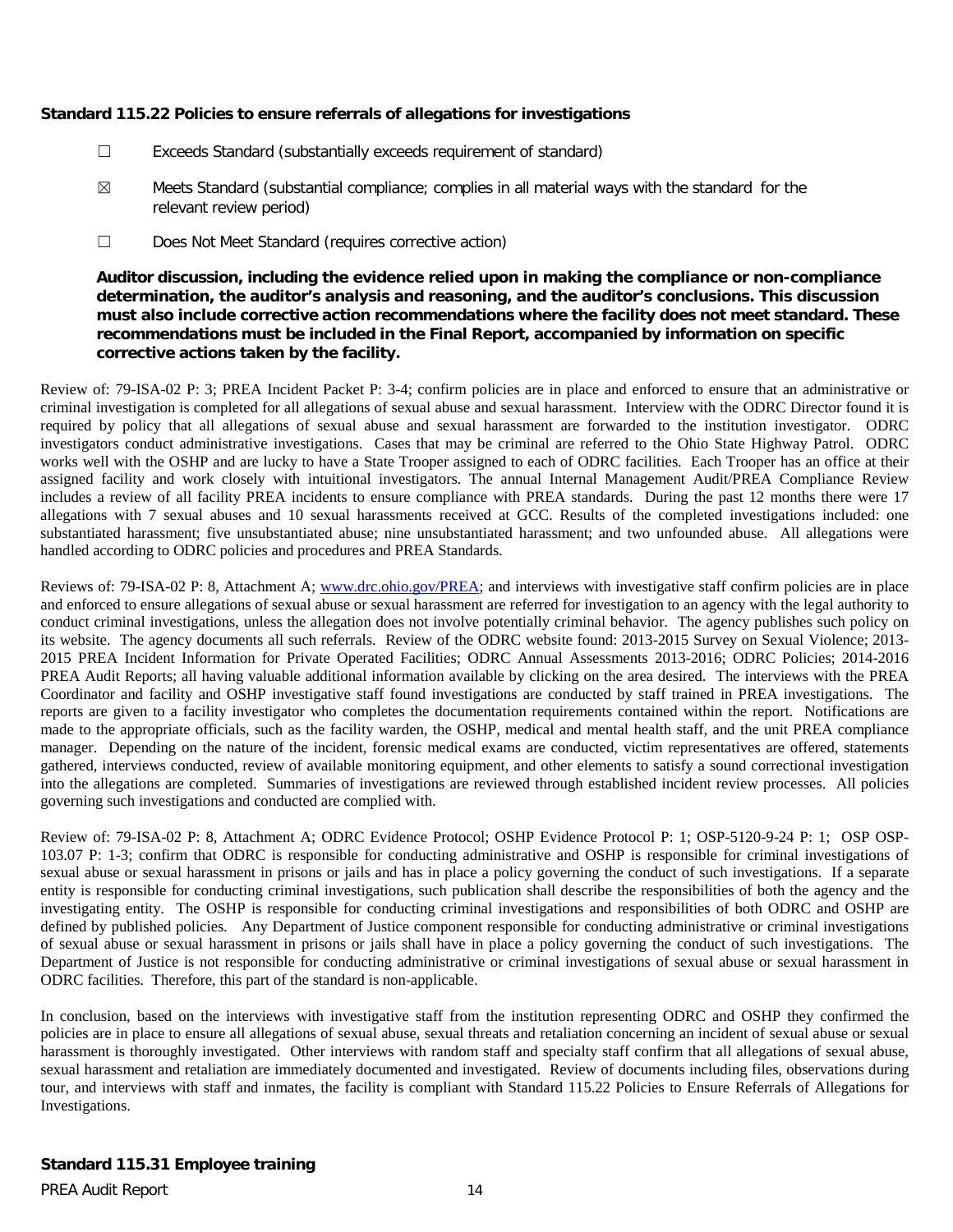**Standard 115.22 Policies to ensure referrals of allegations for investigations**

☐ Exceeds Standard (substantially exceeds requirement of standard)

☒ Meets Standard (substantial compliance; complies in all material ways with the standard for the relevant review period)

☐ Does Not Meet Standard (requires corrective action)

**Auditor discussion, including the evidence relied upon in making the compliance or non-compliance determination, the auditor's analysis and reasoning, and the auditor's conclusions. This discussion must also include corrective action recommendations where the facility does not meet standard. These recommendations must be included in the Final Report, accompanied by information on specific corrective actions taken by the facility.**

Review of: 79-ISA-02 P: 3; PREA Incident Packet P: 3-4; confirm policies are in place and enforced to ensure that an administrative or criminal investigation is completed for all allegations of sexual abuse and sexual harassment. Interview with the ODRC Director found it is required by policy that all allegations of sexual abuse and sexual harassment are forwarded to the institution investigator. ODRC investigators conduct administrative investigations. Cases that may be criminal are referred to the Ohio State Highway Patrol. ODRC works well with the OSHP and are lucky to have a State Trooper assigned to each of ODRC facilities. Each Trooper has an office at their assigned facility and work closely with intuitional investigators. The annual Internal Management Audit/PREA Compliance Review includes a review of all facility PREA incidents to ensure compliance with PREA standards. During the past 12 months there were 17 allegations with 7 sexual abuses and 10 sexual harassments received at GCC. Results of the completed investigations included: one substantiated harassment; five unsubstantiated abuse; nine unsubstantiated harassment; and two unfounded abuse. All allegations were handled according to ODRC policies and procedures and PREA Standards.

Reviews of: 79-ISA-02 P: 8, Attachment A; www.drc.ohio.gov/PREA; and interviews with investigative staff confirm policies are in place and enforced to ensure allegations of sexual abuse or sexual harassment are referred for investigation to an agency with the legal authority to conduct criminal investigations, unless the allegation does not involve potentially criminal behavior. The agency publishes such policy on its website. The agency documents all such referrals. Review of the ODRC website found: 2013-2015 Survey on Sexual Violence; 2013-2015 PREA Incident Information for Private Operated Facilities; ODRC Annual Assessments 2013-2016; ODRC Policies; 2014-2016 PREA Audit Reports; all having valuable additional information available by clicking on the area desired. The interviews with the PREA Coordinator and facility and OSHP investigative staff found investigations are conducted by staff trained in PREA investigations. The reports are given to a facility investigator who completes the documentation requirements contained within the report. Notifications are made to the appropriate officials, such as the facility warden, the OSHP, medical and mental health staff, and the unit PREA compliance manager. Depending on the nature of the incident, forensic medical exams are conducted, victim representatives are offered, statements gathered, interviews conducted, review of available monitoring equipment, and other elements to satisfy a sound correctional investigation into the allegations are completed. Summaries of investigations are reviewed through established incident review processes. All policies governing such investigations and conducted are complied with.

Review of: 79-ISA-02 P: 8, Attachment A; ODRC Evidence Protocol; OSHP Evidence Protocol P: 1; OSP-5120-9-24 P: 1; OSP OSP-103.07 P: 1-3; confirm that ODRC is responsible for conducting administrative and OSHP is responsible for criminal investigations of sexual abuse or sexual harassment in prisons or jails and has in place a policy governing the conduct of such investigations. If a separate entity is responsible for conducting criminal investigations, such publication shall describe the responsibilities of both the agency and the investigating entity. The OSHP is responsible for conducting criminal investigations and responsibilities of both ODRC and OSHP are defined by published policies. Any Department of Justice component responsible for conducting administrative or criminal investigations of sexual abuse or sexual harassment in prisons or jails shall have in place a policy governing the conduct of such investigations. The Department of Justice is not responsible for conducting administrative or criminal investigations of sexual abuse or sexual harassment in ODRC facilities. Therefore, this part of the standard is non-applicable.

In conclusion, based on the interviews with investigative staff from the institution representing ODRC and OSHP they confirmed the policies are in place to ensure all allegations of sexual abuse, sexual threats and retaliation concerning an incident of sexual abuse or sexual harassment is thoroughly investigated. Other interviews with random staff and specialty staff confirm that all allegations of sexual abuse, sexual harassment and retaliation are immediately documented and investigated. Review of documents including files, observations during tour, and interviews with staff and inmates, the facility is compliant with Standard 115.22 Policies to Ensure Referrals of Allegations for Investigations.

**Standard 115.31 Employee training**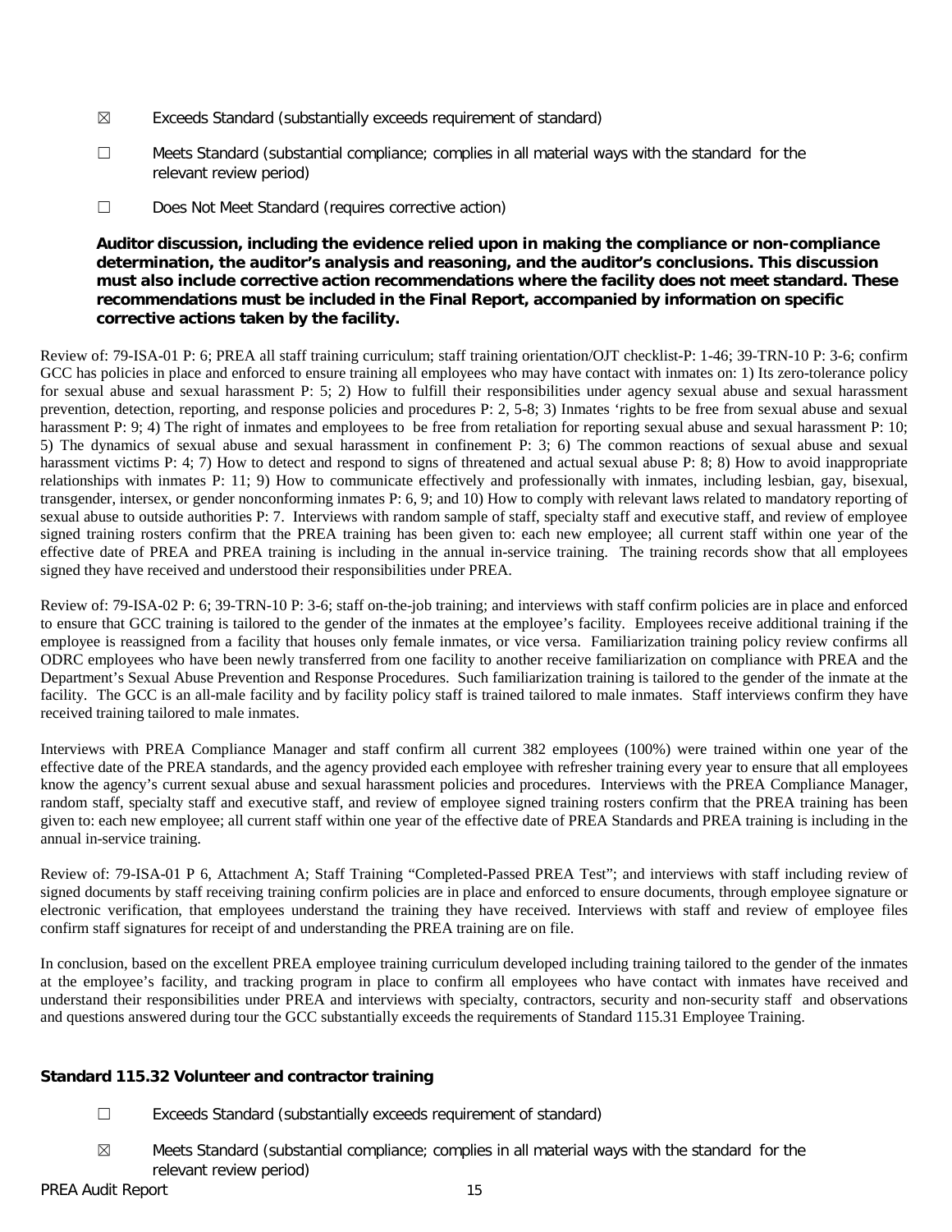☒ Exceeds Standard (substantially exceeds requirement of standard)

☐ Meets Standard (substantial compliance; complies in all material ways with the standard for the relevant review period)

☐ Does Not Meet Standard (requires corrective action)

**Auditor discussion, including the evidence relied upon in making the compliance or non-compliance determination, the auditor's analysis and reasoning, and the auditor's conclusions. This discussion must also include corrective action recommendations where the facility does not meet standard. These recommendations must be included in the Final Report, accompanied by information on specific corrective actions taken by the facility.**

Review of: 79-ISA-01 P: 6; PREA all staff training curriculum; staff training orientation/OJT checklist-P: 1-46; 39-TRN-10 P: 3-6; confirm GCC has policies in place and enforced to ensure training all employees who may have contact with inmates on: 1) Its zero-tolerance policy for sexual abuse and sexual harassment P: 5; 2) How to fulfill their responsibilities under agency sexual abuse and sexual harassment prevention, detection, reporting, and response policies and procedures P: 2, 5-8; 3) Inmates 'rights to be free from sexual abuse and sexual harassment P: 9; 4) The right of inmates and employees to be free from retaliation for reporting sexual abuse and sexual harassment P: 10; 5) The dynamics of sexual abuse and sexual harassment in confinement P: 3; 6) The common reactions of sexual abuse and sexual harassment victims P: 4; 7) How to detect and respond to signs of threatened and actual sexual abuse P: 8; 8) How to avoid inappropriate relationships with inmates P: 11; 9) How to communicate effectively and professionally with inmates, including lesbian, gay, bisexual, transgender, intersex, or gender nonconforming inmates P: 6, 9; and 10) How to comply with relevant laws related to mandatory reporting of sexual abuse to outside authorities P: 7. Interviews with random sample of staff, specialty staff and executive staff, and review of employee signed training rosters confirm that the PREA training has been given to: each new employee; all current staff within one year of the effective date of PREA and PREA training is including in the annual in-service training. The training records show that all employees signed they have received and understood their responsibilities under PREA.

Review of: 79-ISA-02 P: 6; 39-TRN-10 P: 3-6; staff on-the-job training; and interviews with staff confirm policies are in place and enforced to ensure that GCC training is tailored to the gender of the inmates at the employee's facility. Employees receive additional training if the employee is reassigned from a facility that houses only female inmates, or vice versa. Familiarization training policy review confirms all ODRC employees who have been newly transferred from one facility to another receive familiarization on compliance with PREA and the Department's Sexual Abuse Prevention and Response Procedures. Such familiarization training is tailored to the gender of the inmate at the facility. The GCC is an all-male facility and by facility policy staff is trained tailored to male inmates. Staff interviews confirm they have received training tailored to male inmates.

Interviews with PREA Compliance Manager and staff confirm all current 382 employees (100%) were trained within one year of the effective date of the PREA standards, and the agency provided each employee with refresher training every year to ensure that all employees know the agency's current sexual abuse and sexual harassment policies and procedures. Interviews with the PREA Compliance Manager, random staff, specialty staff and executive staff, and review of employee signed training rosters confirm that the PREA training has been given to: each new employee; all current staff within one year of the effective date of PREA Standards and PREA training is including in the annual in-service training.

Review of: 79-ISA-01 P 6, Attachment A; Staff Training "Completed-Passed PREA Test"; and interviews with staff including review of signed documents by staff receiving training confirm policies are in place and enforced to ensure documents, through employee signature or electronic verification, that employees understand the training they have received. Interviews with staff and review of employee files confirm staff signatures for receipt of and understanding the PREA training are on file.

In conclusion, based on the excellent PREA employee training curriculum developed including training tailored to the gender of the inmates at the employee's facility, and tracking program in place to confirm all employees who have contact with inmates have received and understand their responsibilities under PREA and interviews with specialty, contractors, security and non-security staff and observations and questions answered during tour the GCC substantially exceeds the requirements of Standard 115.31 Employee Training.

### Standard 115.32 Volunteer and contractor training

☐ Exceeds Standard (substantially exceeds requirement of standard)

☒ Meets Standard (substantial compliance; complies in all material ways with the standard for the relevant review period)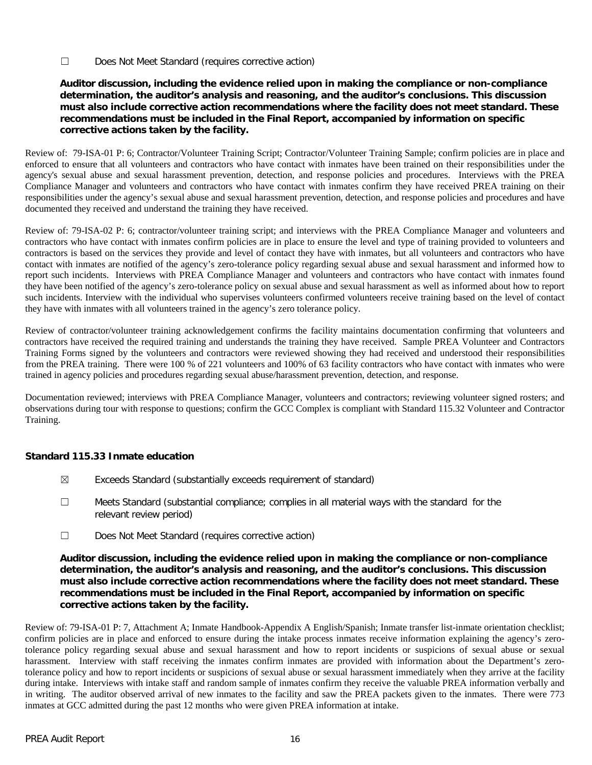☐ Does Not Meet Standard (requires corrective action)

**Auditor discussion, including the evidence relied upon in making the compliance or non-compliance determination, the auditor's analysis and reasoning, and the auditor's conclusions. This discussion must also include corrective action recommendations where the facility does not meet standard. These recommendations must be included in the Final Report, accompanied by information on specific corrective actions taken by the facility.**

Review of: 79-ISA-01 P: 6; Contractor/Volunteer Training Script; Contractor/Volunteer Training Sample; confirm policies are in place and enforced to ensure that all volunteers and contractors who have contact with inmates have been trained on their responsibilities under the agency's sexual abuse and sexual harassment prevention, detection, and response policies and procedures. Interviews with the PREA Compliance Manager and volunteers and contractors who have contact with inmates confirm they have received PREA training on their responsibilities under the agency's sexual abuse and sexual harassment prevention, detection, and response policies and procedures and have documented they received and understand the training they have received.

Review of: 79-ISA-02 P: 6; contractor/volunteer training script; and interviews with the PREA Compliance Manager and volunteers and contractors who have contact with inmates confirm policies are in place to ensure the level and type of training provided to volunteers and contractors is based on the services they provide and level of contact they have with inmates, but all volunteers and contractors who have contact with inmates are notified of the agency's zero-tolerance policy regarding sexual abuse and sexual harassment and informed how to report such incidents. Interviews with PREA Compliance Manager and volunteers and contractors who have contact with inmates found they have been notified of the agency's zero-tolerance policy on sexual abuse and sexual harassment as well as informed about how to report such incidents. Interview with the individual who supervises volunteers confirmed volunteers receive training based on the level of contact they have with inmates with all volunteers trained in the agency's zero tolerance policy.

Review of contractor/volunteer training acknowledgement confirms the facility maintains documentation confirming that volunteers and contractors have received the required training and understands the training they have received. Sample PREA Volunteer and Contractors Training Forms signed by the volunteers and contractors were reviewed showing they had received and understood their responsibilities from the PREA training. There were 100 % of 221 volunteers and 100% of 63 facility contractors who have contact with inmates who were trained in agency policies and procedures regarding sexual abuse/harassment prevention, detection, and response.

Documentation reviewed; interviews with PREA Compliance Manager, volunteers and contractors; reviewing volunteer signed rosters; and observations during tour with response to questions; confirm the GCC Complex is compliant with Standard 115.32 Volunteer and Contractor Training.

### Standard 115.33 Inmate education

☒ Exceeds Standard (substantially exceeds requirement of standard)

☐ Meets Standard (substantial compliance; complies in all material ways with the standard for the relevant review period)

☐ Does Not Meet Standard (requires corrective action)

**Auditor discussion, including the evidence relied upon in making the compliance or non-compliance determination, the auditor's analysis and reasoning, and the auditor's conclusions. This discussion must also include corrective action recommendations where the facility does not meet standard. These recommendations must be included in the Final Report, accompanied by information on specific corrective actions taken by the facility.**

Review of: 79-ISA-01 P: 7, Attachment A; Inmate Handbook-Appendix A English/Spanish; Inmate transfer list-inmate orientation checklist; confirm policies are in place and enforced to ensure during the intake process inmates receive information explaining the agency's zero-tolerance policy regarding sexual abuse and sexual harassment and how to report incidents or suspicions of sexual abuse or sexual harassment. Interview with staff receiving the inmates confirm inmates are provided with information about the Department's zero-tolerance policy and how to report incidents or suspicions of sexual abuse or sexual harassment immediately when they arrive at the facility during intake. Interviews with intake staff and random sample of inmates confirm they receive the valuable PREA information verbally and in writing. The auditor observed arrival of new inmates to the facility and saw the PREA packets given to the inmates. There were 773 inmates at GCC admitted during the past 12 months who were given PREA information at intake.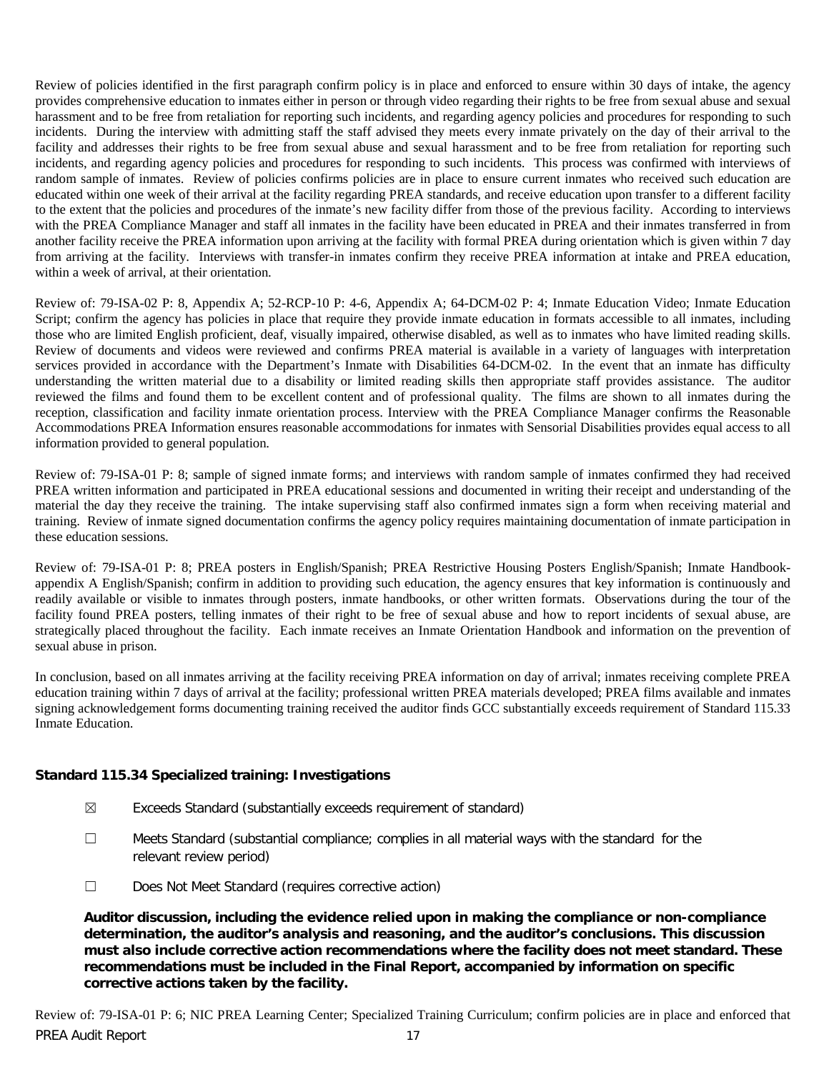Review of policies identified in the first paragraph confirm policy is in place and enforced to ensure within 30 days of intake, the agency provides comprehensive education to inmates either in person or through video regarding their rights to be free from sexual abuse and sexual harassment and to be free from retaliation for reporting such incidents, and regarding agency policies and procedures for responding to such incidents. During the interview with admitting staff the staff advised they meets every inmate privately on the day of their arrival to the facility and addresses their rights to be free from sexual abuse and sexual harassment and to be free from retaliation for reporting such incidents, and regarding agency policies and procedures for responding to such incidents. This process was confirmed with interviews of random sample of inmates. Review of policies confirms policies are in place to ensure current inmates who received such education are educated within one week of their arrival at the facility regarding PREA standards, and receive education upon transfer to a different facility to the extent that the policies and procedures of the inmate's new facility differ from those of the previous facility. According to interviews with the PREA Compliance Manager and staff all inmates in the facility have been educated in PREA and their inmates transferred in from another facility receive the PREA information upon arriving at the facility with formal PREA during orientation which is given within 7 day from arriving at the facility. Interviews with transfer-in inmates confirm they receive PREA information at intake and PREA education, within a week of arrival, at their orientation.

Review of: 79-ISA-02 P: 8, Appendix A; 52-RCP-10 P: 4-6, Appendix A; 64-DCM-02 P: 4; Inmate Education Video; Inmate Education Script; confirm the agency has policies in place that require they provide inmate education in formats accessible to all inmates, including those who are limited English proficient, deaf, visually impaired, otherwise disabled, as well as to inmates who have limited reading skills. Review of documents and videos were reviewed and confirms PREA material is available in a variety of languages with interpretation services provided in accordance with the Department's Inmate with Disabilities 64-DCM-02. In the event that an inmate has difficulty understanding the written material due to a disability or limited reading skills then appropriate staff provides assistance. The auditor reviewed the films and found them to be excellent content and of professional quality. The films are shown to all inmates during the reception, classification and facility inmate orientation process. Interview with the PREA Compliance Manager confirms the Reasonable Accommodations PREA Information ensures reasonable accommodations for inmates with Sensorial Disabilities provides equal access to all information provided to general population.

Review of: 79-ISA-01 P: 8; sample of signed inmate forms; and interviews with random sample of inmates confirmed they had received PREA written information and participated in PREA educational sessions and documented in writing their receipt and understanding of the material the day they receive the training. The intake supervising staff also confirmed inmates sign a form when receiving material and training. Review of inmate signed documentation confirms the agency policy requires maintaining documentation of inmate participation in these education sessions.

Review of: 79-ISA-01 P: 8; PREA posters in English/Spanish; PREA Restrictive Housing Posters English/Spanish; Inmate Handbook-appendix A English/Spanish; confirm in addition to providing such education, the agency ensures that key information is continuously and readily available or visible to inmates through posters, inmate handbooks, or other written formats. Observations during the tour of the facility found PREA posters, telling inmates of their right to be free of sexual abuse and how to report incidents of sexual abuse, are strategically placed throughout the facility. Each inmate receives an Inmate Orientation Handbook and information on the prevention of sexual abuse in prison.

In conclusion, based on all inmates arriving at the facility receiving PREA information on day of arrival; inmates receiving complete PREA education training within 7 days of arrival at the facility; professional written PREA materials developed; PREA films available and inmates signing acknowledgement forms documenting training received the auditor finds GCC substantially exceeds requirement of Standard 115.33 Inmate Education.

### Standard 115.34 Specialized training: Investigations

☒ Exceeds Standard (substantially exceeds requirement of standard)

☐ Meets Standard (substantial compliance; complies in all material ways with the standard for the relevant review period)

☐ Does Not Meet Standard (requires corrective action)

**Auditor discussion, including the evidence relied upon in making the compliance or non-compliance determination, the auditor's analysis and reasoning, and the auditor's conclusions. This discussion must also include corrective action recommendations where the facility does not meet standard. These recommendations must be included in the Final Report, accompanied by information on specific corrective actions taken by the facility.**

Review of: 79-ISA-01 P: 6; NIC PREA Learning Center; Specialized Training Curriculum; confirm policies are in place and enforced that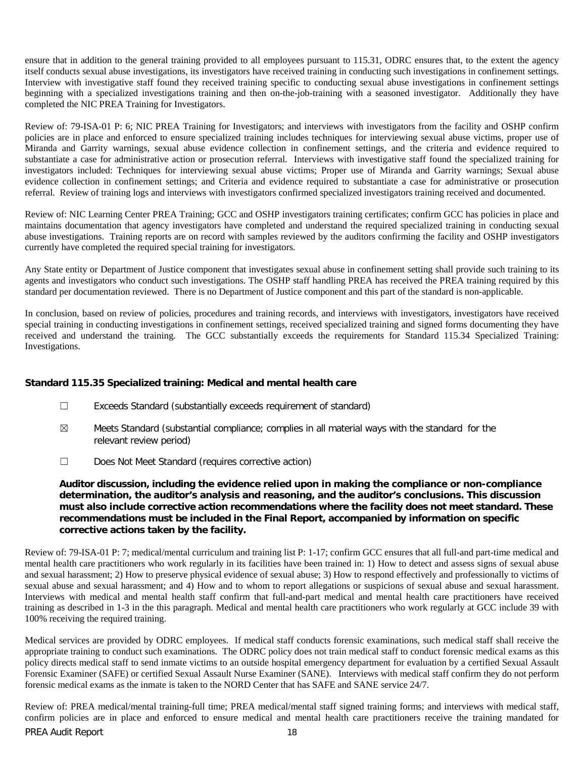ensure that in addition to the general training provided to all employees pursuant to 115.31, ODRC ensures that, to the extent the agency itself conducts sexual abuse investigations, its investigators have received training in conducting such investigations in confinement settings. Interview with investigative staff found they received training specific to conducting sexual abuse investigations in confinement settings beginning with a specialized investigations training and then on-the-job-training with a seasoned investigator. Additionally they have completed the NIC PREA Training for Investigators.

Review of: 79-ISA-01 P: 6; NIC PREA Training for Investigators; and interviews with investigators from the facility and OSHP confirm policies are in place and enforced to ensure specialized training includes techniques for interviewing sexual abuse victims, proper use of Miranda and Garrity warnings, sexual abuse evidence collection in confinement settings, and the criteria and evidence required to substantiate a case for administrative action or prosecution referral. Interviews with investigative staff found the specialized training for investigators included: Techniques for interviewing sexual abuse victims; Proper use of Miranda and Garrity warnings; Sexual abuse evidence collection in confinement settings; and Criteria and evidence required to substantiate a case for administrative or prosecution referral. Review of training logs and interviews with investigators confirmed specialized investigators training received and documented.

Review of: NIC Learning Center PREA Training; GCC and OSHP investigators training certificates; confirm GCC has policies in place and maintains documentation that agency investigators have completed and understand the required specialized training in conducting sexual abuse investigations. Training reports are on record with samples reviewed by the auditors confirming the facility and OSHP investigators currently have completed the required special training for investigators.

Any State entity or Department of Justice component that investigates sexual abuse in confinement setting shall provide such training to its agents and investigators who conduct such investigations. The OSHP staff handling PREA has received the PREA training required by this standard per documentation reviewed. There is no Department of Justice component and this part of the standard is non-applicable.

In conclusion, based on review of policies, procedures and training records, and interviews with investigators, investigators have received special training in conducting investigations in confinement settings, received specialized training and signed forms documenting they have received and understand the training. The GCC substantially exceeds the requirements for Standard 115.34 Specialized Training: Investigations.

### Standard 115.35 Specialized training: Medical and mental health care

- ☐ Exceeds Standard (substantially exceeds requirement of standard)
- ☒ Meets Standard (substantial compliance; complies in all material ways with the standard for the relevant review period)
- ☐ Does Not Meet Standard (requires corrective action)

**Auditor discussion, including the evidence relied upon in making the compliance or non-compliance determination, the auditor's analysis and reasoning, and the auditor's conclusions. This discussion must also include corrective action recommendations where the facility does not meet standard. These recommendations must be included in the Final Report, accompanied by information on specific corrective actions taken by the facility.**

Review of: 79-ISA-01 P: 7; medical/mental curriculum and training list P: 1-17; confirm GCC ensures that all full-and part-time medical and mental health care practitioners who work regularly in its facilities have been trained in: 1) How to detect and assess signs of sexual abuse and sexual harassment; 2) How to preserve physical evidence of sexual abuse; 3) How to respond effectively and professionally to victims of sexual abuse and sexual harassment; and 4) How and to whom to report allegations or suspicions of sexual abuse and sexual harassment. Interviews with medical and mental health staff confirm that full-and-part medical and mental health care practitioners have received training as described in 1-3 in the this paragraph. Medical and mental health care practitioners who work regularly at GCC include 39 with 100% receiving the required training.

Medical services are provided by ODRC employees. If medical staff conducts forensic examinations, such medical staff shall receive the appropriate training to conduct such examinations. The ODRC policy does not train medical staff to conduct forensic medical exams as this policy directs medical staff to send inmate victims to an outside hospital emergency department for evaluation by a certified Sexual Assault Forensic Examiner (SAFE) or certified Sexual Assault Nurse Examiner (SANE). Interviews with medical staff confirm they do not perform forensic medical exams as the inmate is taken to the NORD Center that has SAFE and SANE service 24/7.

Review of: PREA medical/mental training-full time; PREA medical/mental staff signed training forms; and interviews with medical staff, confirm policies are in place and enforced to ensure medical and mental health care practitioners receive the training mandated for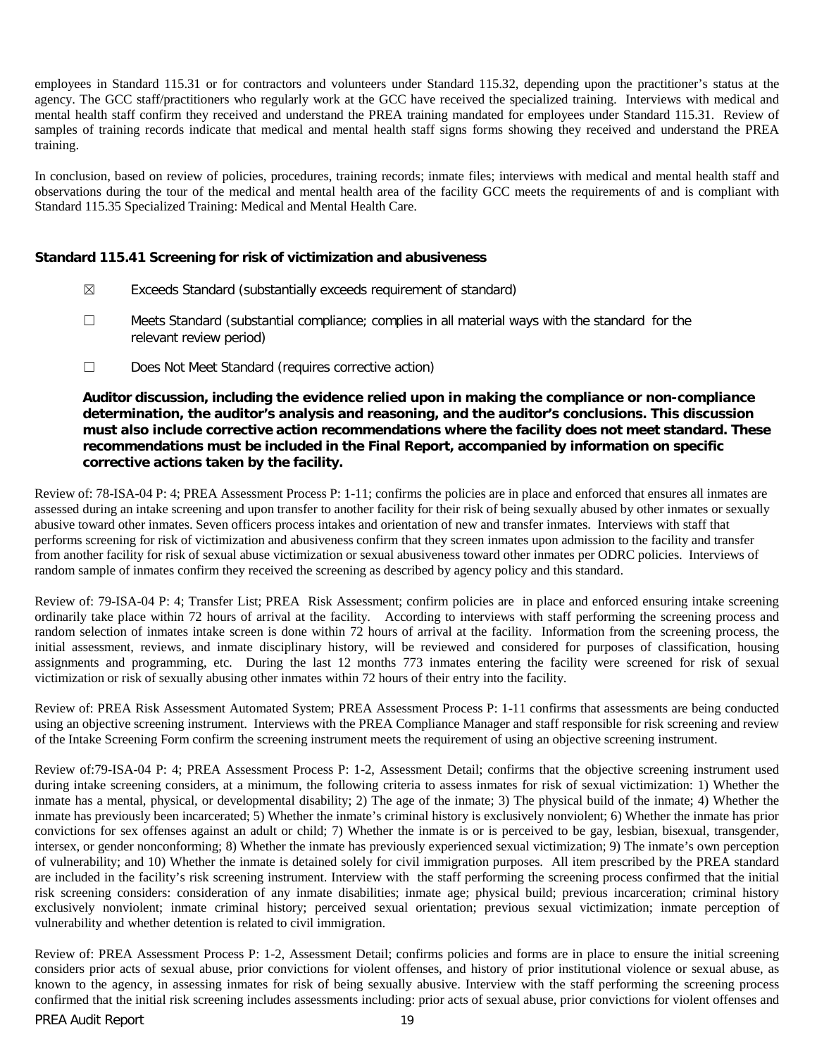employees in Standard 115.31 or for contractors and volunteers under Standard 115.32, depending upon the practitioner's status at the agency. The GCC staff/practitioners who regularly work at the GCC have received the specialized training. Interviews with medical and mental health staff confirm they received and understand the PREA training mandated for employees under Standard 115.31. Review of samples of training records indicate that medical and mental health staff signs forms showing they received and understand the PREA training.

In conclusion, based on review of policies, procedures, training records; inmate files; interviews with medical and mental health staff and observations during the tour of the medical and mental health area of the facility GCC meets the requirements of and is compliant with Standard 115.35 Specialized Training: Medical and Mental Health Care.

### Standard 115.41 Screening for risk of victimization and abusiveness

☒ Exceeds Standard (substantially exceeds requirement of standard)

☐ Meets Standard (substantial compliance; complies in all material ways with the standard for the relevant review period)

☐ Does Not Meet Standard (requires corrective action)

**Auditor discussion, including the evidence relied upon in making the compliance or non-compliance determination, the auditor's analysis and reasoning, and the auditor's conclusions. This discussion must also include corrective action recommendations where the facility does not meet standard. These recommendations must be included in the Final Report, accompanied by information on specific corrective actions taken by the facility.**

Review of: 78-ISA-04 P: 4; PREA Assessment Process P: 1-11; confirms the policies are in place and enforced that ensures all inmates are assessed during an intake screening and upon transfer to another facility for their risk of being sexually abused by other inmates or sexually abusive toward other inmates. Seven officers process intakes and orientation of new and transfer inmates. Interviews with staff that performs screening for risk of victimization and abusiveness confirm that they screen inmates upon admission to the facility and transfer from another facility for risk of sexual abuse victimization or sexual abusiveness toward other inmates per ODRC policies. Interviews of random sample of inmates confirm they received the screening as described by agency policy and this standard.

Review of: 79-ISA-04 P: 4; Transfer List; PREA Risk Assessment; confirm policies are in place and enforced ensuring intake screening ordinarily take place within 72 hours of arrival at the facility. According to interviews with staff performing the screening process and random selection of inmates intake screen is done within 72 hours of arrival at the facility. Information from the screening process, the initial assessment, reviews, and inmate disciplinary history, will be reviewed and considered for purposes of classification, housing assignments and programming, etc. During the last 12 months 773 inmates entering the facility were screened for risk of sexual victimization or risk of sexually abusing other inmates within 72 hours of their entry into the facility.

Review of: PREA Risk Assessment Automated System; PREA Assessment Process P: 1-11 confirms that assessments are being conducted using an objective screening instrument. Interviews with the PREA Compliance Manager and staff responsible for risk screening and review of the Intake Screening Form confirm the screening instrument meets the requirement of using an objective screening instrument.

Review of:79-ISA-04 P: 4; PREA Assessment Process P: 1-2, Assessment Detail; confirms that the objective screening instrument used during intake screening considers, at a minimum, the following criteria to assess inmates for risk of sexual victimization: 1) Whether the inmate has a mental, physical, or developmental disability; 2) The age of the inmate; 3) The physical build of the inmate; 4) Whether the inmate has previously been incarcerated; 5) Whether the inmate's criminal history is exclusively nonviolent; 6) Whether the inmate has prior convictions for sex offenses against an adult or child; 7) Whether the inmate is or is perceived to be gay, lesbian, bisexual, transgender, intersex, or gender nonconforming; 8) Whether the inmate has previously experienced sexual victimization; 9) The inmate's own perception of vulnerability; and 10) Whether the inmate is detained solely for civil immigration purposes. All item prescribed by the PREA standard are included in the facility's risk screening instrument. Interview with the staff performing the screening process confirmed that the initial risk screening considers: consideration of any inmate disabilities; inmate age; physical build; previous incarceration; criminal history exclusively nonviolent; inmate criminal history; perceived sexual orientation; previous sexual victimization; inmate perception of vulnerability and whether detention is related to civil immigration.

Review of: PREA Assessment Process P: 1-2, Assessment Detail; confirms policies and forms are in place to ensure the initial screening considers prior acts of sexual abuse, prior convictions for violent offenses, and history of prior institutional violence or sexual abuse, as known to the agency, in assessing inmates for risk of being sexually abusive. Interview with the staff performing the screening process confirmed that the initial risk screening includes assessments including: prior acts of sexual abuse, prior convictions for violent offenses and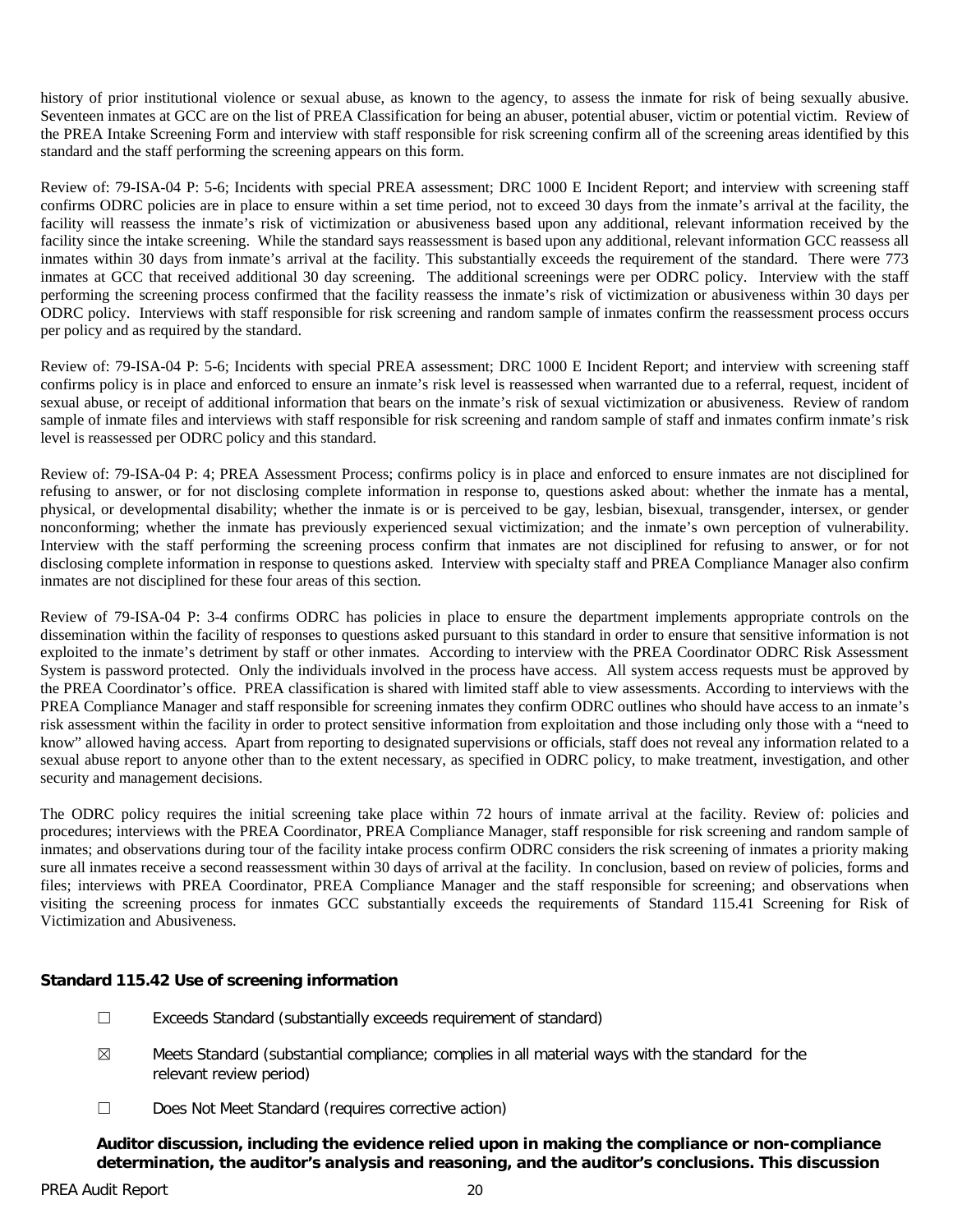history of prior institutional violence or sexual abuse, as known to the agency, to assess the inmate for risk of being sexually abusive. Seventeen inmates at GCC are on the list of PREA Classification for being an abuser, potential abuser, victim or potential victim. Review of the PREA Intake Screening Form and interview with staff responsible for risk screening confirm all of the screening areas identified by this standard and the staff performing the screening appears on this form.

Review of: 79-ISA-04 P: 5-6; Incidents with special PREA assessment; DRC 1000 E Incident Report; and interview with screening staff confirms ODRC policies are in place to ensure within a set time period, not to exceed 30 days from the inmate's arrival at the facility, the facility will reassess the inmate's risk of victimization or abusiveness based upon any additional, relevant information received by the facility since the intake screening. While the standard says reassessment is based upon any additional, relevant information GCC reassess all inmates within 30 days from inmate's arrival at the facility. This substantially exceeds the requirement of the standard. There were 773 inmates at GCC that received additional 30 day screening. The additional screenings were per ODRC policy. Interview with the staff performing the screening process confirmed that the facility reassess the inmate's risk of victimization or abusiveness within 30 days per ODRC policy. Interviews with staff responsible for risk screening and random sample of inmates confirm the reassessment process occurs per policy and as required by the standard.

Review of: 79-ISA-04 P: 5-6; Incidents with special PREA assessment; DRC 1000 E Incident Report; and interview with screening staff confirms policy is in place and enforced to ensure an inmate's risk level is reassessed when warranted due to a referral, request, incident of sexual abuse, or receipt of additional information that bears on the inmate's risk of sexual victimization or abusiveness. Review of random sample of inmate files and interviews with staff responsible for risk screening and random sample of staff and inmates confirm inmate's risk level is reassessed per ODRC policy and this standard.

Review of: 79-ISA-04 P: 4; PREA Assessment Process; confirms policy is in place and enforced to ensure inmates are not disciplined for refusing to answer, or for not disclosing complete information in response to, questions asked about: whether the inmate has a mental, physical, or developmental disability; whether the inmate is or is perceived to be gay, lesbian, bisexual, transgender, intersex, or gender nonconforming; whether the inmate has previously experienced sexual victimization; and the inmate's own perception of vulnerability. Interview with the staff performing the screening process confirm that inmates are not disciplined for refusing to answer, or for not disclosing complete information in response to questions asked. Interview with specialty staff and PREA Compliance Manager also confirm inmates are not disciplined for these four areas of this section.

Review of 79-ISA-04 P: 3-4 confirms ODRC has policies in place to ensure the department implements appropriate controls on the dissemination within the facility of responses to questions asked pursuant to this standard in order to ensure that sensitive information is not exploited to the inmate's detriment by staff or other inmates. According to interview with the PREA Coordinator ODRC Risk Assessment System is password protected. Only the individuals involved in the process have access. All system access requests must be approved by the PREA Coordinator's office. PREA classification is shared with limited staff able to view assessments. According to interviews with the PREA Compliance Manager and staff responsible for screening inmates they confirm ODRC outlines who should have access to an inmate's risk assessment within the facility in order to protect sensitive information from exploitation and those including only those with a "need to know" allowed having access. Apart from reporting to designated supervisions or officials, staff does not reveal any information related to a sexual abuse report to anyone other than to the extent necessary, as specified in ODRC policy, to make treatment, investigation, and other security and management decisions.

The ODRC policy requires the initial screening take place within 72 hours of inmate arrival at the facility. Review of: policies and procedures; interviews with the PREA Coordinator, PREA Compliance Manager, staff responsible for risk screening and random sample of inmates; and observations during tour of the facility intake process confirm ODRC considers the risk screening of inmates a priority making sure all inmates receive a second reassessment within 30 days of arrival at the facility. In conclusion, based on review of policies, forms and files; interviews with PREA Coordinator, PREA Compliance Manager and the staff responsible for screening; and observations when visiting the screening process for inmates GCC substantially exceeds the requirements of Standard 115.41 Screening for Risk of Victimization and Abusiveness.

**Standard 115.42 Use of screening information**

☐ Exceeds Standard (substantially exceeds requirement of standard)

☒ Meets Standard (substantial compliance; complies in all material ways with the standard for the relevant review period)

☐ Does Not Meet Standard (requires corrective action)

**Auditor discussion, including the evidence relied upon in making the compliance or non-compliance determination, the auditor's analysis and reasoning, and the auditor's conclusions. This discussion**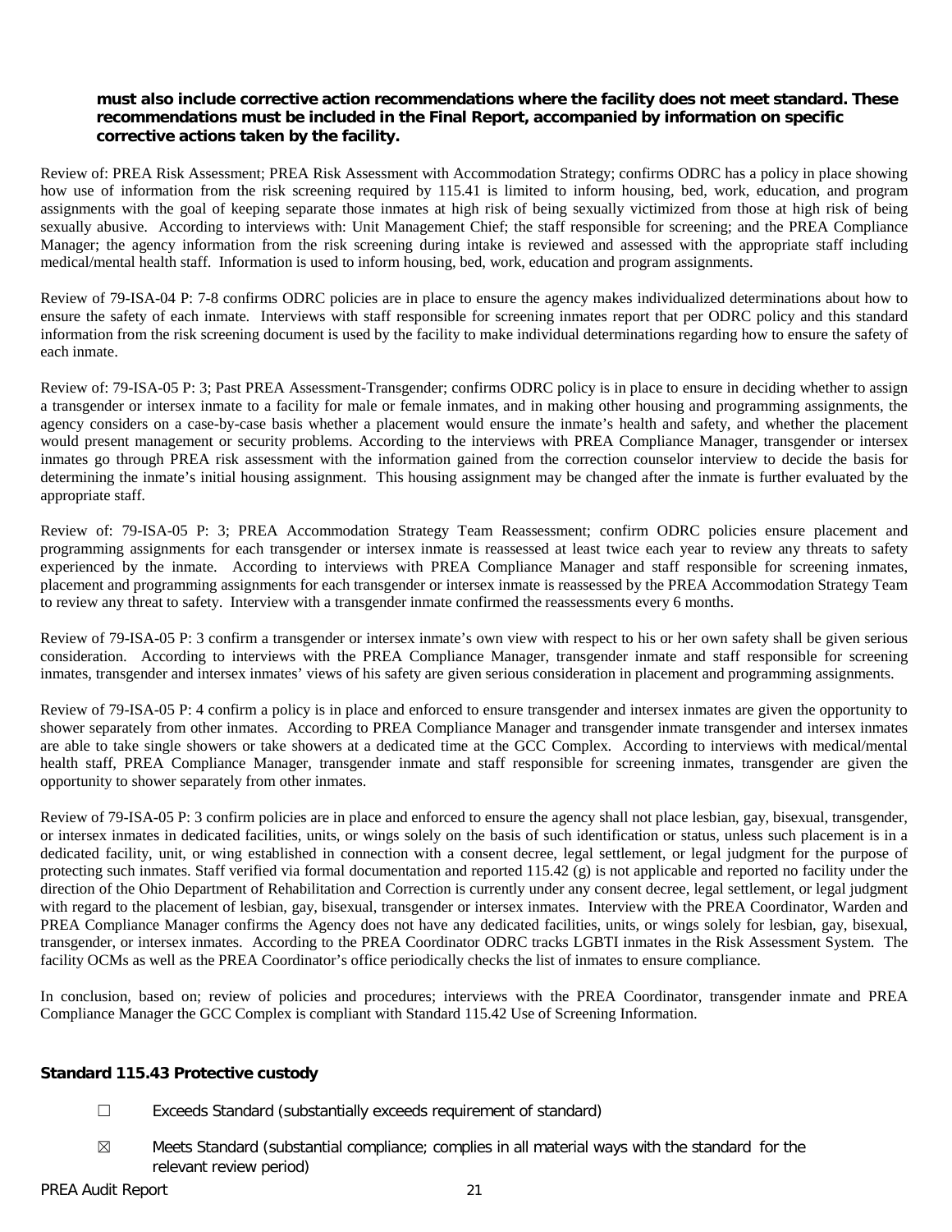**must also include corrective action recommendations where the facility does not meet standard. These recommendations must be included in the Final Report, accompanied by information on specific corrective actions taken by the facility.**

Review of: PREA Risk Assessment; PREA Risk Assessment with Accommodation Strategy; confirms ODRC has a policy in place showing how use of information from the risk screening required by 115.41 is limited to inform housing, bed, work, education, and program assignments with the goal of keeping separate those inmates at high risk of being sexually victimized from those at high risk of being sexually abusive. According to interviews with: Unit Management Chief; the staff responsible for screening; and the PREA Compliance Manager; the agency information from the risk screening during intake is reviewed and assessed with the appropriate staff including medical/mental health staff. Information is used to inform housing, bed, work, education and program assignments.

Review of 79-ISA-04 P: 7-8 confirms ODRC policies are in place to ensure the agency makes individualized determinations about how to ensure the safety of each inmate. Interviews with staff responsible for screening inmates report that per ODRC policy and this standard information from the risk screening document is used by the facility to make individual determinations regarding how to ensure the safety of each inmate.

Review of: 79-ISA-05 P: 3; Past PREA Assessment-Transgender; confirms ODRC policy is in place to ensure in deciding whether to assign a transgender or intersex inmate to a facility for male or female inmates, and in making other housing and programming assignments, the agency considers on a case-by-case basis whether a placement would ensure the inmate's health and safety, and whether the placement would present management or security problems. According to the interviews with PREA Compliance Manager, transgender or intersex inmates go through PREA risk assessment with the information gained from the correction counselor interview to decide the basis for determining the inmate's initial housing assignment. This housing assignment may be changed after the inmate is further evaluated by the appropriate staff.

Review of: 79-ISA-05 P: 3; PREA Accommodation Strategy Team Reassessment; confirm ODRC policies ensure placement and programming assignments for each transgender or intersex inmate is reassessed at least twice each year to review any threats to safety experienced by the inmate. According to interviews with PREA Compliance Manager and staff responsible for screening inmates, placement and programming assignments for each transgender or intersex inmate is reassessed by the PREA Accommodation Strategy Team to review any threat to safety. Interview with a transgender inmate confirmed the reassessments every 6 months.

Review of 79-ISA-05 P: 3 confirm a transgender or intersex inmate's own view with respect to his or her own safety shall be given serious consideration. According to interviews with the PREA Compliance Manager, transgender inmate and staff responsible for screening inmates, transgender and intersex inmates' views of his safety are given serious consideration in placement and programming assignments.

Review of 79-ISA-05 P: 4 confirm a policy is in place and enforced to ensure transgender and intersex inmates are given the opportunity to shower separately from other inmates. According to PREA Compliance Manager and transgender inmate transgender and intersex inmates are able to take single showers or take showers at a dedicated time at the GCC Complex. According to interviews with medical/mental health staff, PREA Compliance Manager, transgender inmate and staff responsible for screening inmates, transgender are given the opportunity to shower separately from other inmates.

Review of 79-ISA-05 P: 3 confirm policies are in place and enforced to ensure the agency shall not place lesbian, gay, bisexual, transgender, or intersex inmates in dedicated facilities, units, or wings solely on the basis of such identification or status, unless such placement is in a dedicated facility, unit, or wing established in connection with a consent decree, legal settlement, or legal judgment for the purpose of protecting such inmates. Staff verified via formal documentation and reported 115.42 (g) is not applicable and reported no facility under the direction of the Ohio Department of Rehabilitation and Correction is currently under any consent decree, legal settlement, or legal judgment with regard to the placement of lesbian, gay, bisexual, transgender or intersex inmates. Interview with the PREA Coordinator, Warden and PREA Compliance Manager confirms the Agency does not have any dedicated facilities, units, or wings solely for lesbian, gay, bisexual, transgender, or intersex inmates. According to the PREA Coordinator ODRC tracks LGBTI inmates in the Risk Assessment System. The facility OCMs as well as the PREA Coordinator's office periodically checks the list of inmates to ensure compliance.

In conclusion, based on; review of policies and procedures; interviews with the PREA Coordinator, transgender inmate and PREA Compliance Manager the GCC Complex is compliant with Standard 115.42 Use of Screening Information.

### Standard 115.43 Protective custody

☐ Exceeds Standard (substantially exceeds requirement of standard)

☒ Meets Standard (substantial compliance; complies in all material ways with the standard for the relevant review period)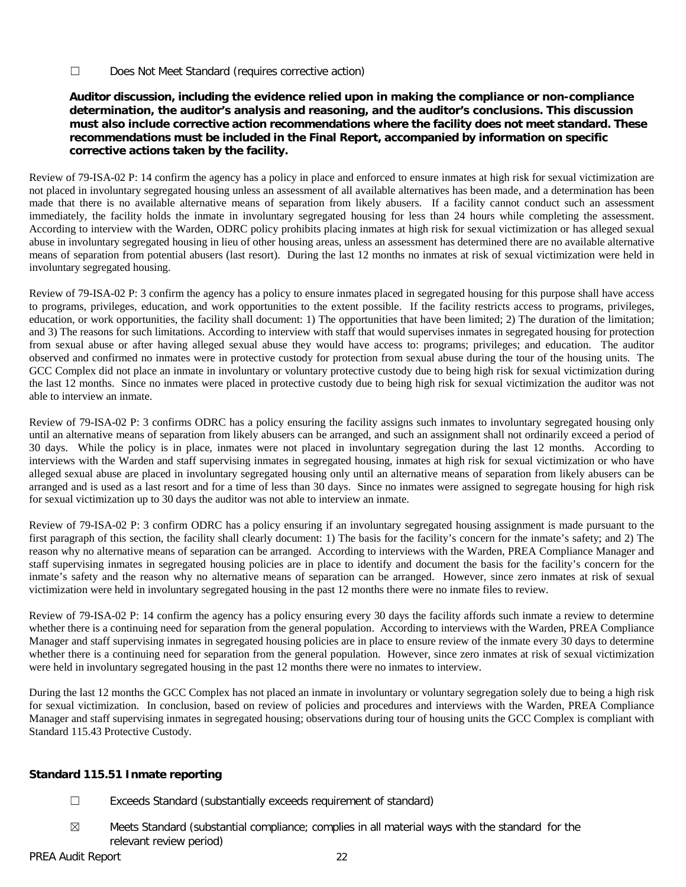☐ Does Not Meet Standard (requires corrective action)

**Auditor discussion, including the evidence relied upon in making the compliance or non-compliance determination, the auditor's analysis and reasoning, and the auditor's conclusions. This discussion must also include corrective action recommendations where the facility does not meet standard. These recommendations must be included in the Final Report, accompanied by information on specific corrective actions taken by the facility.**

Review of 79-ISA-02 P: 14 confirm the agency has a policy in place and enforced to ensure inmates at high risk for sexual victimization are not placed in involuntary segregated housing unless an assessment of all available alternatives has been made, and a determination has been made that there is no available alternative means of separation from likely abusers. If a facility cannot conduct such an assessment immediately, the facility holds the inmate in involuntary segregated housing for less than 24 hours while completing the assessment. According to interview with the Warden, ODRC policy prohibits placing inmates at high risk for sexual victimization or has alleged sexual abuse in involuntary segregated housing in lieu of other housing areas, unless an assessment has determined there are no available alternative means of separation from potential abusers (last resort). During the last 12 months no inmates at risk of sexual victimization were held in involuntary segregated housing.

Review of 79-ISA-02 P: 3 confirm the agency has a policy to ensure inmates placed in segregated housing for this purpose shall have access to programs, privileges, education, and work opportunities to the extent possible. If the facility restricts access to programs, privileges, education, or work opportunities, the facility shall document: 1) The opportunities that have been limited; 2) The duration of the limitation; and 3) The reasons for such limitations. According to interview with staff that would supervises inmates in segregated housing for protection from sexual abuse or after having alleged sexual abuse they would have access to: programs; privileges; and education. The auditor observed and confirmed no inmates were in protective custody for protection from sexual abuse during the tour of the housing units. The GCC Complex did not place an inmate in involuntary or voluntary protective custody due to being high risk for sexual victimization during the last 12 months. Since no inmates were placed in protective custody due to being high risk for sexual victimization the auditor was not able to interview an inmate.

Review of 79-ISA-02 P: 3 confirms ODRC has a policy ensuring the facility assigns such inmates to involuntary segregated housing only until an alternative means of separation from likely abusers can be arranged, and such an assignment shall not ordinarily exceed a period of 30 days. While the policy is in place, inmates were not placed in involuntary segregation during the last 12 months. According to interviews with the Warden and staff supervising inmates in segregated housing, inmates at high risk for sexual victimization or who have alleged sexual abuse are placed in involuntary segregated housing only until an alternative means of separation from likely abusers can be arranged and is used as a last resort and for a time of less than 30 days. Since no inmates were assigned to segregate housing for high risk for sexual victimization up to 30 days the auditor was not able to interview an inmate.

Review of 79-ISA-02 P: 3 confirm ODRC has a policy ensuring if an involuntary segregated housing assignment is made pursuant to the first paragraph of this section, the facility shall clearly document: 1) The basis for the facility's concern for the inmate's safety; and 2) The reason why no alternative means of separation can be arranged. According to interviews with the Warden, PREA Compliance Manager and staff supervising inmates in segregated housing policies are in place to identify and document the basis for the facility's concern for the inmate's safety and the reason why no alternative means of separation can be arranged. However, since zero inmates at risk of sexual victimization were held in involuntary segregated housing in the past 12 months there were no inmate files to review.

Review of 79-ISA-02 P: 14 confirm the agency has a policy ensuring every 30 days the facility affords such inmate a review to determine whether there is a continuing need for separation from the general population. According to interviews with the Warden, PREA Compliance Manager and staff supervising inmates in segregated housing policies are in place to ensure review of the inmate every 30 days to determine whether there is a continuing need for separation from the general population. However, since zero inmates at risk of sexual victimization were held in involuntary segregated housing in the past 12 months there were no inmates to interview.

During the last 12 months the GCC Complex has not placed an inmate in involuntary or voluntary segregation solely due to being a high risk for sexual victimization. In conclusion, based on review of policies and procedures and interviews with the Warden, PREA Compliance Manager and staff supervising inmates in segregated housing; observations during tour of housing units the GCC Complex is compliant with Standard 115.43 Protective Custody.

**Standard 115.51 Inmate reporting**

☐ Exceeds Standard (substantially exceeds requirement of standard)

☒ Meets Standard (substantial compliance; complies in all material ways with the standard for the relevant review period)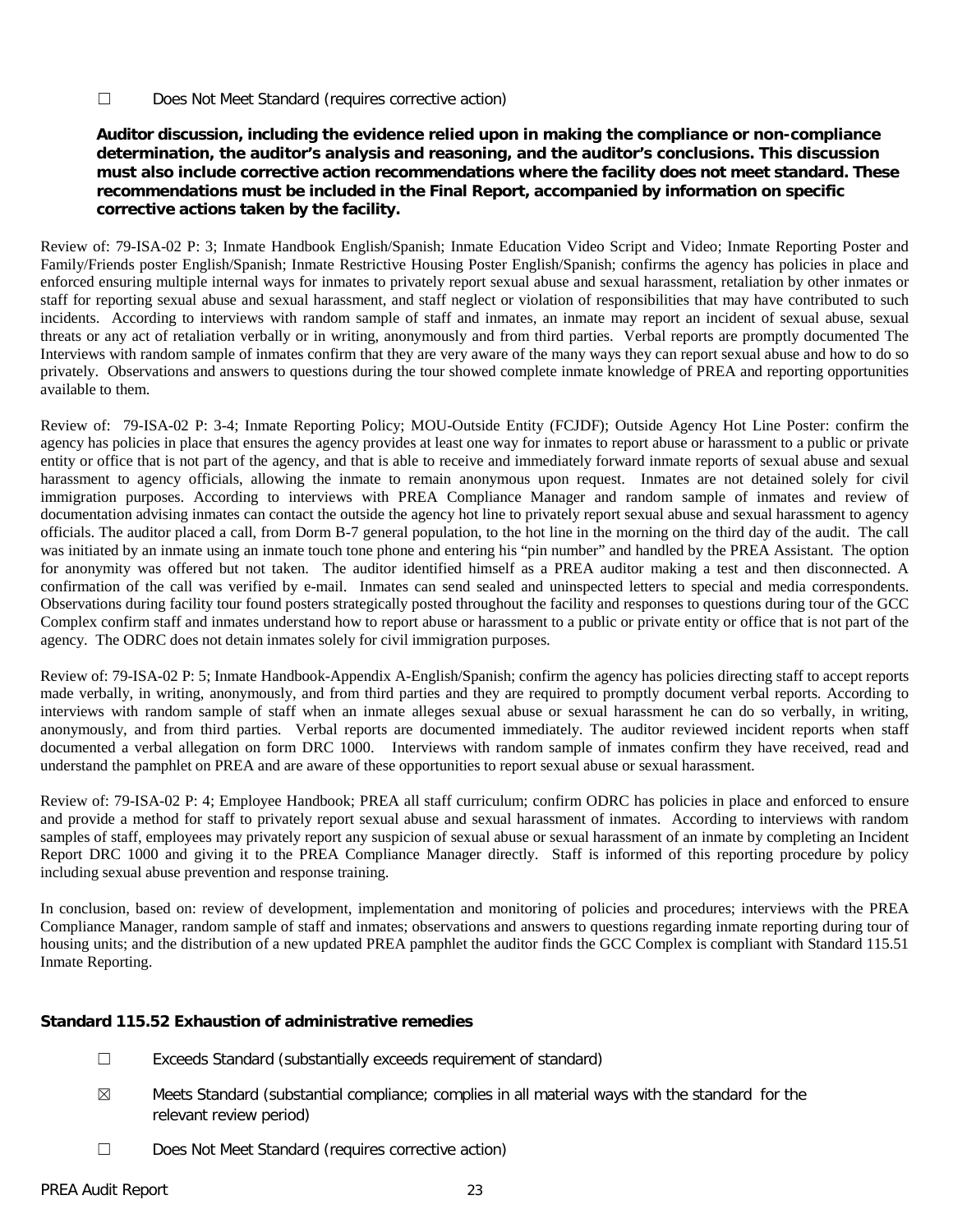☐ Does Not Meet Standard (requires corrective action)

**Auditor discussion, including the evidence relied upon in making the compliance or non-compliance determination, the auditor's analysis and reasoning, and the auditor's conclusions. This discussion must also include corrective action recommendations where the facility does not meet standard. These recommendations must be included in the Final Report, accompanied by information on specific corrective actions taken by the facility.**

Review of: 79-ISA-02 P: 3; Inmate Handbook English/Spanish; Inmate Education Video Script and Video; Inmate Reporting Poster and Family/Friends poster English/Spanish; Inmate Restrictive Housing Poster English/Spanish; confirms the agency has policies in place and enforced ensuring multiple internal ways for inmates to privately report sexual abuse and sexual harassment, retaliation by other inmates or staff for reporting sexual abuse and sexual harassment, and staff neglect or violation of responsibilities that may have contributed to such incidents. According to interviews with random sample of staff and inmates, an inmate may report an incident of sexual abuse, sexual threats or any act of retaliation verbally or in writing, anonymously and from third parties. Verbal reports are promptly documented The Interviews with random sample of inmates confirm that they are very aware of the many ways they can report sexual abuse and how to do so privately. Observations and answers to questions during the tour showed complete inmate knowledge of PREA and reporting opportunities available to them.

Review of: 79-ISA-02 P: 3-4; Inmate Reporting Policy; MOU-Outside Entity (FCJDF); Outside Agency Hot Line Poster: confirm the agency has policies in place that ensures the agency provides at least one way for inmates to report abuse or harassment to a public or private entity or office that is not part of the agency, and that is able to receive and immediately forward inmate reports of sexual abuse and sexual harassment to agency officials, allowing the inmate to remain anonymous upon request. Inmates are not detained solely for civil immigration purposes. According to interviews with PREA Compliance Manager and random sample of inmates and review of documentation advising inmates can contact the outside the agency hot line to privately report sexual abuse and sexual harassment to agency officials. The auditor placed a call, from Dorm B-7 general population, to the hot line in the morning on the third day of the audit. The call was initiated by an inmate using an inmate touch tone phone and entering his "pin number" and handled by the PREA Assistant. The option for anonymity was offered but not taken. The auditor identified himself as a PREA auditor making a test and then disconnected. A confirmation of the call was verified by e-mail. Inmates can send sealed and uninspected letters to special and media correspondents. Observations during facility tour found posters strategically posted throughout the facility and responses to questions during tour of the GCC Complex confirm staff and inmates understand how to report abuse or harassment to a public or private entity or office that is not part of the agency. The ODRC does not detain inmates solely for civil immigration purposes.

Review of: 79-ISA-02 P: 5; Inmate Handbook-Appendix A-English/Spanish; confirm the agency has policies directing staff to accept reports made verbally, in writing, anonymously, and from third parties and they are required to promptly document verbal reports. According to interviews with random sample of staff when an inmate alleges sexual abuse or sexual harassment he can do so verbally, in writing, anonymously, and from third parties. Verbal reports are documented immediately. The auditor reviewed incident reports when staff documented a verbal allegation on form DRC 1000. Interviews with random sample of inmates confirm they have received, read and understand the pamphlet on PREA and are aware of these opportunities to report sexual abuse or sexual harassment.

Review of: 79-ISA-02 P: 4; Employee Handbook; PREA all staff curriculum; confirm ODRC has policies in place and enforced to ensure and provide a method for staff to privately report sexual abuse and sexual harassment of inmates. According to interviews with random samples of staff, employees may privately report any suspicion of sexual abuse or sexual harassment of an inmate by completing an Incident Report DRC 1000 and giving it to the PREA Compliance Manager directly. Staff is informed of this reporting procedure by policy including sexual abuse prevention and response training.

In conclusion, based on: review of development, implementation and monitoring of policies and procedures; interviews with the PREA Compliance Manager, random sample of staff and inmates; observations and answers to questions regarding inmate reporting during tour of housing units; and the distribution of a new updated PREA pamphlet the auditor finds the GCC Complex is compliant with Standard 115.51 Inmate Reporting.

### Standard 115.52 Exhaustion of administrative remedies

☐ Exceeds Standard (substantially exceeds requirement of standard)

☒ Meets Standard (substantial compliance; complies in all material ways with the standard for the relevant review period)

☐ Does Not Meet Standard (requires corrective action)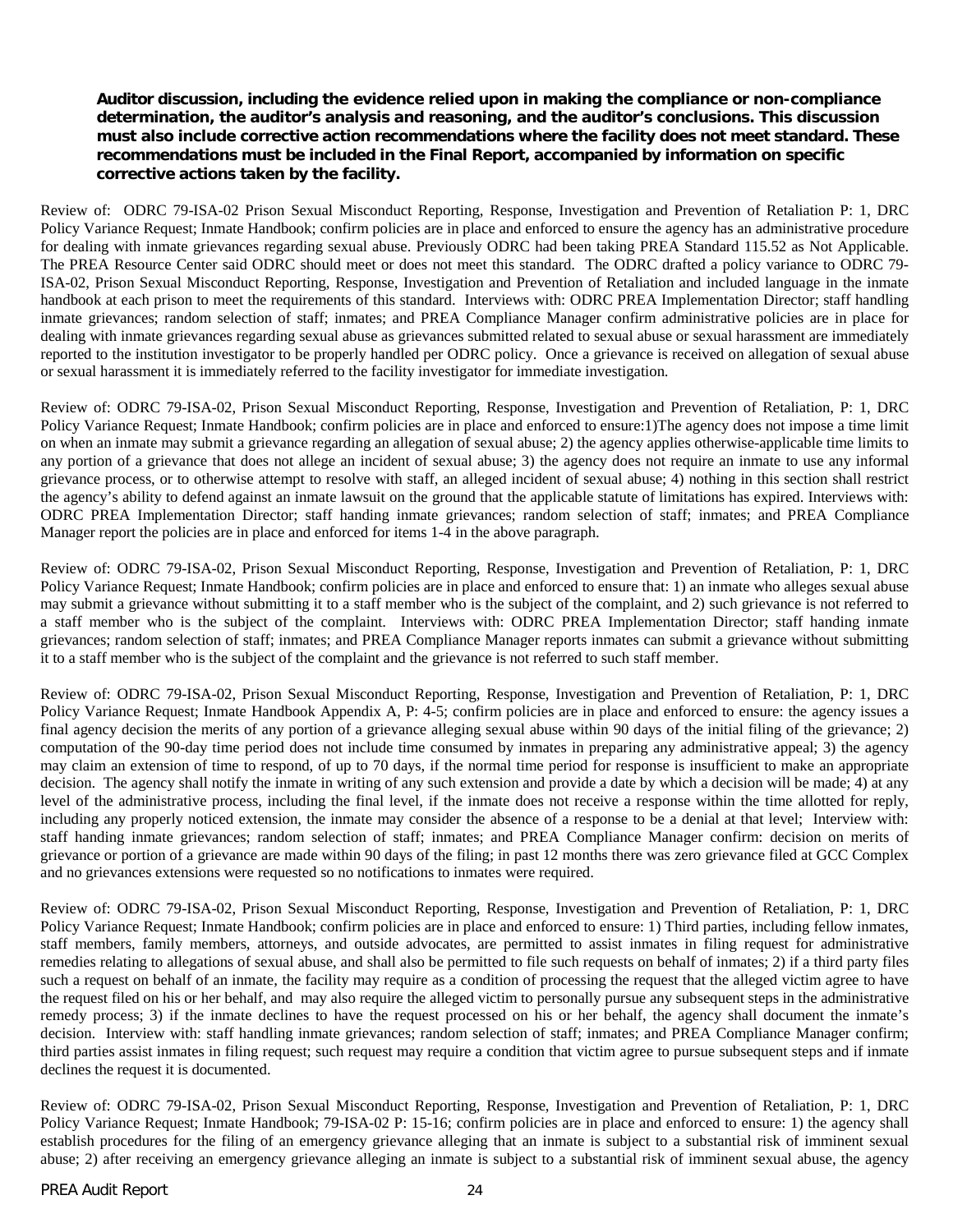**Auditor discussion, including the evidence relied upon in making the compliance or non-compliance determination, the auditor's analysis and reasoning, and the auditor's conclusions. This discussion must also include corrective action recommendations where the facility does not meet standard. These recommendations must be included in the Final Report, accompanied by information on specific corrective actions taken by the facility.**

Review of: ODRC 79-ISA-02 Prison Sexual Misconduct Reporting, Response, Investigation and Prevention of Retaliation P: 1, DRC Policy Variance Request; Inmate Handbook; confirm policies are in place and enforced to ensure the agency has an administrative procedure for dealing with inmate grievances regarding sexual abuse. Previously ODRC had been taking PREA Standard 115.52 as Not Applicable. The PREA Resource Center said ODRC should meet or does not meet this standard. The ODRC drafted a policy variance to ODRC 79-ISA-02, Prison Sexual Misconduct Reporting, Response, Investigation and Prevention of Retaliation and included language in the inmate handbook at each prison to meet the requirements of this standard. Interviews with: ODRC PREA Implementation Director; staff handling inmate grievances; random selection of staff; inmates; and PREA Compliance Manager confirm administrative policies are in place for dealing with inmate grievances regarding sexual abuse as grievances submitted related to sexual abuse or sexual harassment are immediately reported to the institution investigator to be properly handled per ODRC policy. Once a grievance is received on allegation of sexual abuse or sexual harassment it is immediately referred to the facility investigator for immediate investigation.

Review of: ODRC 79-ISA-02, Prison Sexual Misconduct Reporting, Response, Investigation and Prevention of Retaliation, P: 1, DRC Policy Variance Request; Inmate Handbook; confirm policies are in place and enforced to ensure:1)The agency does not impose a time limit on when an inmate may submit a grievance regarding an allegation of sexual abuse; 2) the agency applies otherwise-applicable time limits to any portion of a grievance that does not allege an incident of sexual abuse; 3) the agency does not require an inmate to use any informal grievance process, or to otherwise attempt to resolve with staff, an alleged incident of sexual abuse; 4) nothing in this section shall restrict the agency's ability to defend against an inmate lawsuit on the ground that the applicable statute of limitations has expired. Interviews with: ODRC PREA Implementation Director; staff handing inmate grievances; random selection of staff; inmates; and PREA Compliance Manager report the policies are in place and enforced for items 1-4 in the above paragraph.

Review of: ODRC 79-ISA-02, Prison Sexual Misconduct Reporting, Response, Investigation and Prevention of Retaliation, P: 1, DRC Policy Variance Request; Inmate Handbook; confirm policies are in place and enforced to ensure that: 1) an inmate who alleges sexual abuse may submit a grievance without submitting it to a staff member who is the subject of the complaint, and 2) such grievance is not referred to a staff member who is the subject of the complaint. Interviews with: ODRC PREA Implementation Director; staff handing inmate grievances; random selection of staff; inmates; and PREA Compliance Manager reports inmates can submit a grievance without submitting it to a staff member who is the subject of the complaint and the grievance is not referred to such staff member.

Review of: ODRC 79-ISA-02, Prison Sexual Misconduct Reporting, Response, Investigation and Prevention of Retaliation, P: 1, DRC Policy Variance Request; Inmate Handbook Appendix A, P: 4-5; confirm policies are in place and enforced to ensure: the agency issues a final agency decision the merits of any portion of a grievance alleging sexual abuse within 90 days of the initial filing of the grievance; 2) computation of the 90-day time period does not include time consumed by inmates in preparing any administrative appeal; 3) the agency may claim an extension of time to respond, of up to 70 days, if the normal time period for response is insufficient to make an appropriate decision. The agency shall notify the inmate in writing of any such extension and provide a date by which a decision will be made; 4) at any level of the administrative process, including the final level, if the inmate does not receive a response within the time allotted for reply, including any properly noticed extension, the inmate may consider the absence of a response to be a denial at that level; Interview with: staff handing inmate grievances; random selection of staff; inmates; and PREA Compliance Manager confirm: decision on merits of grievance or portion of a grievance are made within 90 days of the filing; in past 12 months there was zero grievance filed at GCC Complex and no grievances extensions were requested so no notifications to inmates were required.

Review of: ODRC 79-ISA-02, Prison Sexual Misconduct Reporting, Response, Investigation and Prevention of Retaliation, P: 1, DRC Policy Variance Request; Inmate Handbook; confirm policies are in place and enforced to ensure: 1) Third parties, including fellow inmates, staff members, family members, attorneys, and outside advocates, are permitted to assist inmates in filing request for administrative remedies relating to allegations of sexual abuse, and shall also be permitted to file such requests on behalf of inmates; 2) if a third party files such a request on behalf of an inmate, the facility may require as a condition of processing the request that the alleged victim agree to have the request filed on his or her behalf, and may also require the alleged victim to personally pursue any subsequent steps in the administrative remedy process; 3) if the inmate declines to have the request processed on his or her behalf, the agency shall document the inmate's decision. Interview with: staff handling inmate grievances; random selection of staff; inmates; and PREA Compliance Manager confirm; third parties assist inmates in filing request; such request may require a condition that victim agree to pursue subsequent steps and if inmate declines the request it is documented.

Review of: ODRC 79-ISA-02, Prison Sexual Misconduct Reporting, Response, Investigation and Prevention of Retaliation, P: 1, DRC Policy Variance Request; Inmate Handbook; 79-ISA-02 P: 15-16; confirm policies are in place and enforced to ensure: 1) the agency shall establish procedures for the filing of an emergency grievance alleging that an inmate is subject to a substantial risk of imminent sexual abuse; 2) after receiving an emergency grievance alleging an inmate is subject to a substantial risk of imminent sexual abuse, the agency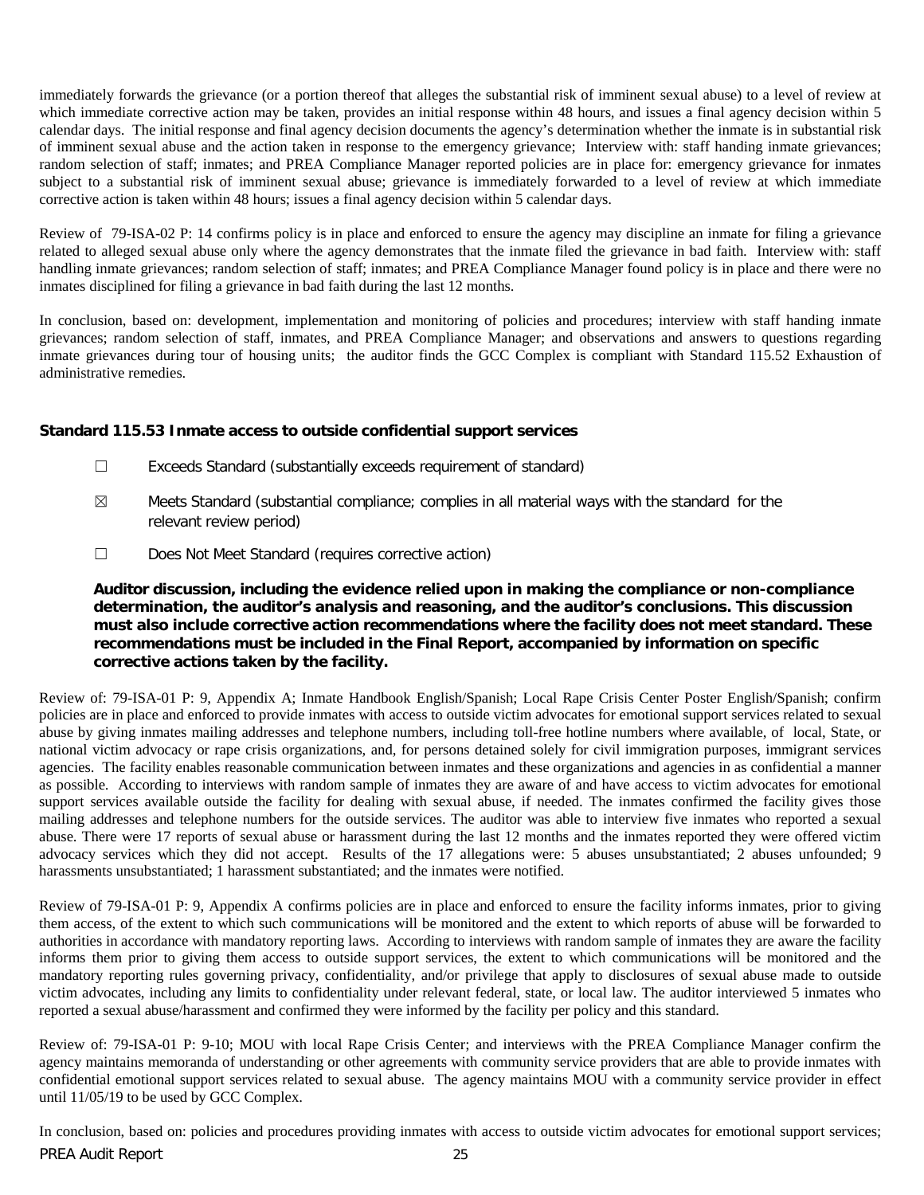immediately forwards the grievance (or a portion thereof that alleges the substantial risk of imminent sexual abuse) to a level of review at which immediate corrective action may be taken, provides an initial response within 48 hours, and issues a final agency decision within 5 calendar days. The initial response and final agency decision documents the agency's determination whether the inmate is in substantial risk of imminent sexual abuse and the action taken in response to the emergency grievance; Interview with: staff handing inmate grievances; random selection of staff; inmates; and PREA Compliance Manager reported policies are in place for: emergency grievance for inmates subject to a substantial risk of imminent sexual abuse; grievance is immediately forwarded to a level of review at which immediate corrective action is taken within 48 hours; issues a final agency decision within 5 calendar days.

Review of 79-ISA-02 P: 14 confirms policy is in place and enforced to ensure the agency may discipline an inmate for filing a grievance related to alleged sexual abuse only where the agency demonstrates that the inmate filed the grievance in bad faith. Interview with: staff handling inmate grievances; random selection of staff; inmates; and PREA Compliance Manager found policy is in place and there were no inmates disciplined for filing a grievance in bad faith during the last 12 months.

In conclusion, based on: development, implementation and monitoring of policies and procedures; interview with staff handing inmate grievances; random selection of staff, inmates, and PREA Compliance Manager; and observations and answers to questions regarding inmate grievances during tour of housing units; the auditor finds the GCC Complex is compliant with Standard 115.52 Exhaustion of administrative remedies.

### Standard 115.53 Inmate access to outside confidential support services

☐ Exceeds Standard (substantially exceeds requirement of standard)

☒ Meets Standard (substantial compliance; complies in all material ways with the standard for the relevant review period)

☐ Does Not Meet Standard (requires corrective action)

**Auditor discussion, including the evidence relied upon in making the compliance or non-compliance determination, the auditor's analysis and reasoning, and the auditor's conclusions. This discussion must also include corrective action recommendations where the facility does not meet standard. These recommendations must be included in the Final Report, accompanied by information on specific corrective actions taken by the facility.**

Review of: 79-ISA-01 P: 9, Appendix A; Inmate Handbook English/Spanish; Local Rape Crisis Center Poster English/Spanish; confirm policies are in place and enforced to provide inmates with access to outside victim advocates for emotional support services related to sexual abuse by giving inmates mailing addresses and telephone numbers, including toll-free hotline numbers where available, of local, State, or national victim advocacy or rape crisis organizations, and, for persons detained solely for civil immigration purposes, immigrant services agencies. The facility enables reasonable communication between inmates and these organizations and agencies in as confidential a manner as possible. According to interviews with random sample of inmates they are aware of and have access to victim advocates for emotional support services available outside the facility for dealing with sexual abuse, if needed. The inmates confirmed the facility gives those mailing addresses and telephone numbers for the outside services. The auditor was able to interview five inmates who reported a sexual abuse. There were 17 reports of sexual abuse or harassment during the last 12 months and the inmates reported they were offered victim advocacy services which they did not accept. Results of the 17 allegations were: 5 abuses unsubstantiated; 2 abuses unfounded; 9 harassments unsubstantiated; 1 harassment substantiated; and the inmates were notified.

Review of 79-ISA-01 P: 9, Appendix A confirms policies are in place and enforced to ensure the facility informs inmates, prior to giving them access, of the extent to which such communications will be monitored and the extent to which reports of abuse will be forwarded to authorities in accordance with mandatory reporting laws. According to interviews with random sample of inmates they are aware the facility informs them prior to giving them access to outside support services, the extent to which communications will be monitored and the mandatory reporting rules governing privacy, confidentiality, and/or privilege that apply to disclosures of sexual abuse made to outside victim advocates, including any limits to confidentiality under relevant federal, state, or local law. The auditor interviewed 5 inmates who reported a sexual abuse/harassment and confirmed they were informed by the facility per policy and this standard.

Review of: 79-ISA-01 P: 9-10; MOU with local Rape Crisis Center; and interviews with the PREA Compliance Manager confirm the agency maintains memoranda of understanding or other agreements with community service providers that are able to provide inmates with confidential emotional support services related to sexual abuse. The agency maintains MOU with a community service provider in effect until 11/05/19 to be used by GCC Complex.

In conclusion, based on: policies and procedures providing inmates with access to outside victim advocates for emotional support services;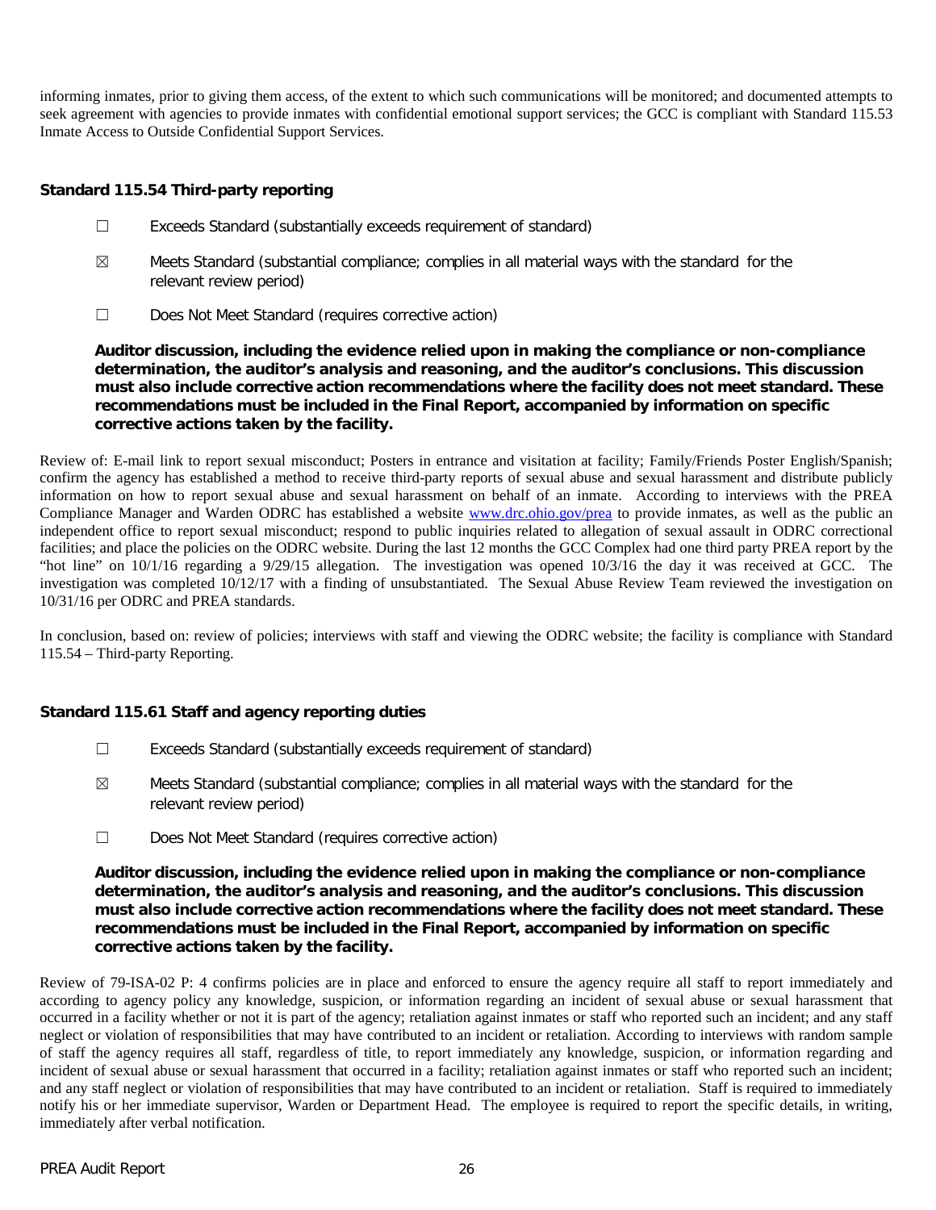informing inmates, prior to giving them access, of the extent to which such communications will be monitored; and documented attempts to seek agreement with agencies to provide inmates with confidential emotional support services; the GCC is compliant with Standard 115.53 Inmate Access to Outside Confidential Support Services.

### Standard 115.54 Third-party reporting

☐ Exceeds Standard (substantially exceeds requirement of standard)

☒ Meets Standard (substantial compliance; complies in all material ways with the standard for the relevant review period)

☐ Does Not Meet Standard (requires corrective action)

**Auditor discussion, including the evidence relied upon in making the compliance or non-compliance determination, the auditor's analysis and reasoning, and the auditor's conclusions. This discussion must also include corrective action recommendations where the facility does not meet standard. These recommendations must be included in the Final Report, accompanied by information on specific corrective actions taken by the facility.**

Review of: E-mail link to report sexual misconduct; Posters in entrance and visitation at facility; Family/Friends Poster English/Spanish; confirm the agency has established a method to receive third-party reports of sexual abuse and sexual harassment and distribute publicly information on how to report sexual abuse and sexual harassment on behalf of an inmate. According to interviews with the PREA Compliance Manager and Warden ODRC has established a website www.drc.ohio.gov/prea to provide inmates, as well as the public an independent office to report sexual misconduct; respond to public inquiries related to allegation of sexual assault in ODRC correctional facilities; and place the policies on the ODRC website. During the last 12 months the GCC Complex had one third party PREA report by the "hot line" on 10/1/16 regarding a 9/29/15 allegation. The investigation was opened 10/3/16 the day it was received at GCC. The investigation was completed 10/12/17 with a finding of unsubstantiated. The Sexual Abuse Review Team reviewed the investigation on 10/31/16 per ODRC and PREA standards.

In conclusion, based on: review of policies; interviews with staff and viewing the ODRC website; the facility is compliance with Standard 115.54 – Third-party Reporting.

### Standard 115.61 Staff and agency reporting duties

☐ Exceeds Standard (substantially exceeds requirement of standard)

☒ Meets Standard (substantial compliance; complies in all material ways with the standard for the relevant review period)

☐ Does Not Meet Standard (requires corrective action)

**Auditor discussion, including the evidence relied upon in making the compliance or non-compliance determination, the auditor's analysis and reasoning, and the auditor's conclusions. This discussion must also include corrective action recommendations where the facility does not meet standard. These recommendations must be included in the Final Report, accompanied by information on specific corrective actions taken by the facility.**

Review of 79-ISA-02 P: 4 confirms policies are in place and enforced to ensure the agency require all staff to report immediately and according to agency policy any knowledge, suspicion, or information regarding an incident of sexual abuse or sexual harassment that occurred in a facility whether or not it is part of the agency; retaliation against inmates or staff who reported such an incident; and any staff neglect or violation of responsibilities that may have contributed to an incident or retaliation. According to interviews with random sample of staff the agency requires all staff, regardless of title, to report immediately any knowledge, suspicion, or information regarding and incident of sexual abuse or sexual harassment that occurred in a facility; retaliation against inmates or staff who reported such an incident; and any staff neglect or violation of responsibilities that may have contributed to an incident or retaliation. Staff is required to immediately notify his or her immediate supervisor, Warden or Department Head. The employee is required to report the specific details, in writing, immediately after verbal notification.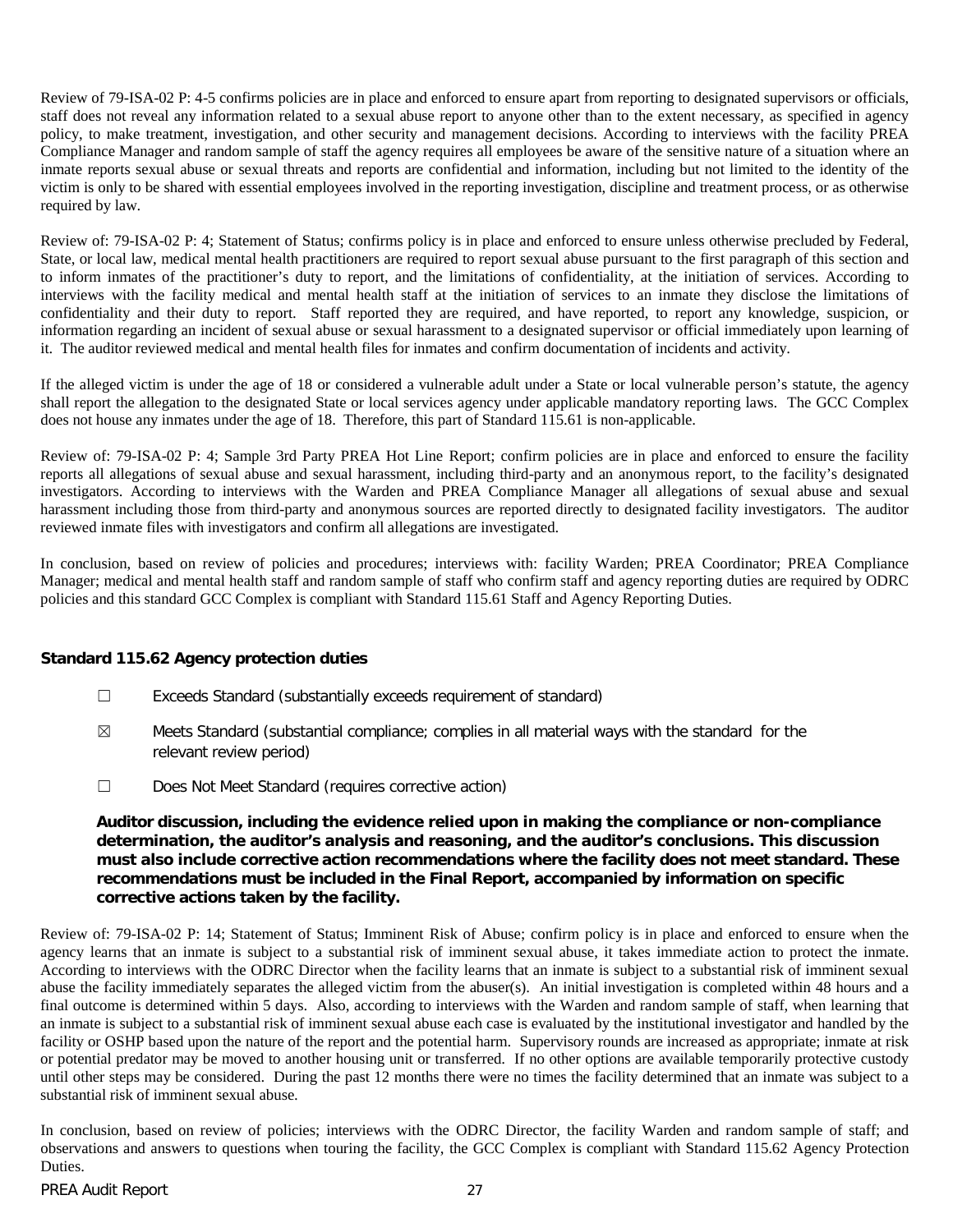Review of 79-ISA-02 P: 4-5 confirms policies are in place and enforced to ensure apart from reporting to designated supervisors or officials, staff does not reveal any information related to a sexual abuse report to anyone other than to the extent necessary, as specified in agency policy, to make treatment, investigation, and other security and management decisions. According to interviews with the facility PREA Compliance Manager and random sample of staff the agency requires all employees be aware of the sensitive nature of a situation where an inmate reports sexual abuse or sexual threats and reports are confidential and information, including but not limited to the identity of the victim is only to be shared with essential employees involved in the reporting investigation, discipline and treatment process, or as otherwise required by law.

Review of: 79-ISA-02 P: 4; Statement of Status; confirms policy is in place and enforced to ensure unless otherwise precluded by Federal, State, or local law, medical mental health practitioners are required to report sexual abuse pursuant to the first paragraph of this section and to inform inmates of the practitioner's duty to report, and the limitations of confidentiality, at the initiation of services. According to interviews with the facility medical and mental health staff at the initiation of services to an inmate they disclose the limitations of confidentiality and their duty to report. Staff reported they are required, and have reported, to report any knowledge, suspicion, or information regarding an incident of sexual abuse or sexual harassment to a designated supervisor or official immediately upon learning of it. The auditor reviewed medical and mental health files for inmates and confirm documentation of incidents and activity.

If the alleged victim is under the age of 18 or considered a vulnerable adult under a State or local vulnerable person's statute, the agency shall report the allegation to the designated State or local services agency under applicable mandatory reporting laws. The GCC Complex does not house any inmates under the age of 18. Therefore, this part of Standard 115.61 is non-applicable.

Review of: 79-ISA-02 P: 4; Sample 3rd Party PREA Hot Line Report; confirm policies are in place and enforced to ensure the facility reports all allegations of sexual abuse and sexual harassment, including third-party and an anonymous report, to the facility's designated investigators. According to interviews with the Warden and PREA Compliance Manager all allegations of sexual abuse and sexual harassment including those from third-party and anonymous sources are reported directly to designated facility investigators. The auditor reviewed inmate files with investigators and confirm all allegations are investigated.

In conclusion, based on review of policies and procedures; interviews with: facility Warden; PREA Coordinator; PREA Compliance Manager; medical and mental health staff and random sample of staff who confirm staff and agency reporting duties are required by ODRC policies and this standard GCC Complex is compliant with Standard 115.61 Staff and Agency Reporting Duties.

### Standard 115.62 Agency protection duties

☐ Exceeds Standard (substantially exceeds requirement of standard)

☒ Meets Standard (substantial compliance; complies in all material ways with the standard for the relevant review period)

☐ Does Not Meet Standard (requires corrective action)

**Auditor discussion, including the evidence relied upon in making the compliance or non-compliance determination, the auditor's analysis and reasoning, and the auditor's conclusions. This discussion must also include corrective action recommendations where the facility does not meet standard. These recommendations must be included in the Final Report, accompanied by information on specific corrective actions taken by the facility.**

Review of: 79-ISA-02 P: 14; Statement of Status; Imminent Risk of Abuse; confirm policy is in place and enforced to ensure when the agency learns that an inmate is subject to a substantial risk of imminent sexual abuse, it takes immediate action to protect the inmate. According to interviews with the ODRC Director when the facility learns that an inmate is subject to a substantial risk of imminent sexual abuse the facility immediately separates the alleged victim from the abuser(s). An initial investigation is completed within 48 hours and a final outcome is determined within 5 days. Also, according to interviews with the Warden and random sample of staff, when learning that an inmate is subject to a substantial risk of imminent sexual abuse each case is evaluated by the institutional investigator and handled by the facility or OSHP based upon the nature of the report and the potential harm. Supervisory rounds are increased as appropriate; inmate at risk or potential predator may be moved to another housing unit or transferred. If no other options are available temporarily protective custody until other steps may be considered. During the past 12 months there were no times the facility determined that an inmate was subject to a substantial risk of imminent sexual abuse.

In conclusion, based on review of policies; interviews with the ODRC Director, the facility Warden and random sample of staff; and observations and answers to questions when touring the facility, the GCC Complex is compliant with Standard 115.62 Agency Protection Duties.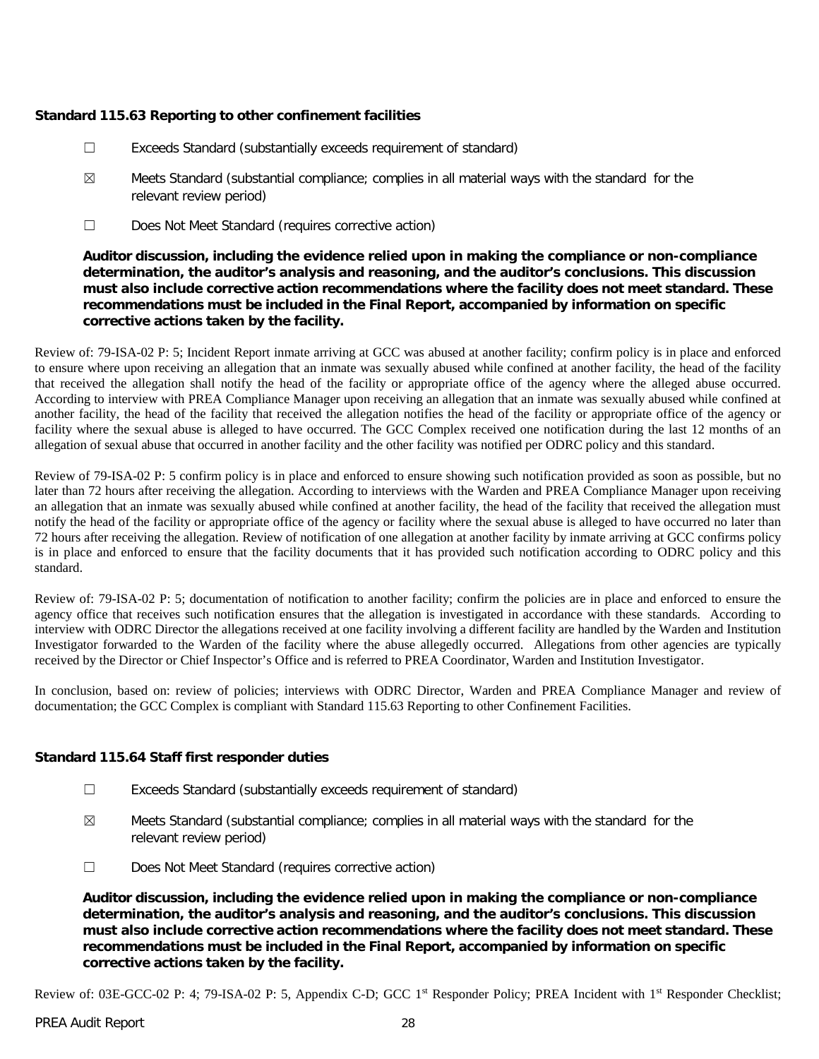### Standard 115.63 Reporting to other confinement facilities

☐ Exceeds Standard (substantially exceeds requirement of standard)

☒ Meets Standard (substantial compliance; complies in all material ways with the standard for the relevant review period)

☐ Does Not Meet Standard (requires corrective action)

**Auditor discussion, including the evidence relied upon in making the compliance or non-compliance determination, the auditor's analysis and reasoning, and the auditor's conclusions. This discussion must also include corrective action recommendations where the facility does not meet standard. These recommendations must be included in the Final Report, accompanied by information on specific corrective actions taken by the facility.**

Review of: 79-ISA-02 P: 5; Incident Report inmate arriving at GCC was abused at another facility; confirm policy is in place and enforced to ensure where upon receiving an allegation that an inmate was sexually abused while confined at another facility, the head of the facility that received the allegation shall notify the head of the facility or appropriate office of the agency where the alleged abuse occurred. According to interview with PREA Compliance Manager upon receiving an allegation that an inmate was sexually abused while confined at another facility, the head of the facility that received the allegation notifies the head of the facility or appropriate office of the agency or facility where the sexual abuse is alleged to have occurred. The GCC Complex received one notification during the last 12 months of an allegation of sexual abuse that occurred in another facility and the other facility was notified per ODRC policy and this standard.

Review of 79-ISA-02 P: 5 confirm policy is in place and enforced to ensure showing such notification provided as soon as possible, but no later than 72 hours after receiving the allegation. According to interviews with the Warden and PREA Compliance Manager upon receiving an allegation that an inmate was sexually abused while confined at another facility, the head of the facility that received the allegation must notify the head of the facility or appropriate office of the agency or facility where the sexual abuse is alleged to have occurred no later than 72 hours after receiving the allegation. Review of notification of one allegation at another facility by inmate arriving at GCC confirms policy is in place and enforced to ensure that the facility documents that it has provided such notification according to ODRC policy and this standard.

Review of: 79-ISA-02 P: 5; documentation of notification to another facility; confirm the policies are in place and enforced to ensure the agency office that receives such notification ensures that the allegation is investigated in accordance with these standards. According to interview with ODRC Director the allegations received at one facility involving a different facility are handled by the Warden and Institution Investigator forwarded to the Warden of the facility where the abuse allegedly occurred. Allegations from other agencies are typically received by the Director or Chief Inspector's Office and is referred to PREA Coordinator, Warden and Institution Investigator.

In conclusion, based on: review of policies; interviews with ODRC Director, Warden and PREA Compliance Manager and review of documentation; the GCC Complex is compliant with Standard 115.63 Reporting to other Confinement Facilities.

### Standard 115.64 Staff first responder duties

☐ Exceeds Standard (substantially exceeds requirement of standard)

☒ Meets Standard (substantial compliance; complies in all material ways with the standard for the relevant review period)

☐ Does Not Meet Standard (requires corrective action)

**Auditor discussion, including the evidence relied upon in making the compliance or non-compliance determination, the auditor's analysis and reasoning, and the auditor's conclusions. This discussion must also include corrective action recommendations where the facility does not meet standard. These recommendations must be included in the Final Report, accompanied by information on specific corrective actions taken by the facility.**

Review of: 03E-GCC-02 P: 4; 79-ISA-02 P: 5, Appendix C-D; GCC 1st Responder Policy; PREA Incident with 1st Responder Checklist;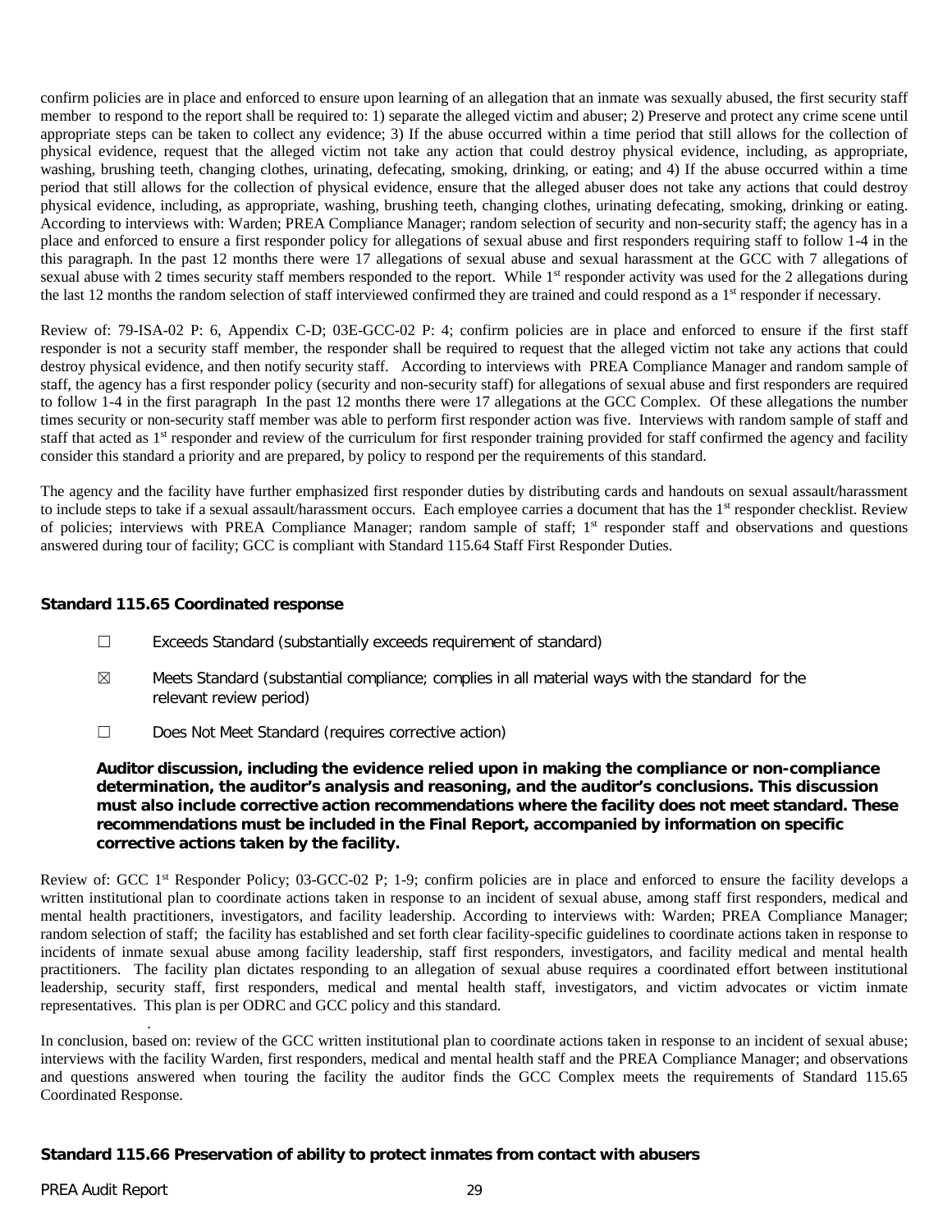confirm policies are in place and enforced to ensure upon learning of an allegation that an inmate was sexually abused, the first security staff member to respond to the report shall be required to: 1) separate the alleged victim and abuser; 2) Preserve and protect any crime scene until appropriate steps can be taken to collect any evidence; 3) If the abuse occurred within a time period that still allows for the collection of physical evidence, request that the alleged victim not take any action that could destroy physical evidence, including, as appropriate, washing, brushing teeth, changing clothes, urinating, defecating, smoking, drinking, or eating; and 4) If the abuse occurred within a time period that still allows for the collection of physical evidence, ensure that the alleged abuser does not take any actions that could destroy physical evidence, including, as appropriate, washing, brushing teeth, changing clothes, urinating defecating, smoking, drinking or eating. According to interviews with: Warden; PREA Compliance Manager; random selection of security and non-security staff; the agency has in a place and enforced to ensure a first responder policy for allegations of sexual abuse and first responders requiring staff to follow 1-4 in the this paragraph. In the past 12 months there were 17 allegations of sexual abuse and sexual harassment at the GCC with 7 allegations of sexual abuse with 2 times security staff members responded to the report. While 1st responder activity was used for the 2 allegations during the last 12 months the random selection of staff interviewed confirmed they are trained and could respond as a 1st responder if necessary.

Review of: 79-ISA-02 P: 6, Appendix C-D; 03E-GCC-02 P: 4; confirm policies are in place and enforced to ensure if the first staff responder is not a security staff member, the responder shall be required to request that the alleged victim not take any actions that could destroy physical evidence, and then notify security staff. According to interviews with PREA Compliance Manager and random sample of staff, the agency has a first responder policy (security and non-security staff) for allegations of sexual abuse and first responders are required to follow 1-4 in the first paragraph In the past 12 months there were 17 allegations at the GCC Complex. Of these allegations the number times security or non-security staff member was able to perform first responder action was five. Interviews with random sample of staff and staff that acted as 1st responder and review of the curriculum for first responder training provided for staff confirmed the agency and facility consider this standard a priority and are prepared, by policy to respond per the requirements of this standard.

The agency and the facility have further emphasized first responder duties by distributing cards and handouts on sexual assault/harassment to include steps to take if a sexual assault/harassment occurs. Each employee carries a document that has the 1st responder checklist. Review of policies; interviews with PREA Compliance Manager; random sample of staff; 1st responder staff and observations and questions answered during tour of facility; GCC is compliant with Standard 115.64 Staff First Responder Duties.

**Standard 115.65 Coordinated response**

☐ Exceeds Standard (substantially exceeds requirement of standard)

☒ Meets Standard (substantial compliance; complies in all material ways with the standard for the relevant review period)

☐ Does Not Meet Standard (requires corrective action)

**Auditor discussion, including the evidence relied upon in making the compliance or non-compliance determination, the auditor's analysis and reasoning, and the auditor's conclusions. This discussion must also include corrective action recommendations where the facility does not meet standard. These recommendations must be included in the Final Report, accompanied by information on specific corrective actions taken by the facility.**

Review of: GCC 1st Responder Policy; 03-GCC-02 P; 1-9; confirm policies are in place and enforced to ensure the facility develops a written institutional plan to coordinate actions taken in response to an incident of sexual abuse, among staff first responders, medical and mental health practitioners, investigators, and facility leadership. According to interviews with: Warden; PREA Compliance Manager; random selection of staff; the facility has established and set forth clear facility-specific guidelines to coordinate actions taken in response to incidents of inmate sexual abuse among facility leadership, staff first responders, investigators, and facility medical and mental health practitioners. The facility plan dictates responding to an allegation of sexual abuse requires a coordinated effort between institutional leadership, security staff, first responders, medical and mental health staff, investigators, and victim advocates or victim inmate representatives. This plan is per ODRC and GCC policy and this standard.

In conclusion, based on: review of the GCC written institutional plan to coordinate actions taken in response to an incident of sexual abuse; interviews with the facility Warden, first responders, medical and mental health staff and the PREA Compliance Manager; and observations and questions answered when touring the facility the auditor finds the GCC Complex meets the requirements of Standard 115.65 Coordinated Response.

**Standard 115.66 Preservation of ability to protect inmates from contact with abusers**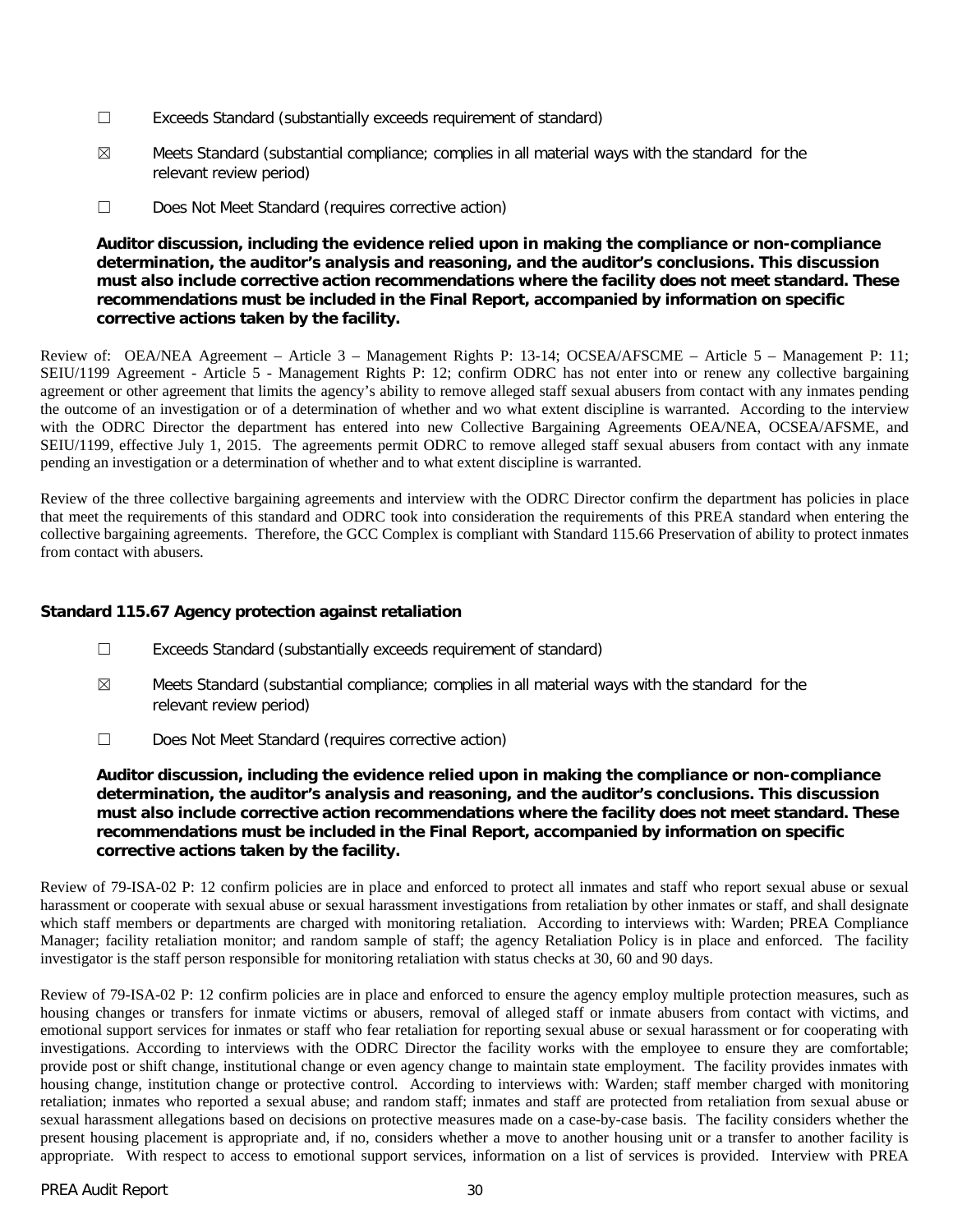☐ Exceeds Standard (substantially exceeds requirement of standard)

☒ Meets Standard (substantial compliance; complies in all material ways with the standard for the relevant review period)

☐ Does Not Meet Standard (requires corrective action)

**Auditor discussion, including the evidence relied upon in making the compliance or non-compliance determination, the auditor's analysis and reasoning, and the auditor's conclusions. This discussion must also include corrective action recommendations where the facility does not meet standard. These recommendations must be included in the Final Report, accompanied by information on specific corrective actions taken by the facility.**

Review of: OEA/NEA Agreement – Article 3 – Management Rights P: 13-14; OCSEA/AFSCME – Article 5 – Management P: 11; SEIU/1199 Agreement - Article 5 - Management Rights P: 12; confirm ODRC has not enter into or renew any collective bargaining agreement or other agreement that limits the agency's ability to remove alleged staff sexual abusers from contact with any inmates pending the outcome of an investigation or of a determination of whether and wo what extent discipline is warranted. According to the interview with the ODRC Director the department has entered into new Collective Bargaining Agreements OEA/NEA, OCSEA/AFSME, and SEIU/1199, effective July 1, 2015. The agreements permit ODRC to remove alleged staff sexual abusers from contact with any inmate pending an investigation or a determination of whether and to what extent discipline is warranted.

Review of the three collective bargaining agreements and interview with the ODRC Director confirm the department has policies in place that meet the requirements of this standard and ODRC took into consideration the requirements of this PREA standard when entering the collective bargaining agreements. Therefore, the GCC Complex is compliant with Standard 115.66 Preservation of ability to protect inmates from contact with abusers.

### Standard 115.67 Agency protection against retaliation

☐ Exceeds Standard (substantially exceeds requirement of standard)

☒ Meets Standard (substantial compliance; complies in all material ways with the standard for the relevant review period)

☐ Does Not Meet Standard (requires corrective action)

**Auditor discussion, including the evidence relied upon in making the compliance or non-compliance determination, the auditor's analysis and reasoning, and the auditor's conclusions. This discussion must also include corrective action recommendations where the facility does not meet standard. These recommendations must be included in the Final Report, accompanied by information on specific corrective actions taken by the facility.**

Review of 79-ISA-02 P: 12 confirm policies are in place and enforced to protect all inmates and staff who report sexual abuse or sexual harassment or cooperate with sexual abuse or sexual harassment investigations from retaliation by other inmates or staff, and shall designate which staff members or departments are charged with monitoring retaliation. According to interviews with: Warden; PREA Compliance Manager; facility retaliation monitor; and random sample of staff; the agency Retaliation Policy is in place and enforced. The facility investigator is the staff person responsible for monitoring retaliation with status checks at 30, 60 and 90 days.

Review of 79-ISA-02 P: 12 confirm policies are in place and enforced to ensure the agency employ multiple protection measures, such as housing changes or transfers for inmate victims or abusers, removal of alleged staff or inmate abusers from contact with victims, and emotional support services for inmates or staff who fear retaliation for reporting sexual abuse or sexual harassment or for cooperating with investigations. According to interviews with the ODRC Director the facility works with the employee to ensure they are comfortable; provide post or shift change, institutional change or even agency change to maintain state employment. The facility provides inmates with housing change, institution change or protective control. According to interviews with: Warden; staff member charged with monitoring retaliation; inmates who reported a sexual abuse; and random staff; inmates and staff are protected from retaliation from sexual abuse or sexual harassment allegations based on decisions on protective measures made on a case-by-case basis. The facility considers whether the present housing placement is appropriate and, if no, considers whether a move to another housing unit or a transfer to another facility is appropriate. With respect to access to emotional support services, information on a list of services is provided. Interview with PREA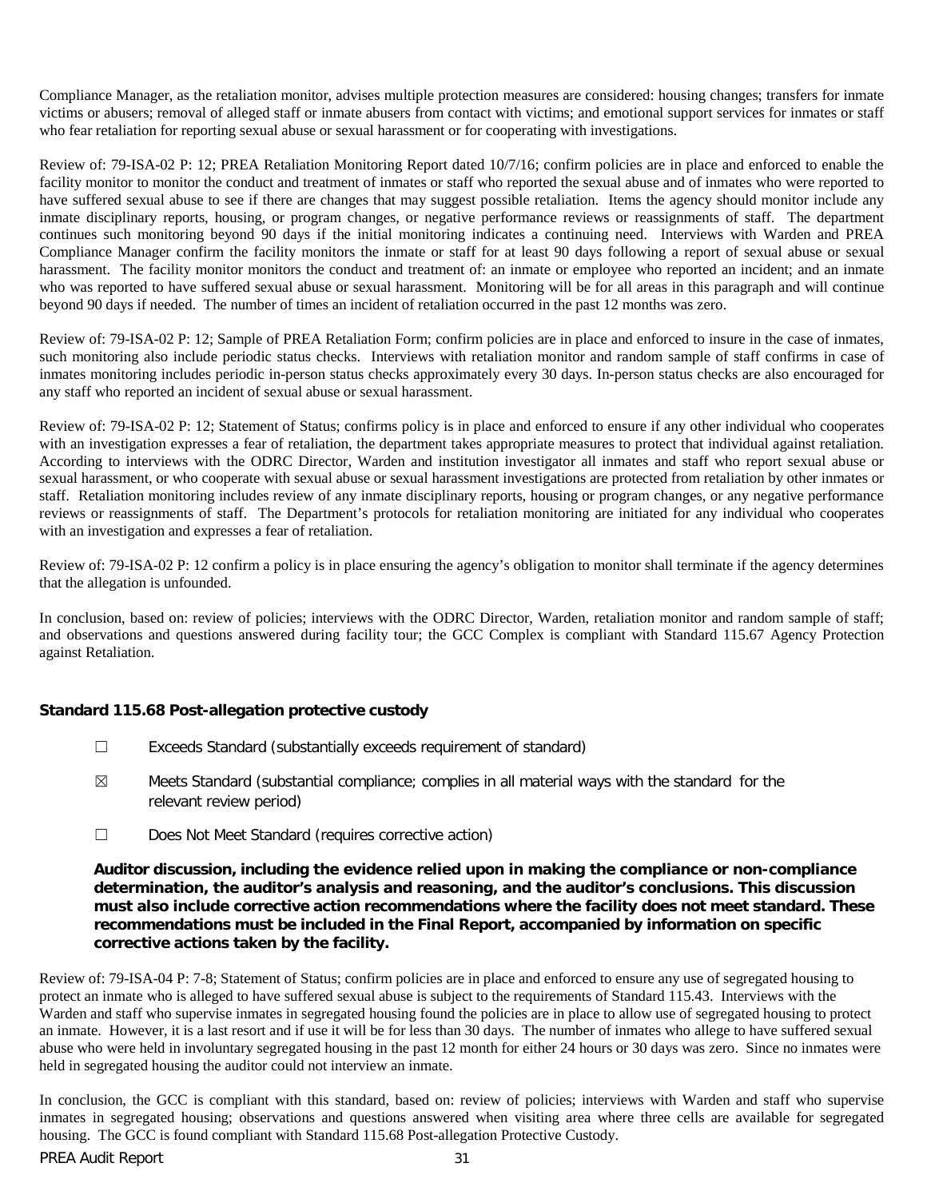Compliance Manager, as the retaliation monitor, advises multiple protection measures are considered: housing changes; transfers for inmate victims or abusers; removal of alleged staff or inmate abusers from contact with victims; and emotional support services for inmates or staff who fear retaliation for reporting sexual abuse or sexual harassment or for cooperating with investigations.

Review of: 79-ISA-02 P: 12; PREA Retaliation Monitoring Report dated 10/7/16; confirm policies are in place and enforced to enable the facility monitor to monitor the conduct and treatment of inmates or staff who reported the sexual abuse and of inmates who were reported to have suffered sexual abuse to see if there are changes that may suggest possible retaliation. Items the agency should monitor include any inmate disciplinary reports, housing, or program changes, or negative performance reviews or reassignments of staff. The department continues such monitoring beyond 90 days if the initial monitoring indicates a continuing need. Interviews with Warden and PREA Compliance Manager confirm the facility monitors the inmate or staff for at least 90 days following a report of sexual abuse or sexual harassment. The facility monitor monitors the conduct and treatment of: an inmate or employee who reported an incident; and an inmate who was reported to have suffered sexual abuse or sexual harassment. Monitoring will be for all areas in this paragraph and will continue beyond 90 days if needed. The number of times an incident of retaliation occurred in the past 12 months was zero.

Review of: 79-ISA-02 P: 12; Sample of PREA Retaliation Form; confirm policies are in place and enforced to insure in the case of inmates, such monitoring also include periodic status checks. Interviews with retaliation monitor and random sample of staff confirms in case of inmates monitoring includes periodic in-person status checks approximately every 30 days. In-person status checks are also encouraged for any staff who reported an incident of sexual abuse or sexual harassment.

Review of: 79-ISA-02 P: 12; Statement of Status; confirms policy is in place and enforced to ensure if any other individual who cooperates with an investigation expresses a fear of retaliation, the department takes appropriate measures to protect that individual against retaliation. According to interviews with the ODRC Director, Warden and institution investigator all inmates and staff who report sexual abuse or sexual harassment, or who cooperate with sexual abuse or sexual harassment investigations are protected from retaliation by other inmates or staff. Retaliation monitoring includes review of any inmate disciplinary reports, housing or program changes, or any negative performance reviews or reassignments of staff. The Department's protocols for retaliation monitoring are initiated for any individual who cooperates with an investigation and expresses a fear of retaliation.

Review of: 79-ISA-02 P: 12 confirm a policy is in place ensuring the agency's obligation to monitor shall terminate if the agency determines that the allegation is unfounded.

In conclusion, based on: review of policies; interviews with the ODRC Director, Warden, retaliation monitor and random sample of staff; and observations and questions answered during facility tour; the GCC Complex is compliant with Standard 115.67 Agency Protection against Retaliation.

### Standard 115.68 Post-allegation protective custody

☐ Exceeds Standard (substantially exceeds requirement of standard)

☒ Meets Standard (substantial compliance; complies in all material ways with the standard for the relevant review period)

☐ Does Not Meet Standard (requires corrective action)

**Auditor discussion, including the evidence relied upon in making the compliance or non-compliance determination, the auditor's analysis and reasoning, and the auditor's conclusions. This discussion must also include corrective action recommendations where the facility does not meet standard. These recommendations must be included in the Final Report, accompanied by information on specific corrective actions taken by the facility.**

Review of: 79-ISA-04 P: 7-8; Statement of Status; confirm policies are in place and enforced to ensure any use of segregated housing to protect an inmate who is alleged to have suffered sexual abuse is subject to the requirements of Standard 115.43. Interviews with the Warden and staff who supervise inmates in segregated housing found the policies are in place to allow use of segregated housing to protect an inmate. However, it is a last resort and if use it will be for less than 30 days. The number of inmates who allege to have suffered sexual abuse who were held in involuntary segregated housing in the past 12 month for either 24 hours or 30 days was zero. Since no inmates were held in segregated housing the auditor could not interview an inmate.

In conclusion, the GCC is compliant with this standard, based on: review of policies; interviews with Warden and staff who supervise inmates in segregated housing; observations and questions answered when visiting area where three cells are available for segregated housing. The GCC is found compliant with Standard 115.68 Post-allegation Protective Custody.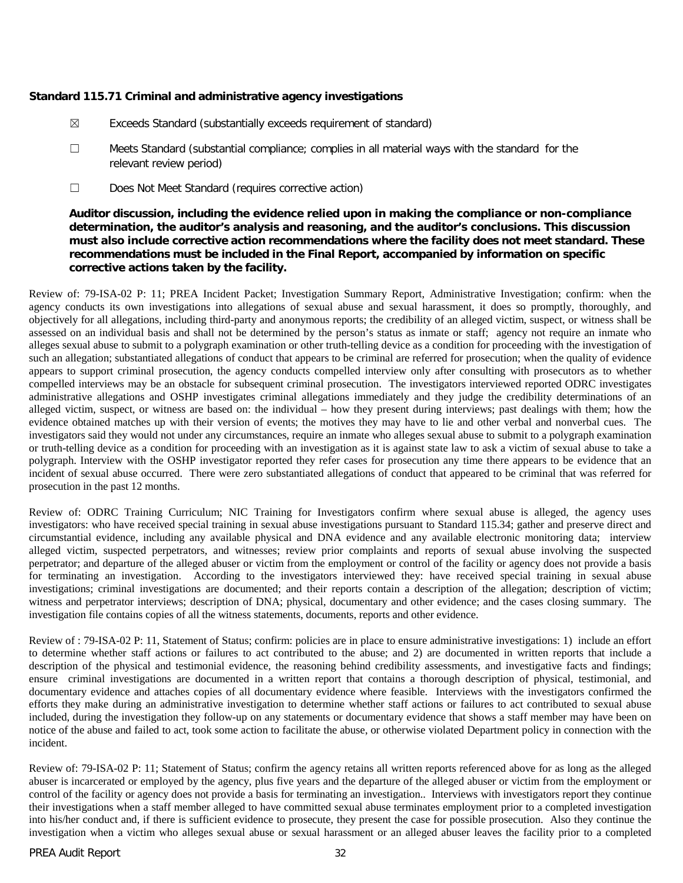**Standard 115.71 Criminal and administrative agency investigations**

☒ Exceeds Standard (substantially exceeds requirement of standard)

☐ Meets Standard (substantial compliance; complies in all material ways with the standard for the relevant review period)

☐ Does Not Meet Standard (requires corrective action)

**Auditor discussion, including the evidence relied upon in making the compliance or non-compliance determination, the auditor's analysis and reasoning, and the auditor's conclusions. This discussion must also include corrective action recommendations where the facility does not meet standard. These recommendations must be included in the Final Report, accompanied by information on specific corrective actions taken by the facility.**

Review of: 79-ISA-02 P: 11; PREA Incident Packet; Investigation Summary Report, Administrative Investigation; confirm: when the agency conducts its own investigations into allegations of sexual abuse and sexual harassment, it does so promptly, thoroughly, and objectively for all allegations, including third-party and anonymous reports; the credibility of an alleged victim, suspect, or witness shall be assessed on an individual basis and shall not be determined by the person's status as inmate or staff; agency not require an inmate who alleges sexual abuse to submit to a polygraph examination or other truth-telling device as a condition for proceeding with the investigation of such an allegation; substantiated allegations of conduct that appears to be criminal are referred for prosecution; when the quality of evidence appears to support criminal prosecution, the agency conducts compelled interview only after consulting with prosecutors as to whether compelled interviews may be an obstacle for subsequent criminal prosecution. The investigators interviewed reported ODRC investigates administrative allegations and OSHP investigates criminal allegations immediately and they judge the credibility determinations of an alleged victim, suspect, or witness are based on: the individual – how they present during interviews; past dealings with them; how the evidence obtained matches up with their version of events; the motives they may have to lie and other verbal and nonverbal cues. The investigators said they would not under any circumstances, require an inmate who alleges sexual abuse to submit to a polygraph examination or truth-telling device as a condition for proceeding with an investigation as it is against state law to ask a victim of sexual abuse to take a polygraph. Interview with the OSHP investigator reported they refer cases for prosecution any time there appears to be evidence that an incident of sexual abuse occurred. There were zero substantiated allegations of conduct that appeared to be criminal that was referred for prosecution in the past 12 months.

Review of: ODRC Training Curriculum; NIC Training for Investigators confirm where sexual abuse is alleged, the agency uses investigators: who have received special training in sexual abuse investigations pursuant to Standard 115.34; gather and preserve direct and circumstantial evidence, including any available physical and DNA evidence and any available electronic monitoring data; interview alleged victim, suspected perpetrators, and witnesses; review prior complaints and reports of sexual abuse involving the suspected perpetrator; and departure of the alleged abuser or victim from the employment or control of the facility or agency does not provide a basis for terminating an investigation. According to the investigators interviewed they: have received special training in sexual abuse investigations; criminal investigations are documented; and their reports contain a description of the allegation; description of victim; witness and perpetrator interviews; description of DNA; physical, documentary and other evidence; and the cases closing summary. The investigation file contains copies of all the witness statements, documents, reports and other evidence.

Review of : 79-ISA-02 P: 11, Statement of Status; confirm: policies are in place to ensure administrative investigations: 1) include an effort to determine whether staff actions or failures to act contributed to the abuse; and 2) are documented in written reports that include a description of the physical and testimonial evidence, the reasoning behind credibility assessments, and investigative facts and findings; ensure criminal investigations are documented in a written report that contains a thorough description of physical, testimonial, and documentary evidence and attaches copies of all documentary evidence where feasible. Interviews with the investigators confirmed the efforts they make during an administrative investigation to determine whether staff actions or failures to act contributed to sexual abuse included, during the investigation they follow-up on any statements or documentary evidence that shows a staff member may have been on notice of the abuse and failed to act, took some action to facilitate the abuse, or otherwise violated Department policy in connection with the incident.

Review of: 79-ISA-02 P: 11; Statement of Status; confirm the agency retains all written reports referenced above for as long as the alleged abuser is incarcerated or employed by the agency, plus five years and the departure of the alleged abuser or victim from the employment or control of the facility or agency does not provide a basis for terminating an investigation.. Interviews with investigators report they continue their investigations when a staff member alleged to have committed sexual abuse terminates employment prior to a completed investigation into his/her conduct and, if there is sufficient evidence to prosecute, they present the case for possible prosecution. Also they continue the investigation when a victim who alleges sexual abuse or sexual harassment or an alleged abuser leaves the facility prior to a completed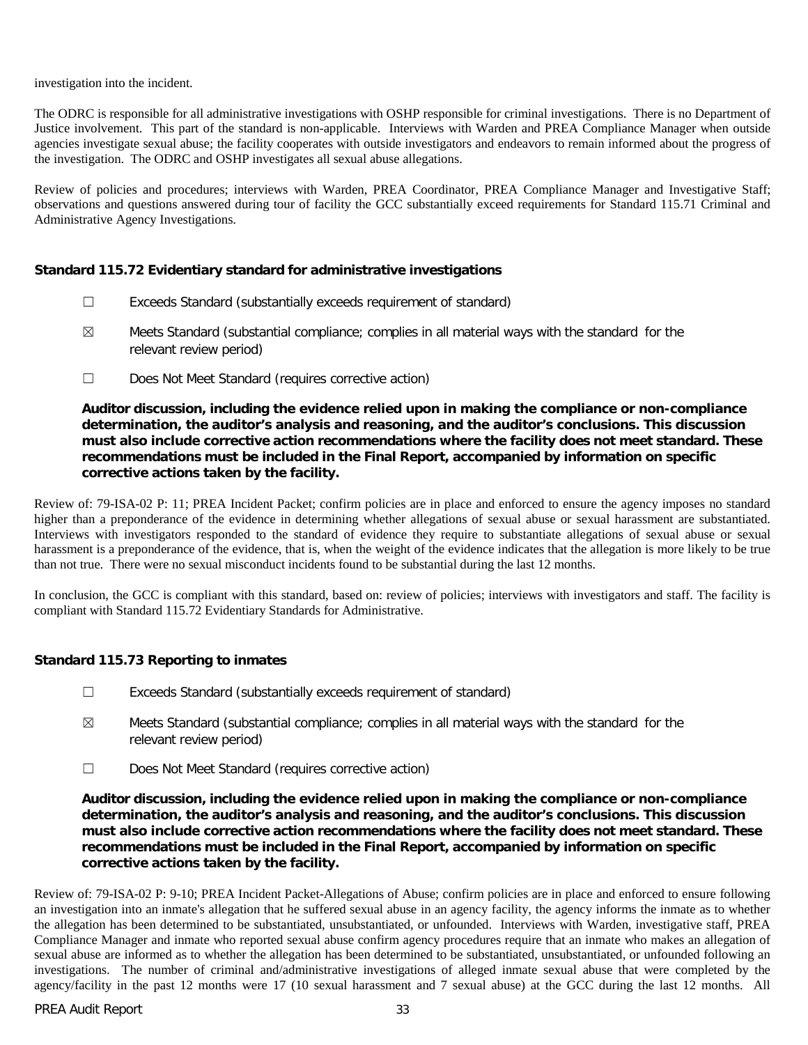investigation into the incident.

The ODRC is responsible for all administrative investigations with OSHP responsible for criminal investigations. There is no Department of Justice involvement. This part of the standard is non-applicable. Interviews with Warden and PREA Compliance Manager when outside agencies investigate sexual abuse; the facility cooperates with outside investigators and endeavors to remain informed about the progress of the investigation. The ODRC and OSHP investigates all sexual abuse allegations.

Review of policies and procedures; interviews with Warden, PREA Coordinator, PREA Compliance Manager and Investigative Staff; observations and questions answered during tour of facility the GCC substantially exceed requirements for Standard 115.71 Criminal and Administrative Agency Investigations.

### Standard 115.72 Evidentiary standard for administrative investigations

☐ Exceeds Standard (substantially exceeds requirement of standard)

☒ Meets Standard (substantial compliance; complies in all material ways with the standard for the relevant review period)

☐ Does Not Meet Standard (requires corrective action)

**Auditor discussion, including the evidence relied upon in making the compliance or non-compliance determination, the auditor's analysis and reasoning, and the auditor's conclusions. This discussion must also include corrective action recommendations where the facility does not meet standard. These recommendations must be included in the Final Report, accompanied by information on specific corrective actions taken by the facility.**

Review of: 79-ISA-02 P: 11; PREA Incident Packet; confirm policies are in place and enforced to ensure the agency imposes no standard higher than a preponderance of the evidence in determining whether allegations of sexual abuse or sexual harassment are substantiated. Interviews with investigators responded to the standard of evidence they require to substantiate allegations of sexual abuse or sexual harassment is a preponderance of the evidence, that is, when the weight of the evidence indicates that the allegation is more likely to be true than not true. There were no sexual misconduct incidents found to be substantial during the last 12 months.

In conclusion, the GCC is compliant with this standard, based on: review of policies; interviews with investigators and staff. The facility is compliant with Standard 115.72 Evidentiary Standards for Administrative.

### Standard 115.73 Reporting to inmates

☐ Exceeds Standard (substantially exceeds requirement of standard)

☒ Meets Standard (substantial compliance; complies in all material ways with the standard for the relevant review period)

☐ Does Not Meet Standard (requires corrective action)

**Auditor discussion, including the evidence relied upon in making the compliance or non-compliance determination, the auditor's analysis and reasoning, and the auditor's conclusions. This discussion must also include corrective action recommendations where the facility does not meet standard. These recommendations must be included in the Final Report, accompanied by information on specific corrective actions taken by the facility.**

Review of: 79-ISA-02 P: 9-10; PREA Incident Packet-Allegations of Abuse; confirm policies are in place and enforced to ensure following an investigation into an inmate's allegation that he suffered sexual abuse in an agency facility, the agency informs the inmate as to whether the allegation has been determined to be substantiated, unsubstantiated, or unfounded. Interviews with Warden, investigative staff, PREA Compliance Manager and inmate who reported sexual abuse confirm agency procedures require that an inmate who makes an allegation of sexual abuse are informed as to whether the allegation has been determined to be substantiated, unsubstantiated, or unfounded following an investigations. The number of criminal and/administrative investigations of alleged inmate sexual abuse that were completed by the agency/facility in the past 12 months were 17 (10 sexual harassment and 7 sexual abuse) at the GCC during the last 12 months. All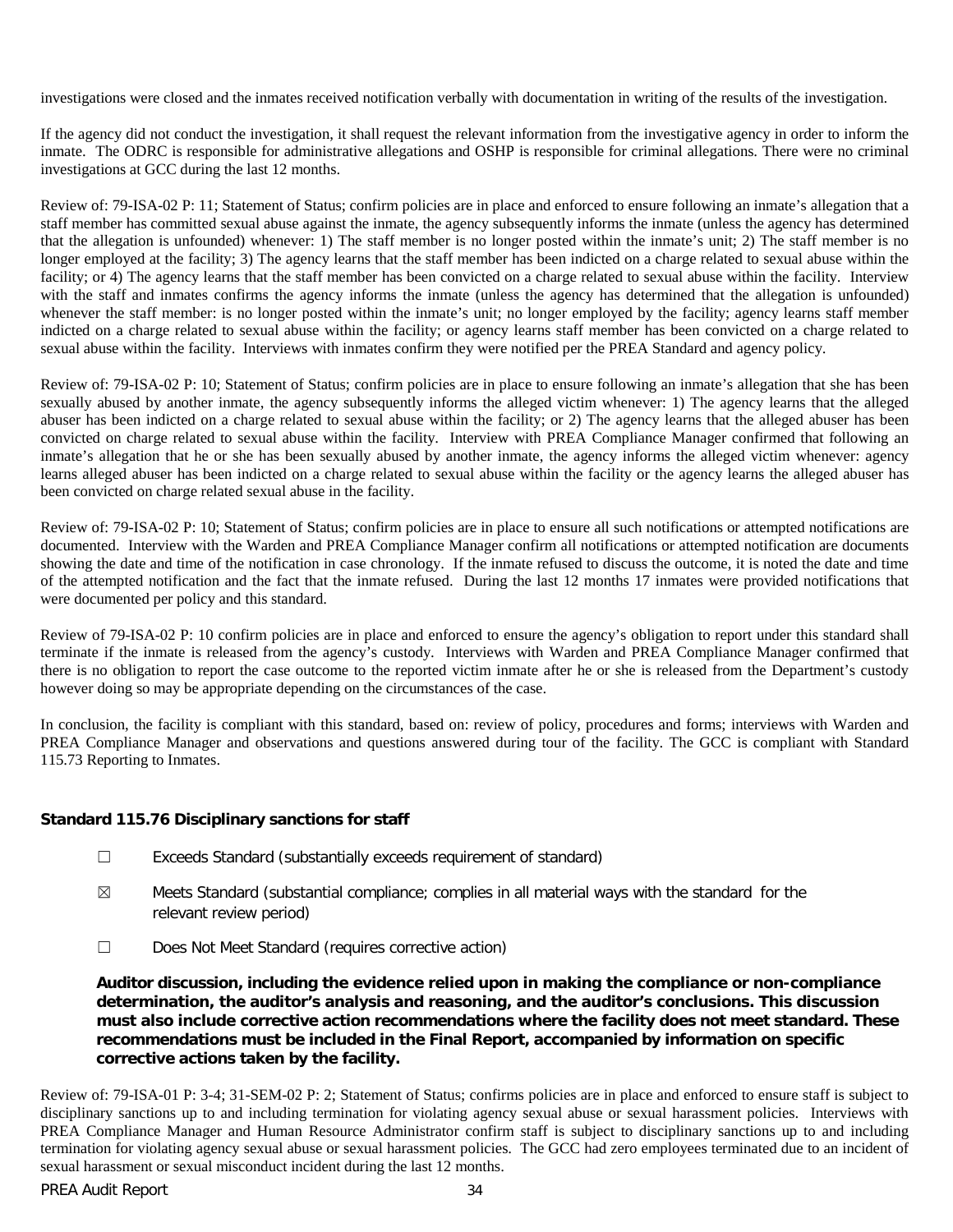investigations were closed and the inmates received notification verbally with documentation in writing of the results of the investigation.

If the agency did not conduct the investigation, it shall request the relevant information from the investigative agency in order to inform the inmate. The ODRC is responsible for administrative allegations and OSHP is responsible for criminal allegations. There were no criminal investigations at GCC during the last 12 months.

Review of: 79-ISA-02 P: 11; Statement of Status; confirm policies are in place and enforced to ensure following an inmate's allegation that a staff member has committed sexual abuse against the inmate, the agency subsequently informs the inmate (unless the agency has determined that the allegation is unfounded) whenever: 1) The staff member is no longer posted within the inmate's unit; 2) The staff member is no longer employed at the facility; 3) The agency learns that the staff member has been indicted on a charge related to sexual abuse within the facility; or 4) The agency learns that the staff member has been convicted on a charge related to sexual abuse within the facility. Interview with the staff and inmates confirms the agency informs the inmate (unless the agency has determined that the allegation is unfounded) whenever the staff member: is no longer posted within the inmate's unit; no longer employed by the facility; agency learns staff member indicted on a charge related to sexual abuse within the facility; or agency learns staff member has been convicted on a charge related to sexual abuse within the facility. Interviews with inmates confirm they were notified per the PREA Standard and agency policy.

Review of: 79-ISA-02 P: 10; Statement of Status; confirm policies are in place to ensure following an inmate's allegation that she has been sexually abused by another inmate, the agency subsequently informs the alleged victim whenever: 1) The agency learns that the alleged abuser has been indicted on a charge related to sexual abuse within the facility; or 2) The agency learns that the alleged abuser has been convicted on charge related to sexual abuse within the facility. Interview with PREA Compliance Manager confirmed that following an inmate's allegation that he or she has been sexually abused by another inmate, the agency informs the alleged victim whenever: agency learns alleged abuser has been indicted on a charge related to sexual abuse within the facility or the agency learns the alleged abuser has been convicted on charge related sexual abuse in the facility.

Review of: 79-ISA-02 P: 10; Statement of Status; confirm policies are in place to ensure all such notifications or attempted notifications are documented. Interview with the Warden and PREA Compliance Manager confirm all notifications or attempted notification are documents showing the date and time of the notification in case chronology. If the inmate refused to discuss the outcome, it is noted the date and time of the attempted notification and the fact that the inmate refused. During the last 12 months 17 inmates were provided notifications that were documented per policy and this standard.

Review of 79-ISA-02 P: 10 confirm policies are in place and enforced to ensure the agency's obligation to report under this standard shall terminate if the inmate is released from the agency's custody. Interviews with Warden and PREA Compliance Manager confirmed that there is no obligation to report the case outcome to the reported victim inmate after he or she is released from the Department's custody however doing so may be appropriate depending on the circumstances of the case.

In conclusion, the facility is compliant with this standard, based on: review of policy, procedures and forms; interviews with Warden and PREA Compliance Manager and observations and questions answered during tour of the facility. The GCC is compliant with Standard 115.73 Reporting to Inmates.

### Standard 115.76 Disciplinary sanctions for staff

☐ Exceeds Standard (substantially exceeds requirement of standard)

☒ Meets Standard (substantial compliance; complies in all material ways with the standard for the relevant review period)

☐ Does Not Meet Standard (requires corrective action)

**Auditor discussion, including the evidence relied upon in making the compliance or non-compliance determination, the auditor's analysis and reasoning, and the auditor's conclusions. This discussion must also include corrective action recommendations where the facility does not meet standard. These recommendations must be included in the Final Report, accompanied by information on specific corrective actions taken by the facility.**

Review of: 79-ISA-01 P: 3-4; 31-SEM-02 P: 2; Statement of Status; confirms policies are in place and enforced to ensure staff is subject to disciplinary sanctions up to and including termination for violating agency sexual abuse or sexual harassment policies. Interviews with PREA Compliance Manager and Human Resource Administrator confirm staff is subject to disciplinary sanctions up to and including termination for violating agency sexual abuse or sexual harassment policies. The GCC had zero employees terminated due to an incident of sexual harassment or sexual misconduct incident during the last 12 months.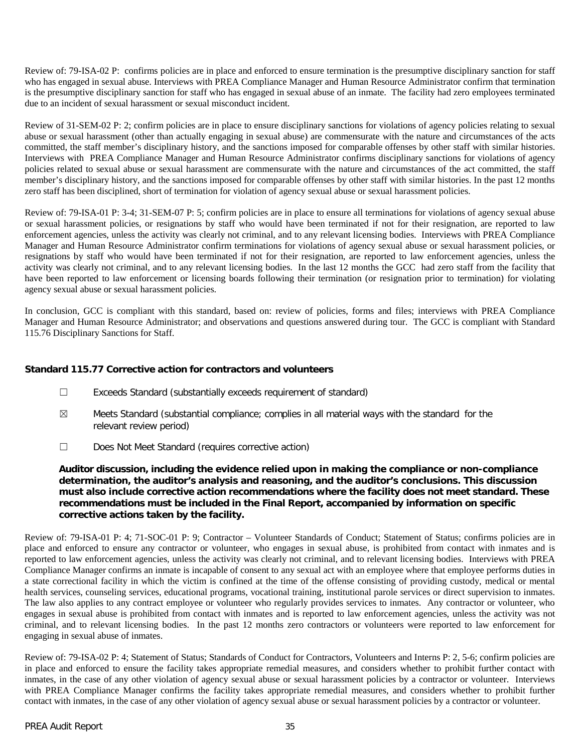Review of: 79-ISA-02 P: confirms policies are in place and enforced to ensure termination is the presumptive disciplinary sanction for staff who has engaged in sexual abuse. Interviews with PREA Compliance Manager and Human Resource Administrator confirm that termination is the presumptive disciplinary sanction for staff who has engaged in sexual abuse of an inmate. The facility had zero employees terminated due to an incident of sexual harassment or sexual misconduct incident.

Review of 31-SEM-02 P: 2; confirm policies are in place to ensure disciplinary sanctions for violations of agency policies relating to sexual abuse or sexual harassment (other than actually engaging in sexual abuse) are commensurate with the nature and circumstances of the acts committed, the staff member's disciplinary history, and the sanctions imposed for comparable offenses by other staff with similar histories. Interviews with PREA Compliance Manager and Human Resource Administrator confirms disciplinary sanctions for violations of agency policies related to sexual abuse or sexual harassment are commensurate with the nature and circumstances of the act committed, the staff member's disciplinary history, and the sanctions imposed for comparable offenses by other staff with similar histories. In the past 12 months zero staff has been disciplined, short of termination for violation of agency sexual abuse or sexual harassment policies.

Review of: 79-ISA-01 P: 3-4; 31-SEM-07 P: 5; confirm policies are in place to ensure all terminations for violations of agency sexual abuse or sexual harassment policies, or resignations by staff who would have been terminated if not for their resignation, are reported to law enforcement agencies, unless the activity was clearly not criminal, and to any relevant licensing bodies. Interviews with PREA Compliance Manager and Human Resource Administrator confirm terminations for violations of agency sexual abuse or sexual harassment policies, or resignations by staff who would have been terminated if not for their resignation, are reported to law enforcement agencies, unless the activity was clearly not criminal, and to any relevant licensing bodies. In the last 12 months the GCC had zero staff from the facility that have been reported to law enforcement or licensing boards following their termination (or resignation prior to termination) for violating agency sexual abuse or sexual harassment policies.

In conclusion, GCC is compliant with this standard, based on: review of policies, forms and files; interviews with PREA Compliance Manager and Human Resource Administrator; and observations and questions answered during tour. The GCC is compliant with Standard 115.76 Disciplinary Sanctions for Staff.

### Standard 115.77 Corrective action for contractors and volunteers

☐ Exceeds Standard (substantially exceeds requirement of standard)

☒ Meets Standard (substantial compliance; complies in all material ways with the standard for the relevant review period)

☐ Does Not Meet Standard (requires corrective action)

**Auditor discussion, including the evidence relied upon in making the compliance or non-compliance determination, the auditor's analysis and reasoning, and the auditor's conclusions. This discussion must also include corrective action recommendations where the facility does not meet standard. These recommendations must be included in the Final Report, accompanied by information on specific corrective actions taken by the facility.**

Review of: 79-ISA-01 P: 4; 71-SOC-01 P: 9; Contractor – Volunteer Standards of Conduct; Statement of Status; confirms policies are in place and enforced to ensure any contractor or volunteer, who engages in sexual abuse, is prohibited from contact with inmates and is reported to law enforcement agencies, unless the activity was clearly not criminal, and to relevant licensing bodies. Interviews with PREA Compliance Manager confirms an inmate is incapable of consent to any sexual act with an employee where that employee performs duties in a state correctional facility in which the victim is confined at the time of the offense consisting of providing custody, medical or mental health services, counseling services, educational programs, vocational training, institutional parole services or direct supervision to inmates. The law also applies to any contract employee or volunteer who regularly provides services to inmates. Any contractor or volunteer, who engages in sexual abuse is prohibited from contact with inmates and is reported to law enforcement agencies, unless the activity was not criminal, and to relevant licensing bodies. In the past 12 months zero contractors or volunteers were reported to law enforcement for engaging in sexual abuse of inmates.

Review of: 79-ISA-02 P: 4; Statement of Status; Standards of Conduct for Contractors, Volunteers and Interns P: 2, 5-6; confirm policies are in place and enforced to ensure the facility takes appropriate remedial measures, and considers whether to prohibit further contact with inmates, in the case of any other violation of agency sexual abuse or sexual harassment policies by a contractor or volunteer. Interviews with PREA Compliance Manager confirms the facility takes appropriate remedial measures, and considers whether to prohibit further contact with inmates, in the case of any other violation of agency sexual abuse or sexual harassment policies by a contractor or volunteer.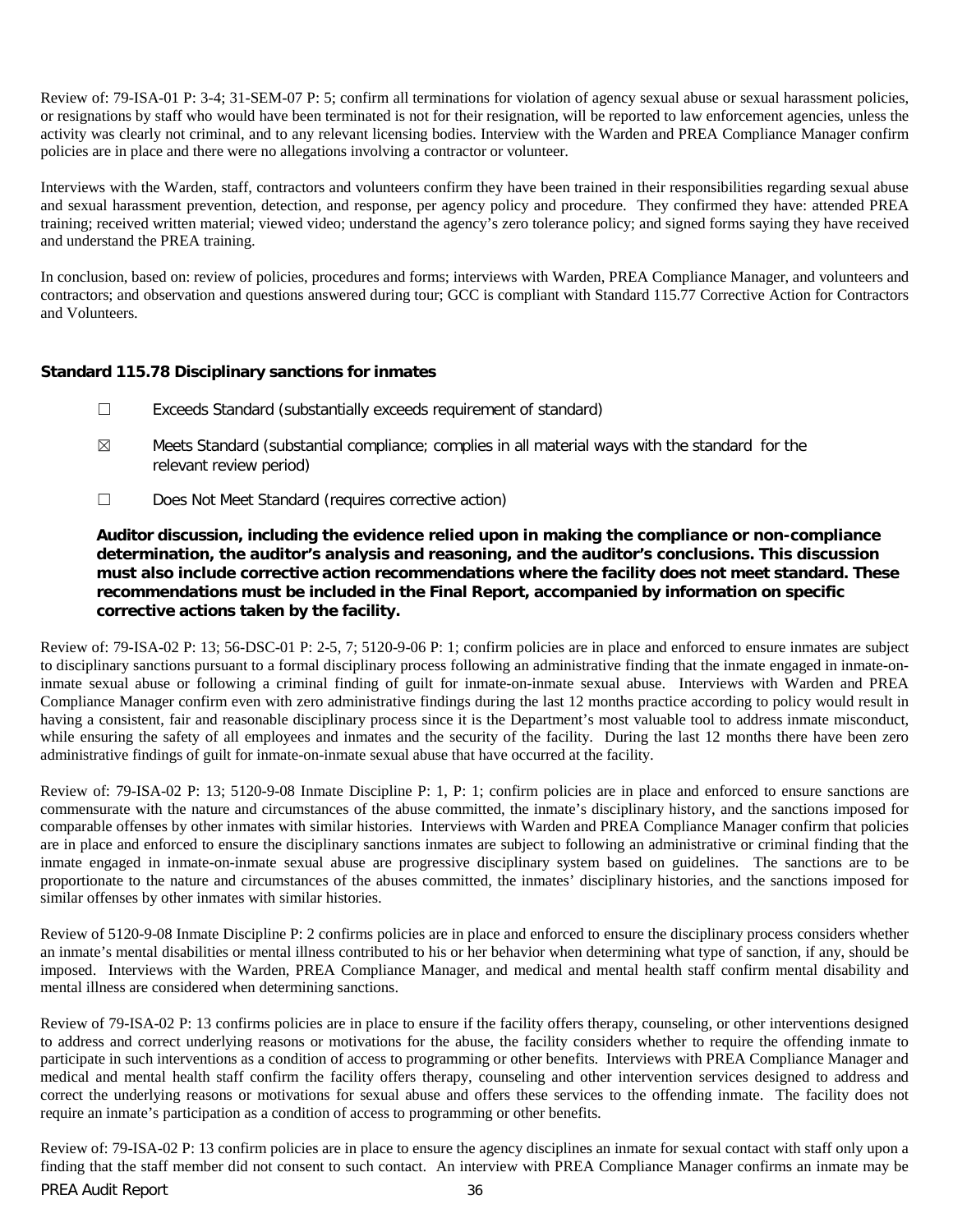Review of: 79-ISA-01 P: 3-4; 31-SEM-07 P: 5; confirm all terminations for violation of agency sexual abuse or sexual harassment policies, or resignations by staff who would have been terminated is not for their resignation, will be reported to law enforcement agencies, unless the activity was clearly not criminal, and to any relevant licensing bodies. Interview with the Warden and PREA Compliance Manager confirm policies are in place and there were no allegations involving a contractor or volunteer.

Interviews with the Warden, staff, contractors and volunteers confirm they have been trained in their responsibilities regarding sexual abuse and sexual harassment prevention, detection, and response, per agency policy and procedure. They confirmed they have: attended PREA training; received written material; viewed video; understand the agency's zero tolerance policy; and signed forms saying they have received and understand the PREA training.

In conclusion, based on: review of policies, procedures and forms; interviews with Warden, PREA Compliance Manager, and volunteers and contractors; and observation and questions answered during tour; GCC is compliant with Standard 115.77 Corrective Action for Contractors and Volunteers.

### Standard 115.78 Disciplinary sanctions for inmates

☐ Exceeds Standard (substantially exceeds requirement of standard)

☒ Meets Standard (substantial compliance; complies in all material ways with the standard for the relevant review period)

☐ Does Not Meet Standard (requires corrective action)

**Auditor discussion, including the evidence relied upon in making the compliance or non-compliance determination, the auditor's analysis and reasoning, and the auditor's conclusions. This discussion must also include corrective action recommendations where the facility does not meet standard. These recommendations must be included in the Final Report, accompanied by information on specific corrective actions taken by the facility.**

Review of: 79-ISA-02 P: 13; 56-DSC-01 P: 2-5, 7; 5120-9-06 P: 1; confirm policies are in place and enforced to ensure inmates are subject to disciplinary sanctions pursuant to a formal disciplinary process following an administrative finding that the inmate engaged in inmate-on-inmate sexual abuse or following a criminal finding of guilt for inmate-on-inmate sexual abuse. Interviews with Warden and PREA Compliance Manager confirm even with zero administrative findings during the last 12 months practice according to policy would result in having a consistent, fair and reasonable disciplinary process since it is the Department's most valuable tool to address inmate misconduct, while ensuring the safety of all employees and inmates and the security of the facility. During the last 12 months there have been zero administrative findings of guilt for inmate-on-inmate sexual abuse that have occurred at the facility.

Review of: 79-ISA-02 P: 13; 5120-9-08 Inmate Discipline P: 1, P: 1; confirm policies are in place and enforced to ensure sanctions are commensurate with the nature and circumstances of the abuse committed, the inmate's disciplinary history, and the sanctions imposed for comparable offenses by other inmates with similar histories. Interviews with Warden and PREA Compliance Manager confirm that policies are in place and enforced to ensure the disciplinary sanctions inmates are subject to following an administrative or criminal finding that the inmate engaged in inmate-on-inmate sexual abuse are progressive disciplinary system based on guidelines. The sanctions are to be proportionate to the nature and circumstances of the abuses committed, the inmates' disciplinary histories, and the sanctions imposed for similar offenses by other inmates with similar histories.

Review of 5120-9-08 Inmate Discipline P: 2 confirms policies are in place and enforced to ensure the disciplinary process considers whether an inmate's mental disabilities or mental illness contributed to his or her behavior when determining what type of sanction, if any, should be imposed. Interviews with the Warden, PREA Compliance Manager, and medical and mental health staff confirm mental disability and mental illness are considered when determining sanctions.

Review of 79-ISA-02 P: 13 confirms policies are in place to ensure if the facility offers therapy, counseling, or other interventions designed to address and correct underlying reasons or motivations for the abuse, the facility considers whether to require the offending inmate to participate in such interventions as a condition of access to programming or other benefits. Interviews with PREA Compliance Manager and medical and mental health staff confirm the facility offers therapy, counseling and other intervention services designed to address and correct the underlying reasons or motivations for sexual abuse and offers these services to the offending inmate. The facility does not require an inmate's participation as a condition of access to programming or other benefits.

Review of: 79-ISA-02 P: 13 confirm policies are in place to ensure the agency disciplines an inmate for sexual contact with staff only upon a finding that the staff member did not consent to such contact. An interview with PREA Compliance Manager confirms an inmate may be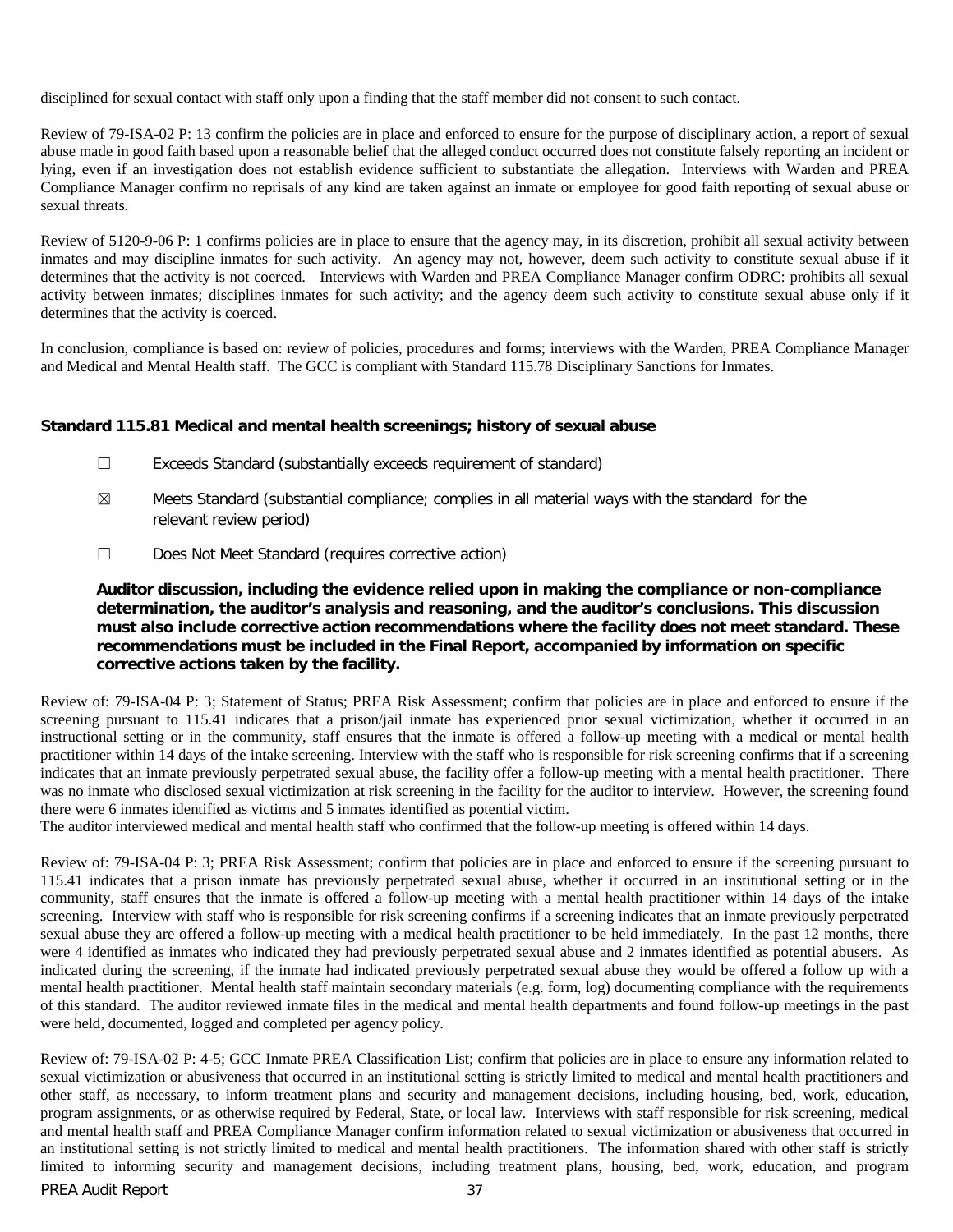disciplined for sexual contact with staff only upon a finding that the staff member did not consent to such contact.

Review of 79-ISA-02 P: 13 confirm the policies are in place and enforced to ensure for the purpose of disciplinary action, a report of sexual abuse made in good faith based upon a reasonable belief that the alleged conduct occurred does not constitute falsely reporting an incident or lying, even if an investigation does not establish evidence sufficient to substantiate the allegation. Interviews with Warden and PREA Compliance Manager confirm no reprisals of any kind are taken against an inmate or employee for good faith reporting of sexual abuse or sexual threats.

Review of 5120-9-06 P: 1 confirms policies are in place to ensure that the agency may, in its discretion, prohibit all sexual activity between inmates and may discipline inmates for such activity. An agency may not, however, deem such activity to constitute sexual abuse if it determines that the activity is not coerced. Interviews with Warden and PREA Compliance Manager confirm ODRC: prohibits all sexual activity between inmates; disciplines inmates for such activity; and the agency deem such activity to constitute sexual abuse only if it determines that the activity is coerced.

In conclusion, compliance is based on: review of policies, procedures and forms; interviews with the Warden, PREA Compliance Manager and Medical and Mental Health staff. The GCC is compliant with Standard 115.78 Disciplinary Sanctions for Inmates.

### Standard 115.81 Medical and mental health screenings; history of sexual abuse

☐ Exceeds Standard (substantially exceeds requirement of standard)

☒ Meets Standard (substantial compliance; complies in all material ways with the standard for the relevant review period)

☐ Does Not Meet Standard (requires corrective action)

**Auditor discussion, including the evidence relied upon in making the compliance or non-compliance determination, the auditor's analysis and reasoning, and the auditor's conclusions. This discussion must also include corrective action recommendations where the facility does not meet standard. These recommendations must be included in the Final Report, accompanied by information on specific corrective actions taken by the facility.**

Review of: 79-ISA-04 P: 3; Statement of Status; PREA Risk Assessment; confirm that policies are in place and enforced to ensure if the screening pursuant to 115.41 indicates that a prison/jail inmate has experienced prior sexual victimization, whether it occurred in an instructional setting or in the community, staff ensures that the inmate is offered a follow-up meeting with a medical or mental health practitioner within 14 days of the intake screening. Interview with the staff who is responsible for risk screening confirms that if a screening indicates that an inmate previously perpetrated sexual abuse, the facility offer a follow-up meeting with a mental health practitioner. There was no inmate who disclosed sexual victimization at risk screening in the facility for the auditor to interview. However, the screening found there were 6 inmates identified as victims and 5 inmates identified as potential victim.
The auditor interviewed medical and mental health staff who confirmed that the follow-up meeting is offered within 14 days.

Review of: 79-ISA-04 P: 3; PREA Risk Assessment; confirm that policies are in place and enforced to ensure if the screening pursuant to 115.41 indicates that a prison inmate has previously perpetrated sexual abuse, whether it occurred in an institutional setting or in the community, staff ensures that the inmate is offered a follow-up meeting with a mental health practitioner within 14 days of the intake screening. Interview with staff who is responsible for risk screening confirms if a screening indicates that an inmate previously perpetrated sexual abuse they are offered a follow-up meeting with a medical health practitioner to be held immediately. In the past 12 months, there were 4 identified as inmates who indicated they had previously perpetrated sexual abuse and 2 inmates identified as potential abusers. As indicated during the screening, if the inmate had indicated previously perpetrated sexual abuse they would be offered a follow up with a mental health practitioner. Mental health staff maintain secondary materials (e.g. form, log) documenting compliance with the requirements of this standard. The auditor reviewed inmate files in the medical and mental health departments and found follow-up meetings in the past were held, documented, logged and completed per agency policy.

Review of: 79-ISA-02 P: 4-5; GCC Inmate PREA Classification List; confirm that policies are in place to ensure any information related to sexual victimization or abusiveness that occurred in an institutional setting is strictly limited to medical and mental health practitioners and other staff, as necessary, to inform treatment plans and security and management decisions, including housing, bed, work, education, program assignments, or as otherwise required by Federal, State, or local law. Interviews with staff responsible for risk screening, medical and mental health staff and PREA Compliance Manager confirm information related to sexual victimization or abusiveness that occurred in an institutional setting is not strictly limited to medical and mental health practitioners. The information shared with other staff is strictly limited to informing security and management decisions, including treatment plans, housing, bed, work, education, and program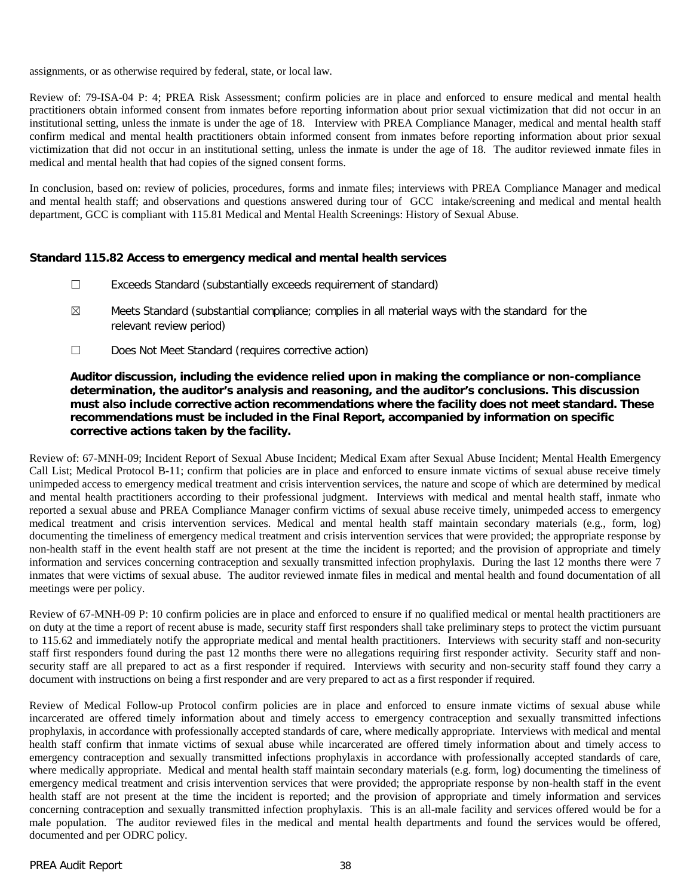assignments, or as otherwise required by federal, state, or local law.

Review of: 79-ISA-04 P: 4; PREA Risk Assessment; confirm policies are in place and enforced to ensure medical and mental health practitioners obtain informed consent from inmates before reporting information about prior sexual victimization that did not occur in an institutional setting, unless the inmate is under the age of 18. Interview with PREA Compliance Manager, medical and mental health staff confirm medical and mental health practitioners obtain informed consent from inmates before reporting information about prior sexual victimization that did not occur in an institutional setting, unless the inmate is under the age of 18. The auditor reviewed inmate files in medical and mental health that had copies of the signed consent forms.

In conclusion, based on: review of policies, procedures, forms and inmate files; interviews with PREA Compliance Manager and medical and mental health staff; and observations and questions answered during tour of GCC intake/screening and medical and mental health department, GCC is compliant with 115.81 Medical and Mental Health Screenings: History of Sexual Abuse.

### Standard 115.82 Access to emergency medical and mental health services

☐ Exceeds Standard (substantially exceeds requirement of standard)

☒ Meets Standard (substantial compliance; complies in all material ways with the standard for the relevant review period)

☐ Does Not Meet Standard (requires corrective action)

**Auditor discussion, including the evidence relied upon in making the compliance or non-compliance determination, the auditor's analysis and reasoning, and the auditor's conclusions. This discussion must also include corrective action recommendations where the facility does not meet standard. These recommendations must be included in the Final Report, accompanied by information on specific corrective actions taken by the facility.**

Review of: 67-MNH-09; Incident Report of Sexual Abuse Incident; Medical Exam after Sexual Abuse Incident; Mental Health Emergency Call List; Medical Protocol B-11; confirm that policies are in place and enforced to ensure inmate victims of sexual abuse receive timely unimpeded access to emergency medical treatment and crisis intervention services, the nature and scope of which are determined by medical and mental health practitioners according to their professional judgment. Interviews with medical and mental health staff, inmate who reported a sexual abuse and PREA Compliance Manager confirm victims of sexual abuse receive timely, unimpeded access to emergency medical treatment and crisis intervention services. Medical and mental health staff maintain secondary materials (e.g., form, log) documenting the timeliness of emergency medical treatment and crisis intervention services that were provided; the appropriate response by non-health staff in the event health staff are not present at the time the incident is reported; and the provision of appropriate and timely information and services concerning contraception and sexually transmitted infection prophylaxis. During the last 12 months there were 7 inmates that were victims of sexual abuse. The auditor reviewed inmate files in medical and mental health and found documentation of all meetings were per policy.

Review of 67-MNH-09 P: 10 confirm policies are in place and enforced to ensure if no qualified medical or mental health practitioners are on duty at the time a report of recent abuse is made, security staff first responders shall take preliminary steps to protect the victim pursuant to 115.62 and immediately notify the appropriate medical and mental health practitioners. Interviews with security staff and non-security staff first responders found during the past 12 months there were no allegations requiring first responder activity. Security staff and non-security staff are all prepared to act as a first responder if required. Interviews with security and non-security staff found they carry a document with instructions on being a first responder and are very prepared to act as a first responder if required.

Review of Medical Follow-up Protocol confirm policies are in place and enforced to ensure inmate victims of sexual abuse while incarcerated are offered timely information about and timely access to emergency contraception and sexually transmitted infections prophylaxis, in accordance with professionally accepted standards of care, where medically appropriate. Interviews with medical and mental health staff confirm that inmate victims of sexual abuse while incarcerated are offered timely information about and timely access to emergency contraception and sexually transmitted infections prophylaxis in accordance with professionally accepted standards of care, where medically appropriate. Medical and mental health staff maintain secondary materials (e.g. form, log) documenting the timeliness of emergency medical treatment and crisis intervention services that were provided; the appropriate response by non-health staff in the event health staff are not present at the time the incident is reported; and the provision of appropriate and timely information and services concerning contraception and sexually transmitted infection prophylaxis. This is an all-male facility and services offered would be for a male population. The auditor reviewed files in the medical and mental health departments and found the services would be offered, documented and per ODRC policy.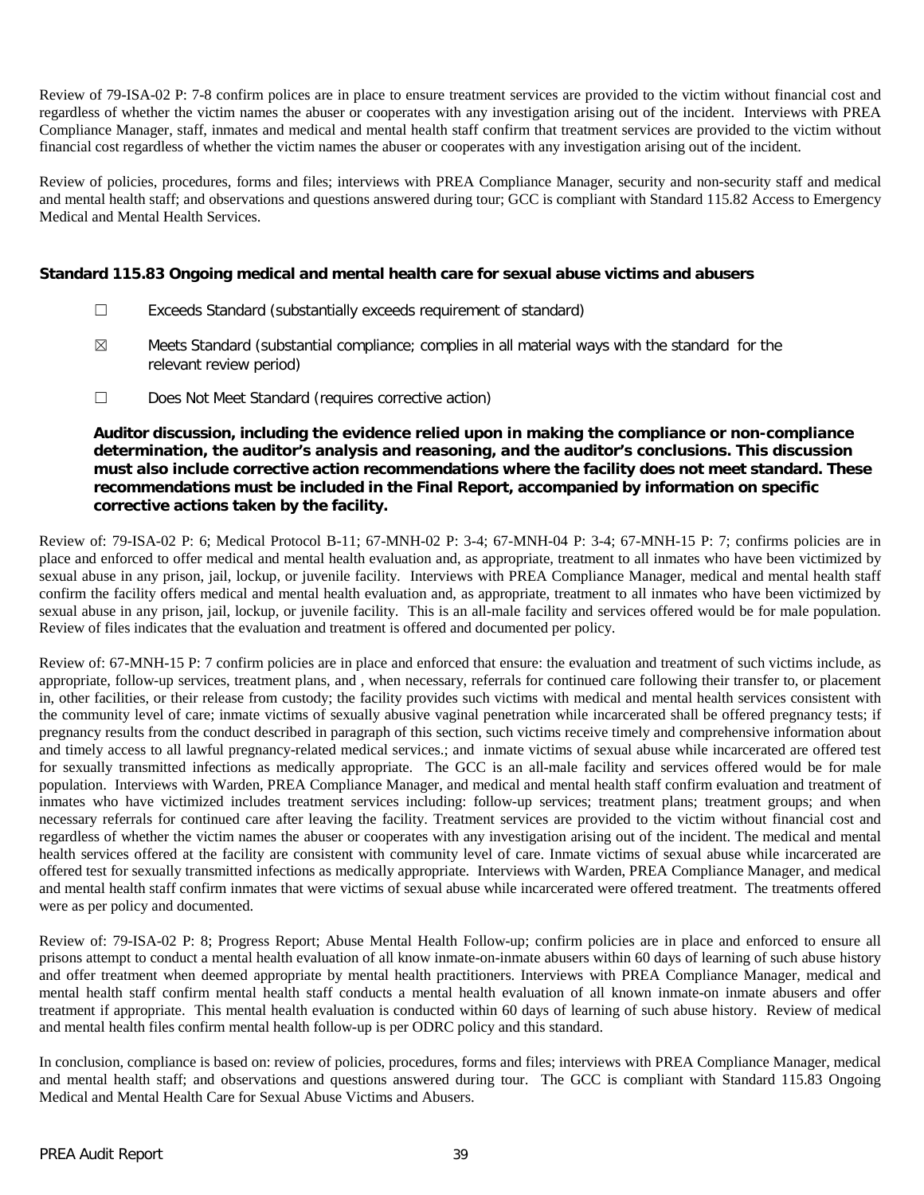Review of 79-ISA-02 P: 7-8 confirm polices are in place to ensure treatment services are provided to the victim without financial cost and regardless of whether the victim names the abuser or cooperates with any investigation arising out of the incident. Interviews with PREA Compliance Manager, staff, inmates and medical and mental health staff confirm that treatment services are provided to the victim without financial cost regardless of whether the victim names the abuser or cooperates with any investigation arising out of the incident.

Review of policies, procedures, forms and files; interviews with PREA Compliance Manager, security and non-security staff and medical and mental health staff; and observations and questions answered during tour; GCC is compliant with Standard 115.82 Access to Emergency Medical and Mental Health Services.

### Standard 115.83 Ongoing medical and mental health care for sexual abuse victims and abusers

☐ Exceeds Standard (substantially exceeds requirement of standard)

☒ Meets Standard (substantial compliance; complies in all material ways with the standard for the relevant review period)

☐ Does Not Meet Standard (requires corrective action)

**Auditor discussion, including the evidence relied upon in making the compliance or non-compliance determination, the auditor's analysis and reasoning, and the auditor's conclusions. This discussion must also include corrective action recommendations where the facility does not meet standard. These recommendations must be included in the Final Report, accompanied by information on specific corrective actions taken by the facility.**

Review of: 79-ISA-02 P: 6; Medical Protocol B-11; 67-MNH-02 P: 3-4; 67-MNH-04 P: 3-4; 67-MNH-15 P: 7; confirms policies are in place and enforced to offer medical and mental health evaluation and, as appropriate, treatment to all inmates who have been victimized by sexual abuse in any prison, jail, lockup, or juvenile facility. Interviews with PREA Compliance Manager, medical and mental health staff confirm the facility offers medical and mental health evaluation and, as appropriate, treatment to all inmates who have been victimized by sexual abuse in any prison, jail, lockup, or juvenile facility. This is an all-male facility and services offered would be for male population. Review of files indicates that the evaluation and treatment is offered and documented per policy.

Review of: 67-MNH-15 P: 7 confirm policies are in place and enforced that ensure: the evaluation and treatment of such victims include, as appropriate, follow-up services, treatment plans, and , when necessary, referrals for continued care following their transfer to, or placement in, other facilities, or their release from custody; the facility provides such victims with medical and mental health services consistent with the community level of care; inmate victims of sexually abusive vaginal penetration while incarcerated shall be offered pregnancy tests; if pregnancy results from the conduct described in paragraph of this section, such victims receive timely and comprehensive information about and timely access to all lawful pregnancy-related medical services.; and inmate victims of sexual abuse while incarcerated are offered test for sexually transmitted infections as medically appropriate. The GCC is an all-male facility and services offered would be for male population. Interviews with Warden, PREA Compliance Manager, and medical and mental health staff confirm evaluation and treatment of inmates who have victimized includes treatment services including: follow-up services; treatment plans; treatment groups; and when necessary referrals for continued care after leaving the facility. Treatment services are provided to the victim without financial cost and regardless of whether the victim names the abuser or cooperates with any investigation arising out of the incident. The medical and mental health services offered at the facility are consistent with community level of care. Inmate victims of sexual abuse while incarcerated are offered test for sexually transmitted infections as medically appropriate. Interviews with Warden, PREA Compliance Manager, and medical and mental health staff confirm inmates that were victims of sexual abuse while incarcerated were offered treatment. The treatments offered were as per policy and documented.

Review of: 79-ISA-02 P: 8; Progress Report; Abuse Mental Health Follow-up; confirm policies are in place and enforced to ensure all prisons attempt to conduct a mental health evaluation of all know inmate-on-inmate abusers within 60 days of learning of such abuse history and offer treatment when deemed appropriate by mental health practitioners. Interviews with PREA Compliance Manager, medical and mental health staff confirm mental health staff conducts a mental health evaluation of all known inmate-on inmate abusers and offer treatment if appropriate. This mental health evaluation is conducted within 60 days of learning of such abuse history. Review of medical and mental health files confirm mental health follow-up is per ODRC policy and this standard.

In conclusion, compliance is based on: review of policies, procedures, forms and files; interviews with PREA Compliance Manager, medical and mental health staff; and observations and questions answered during tour. The GCC is compliant with Standard 115.83 Ongoing Medical and Mental Health Care for Sexual Abuse Victims and Abusers.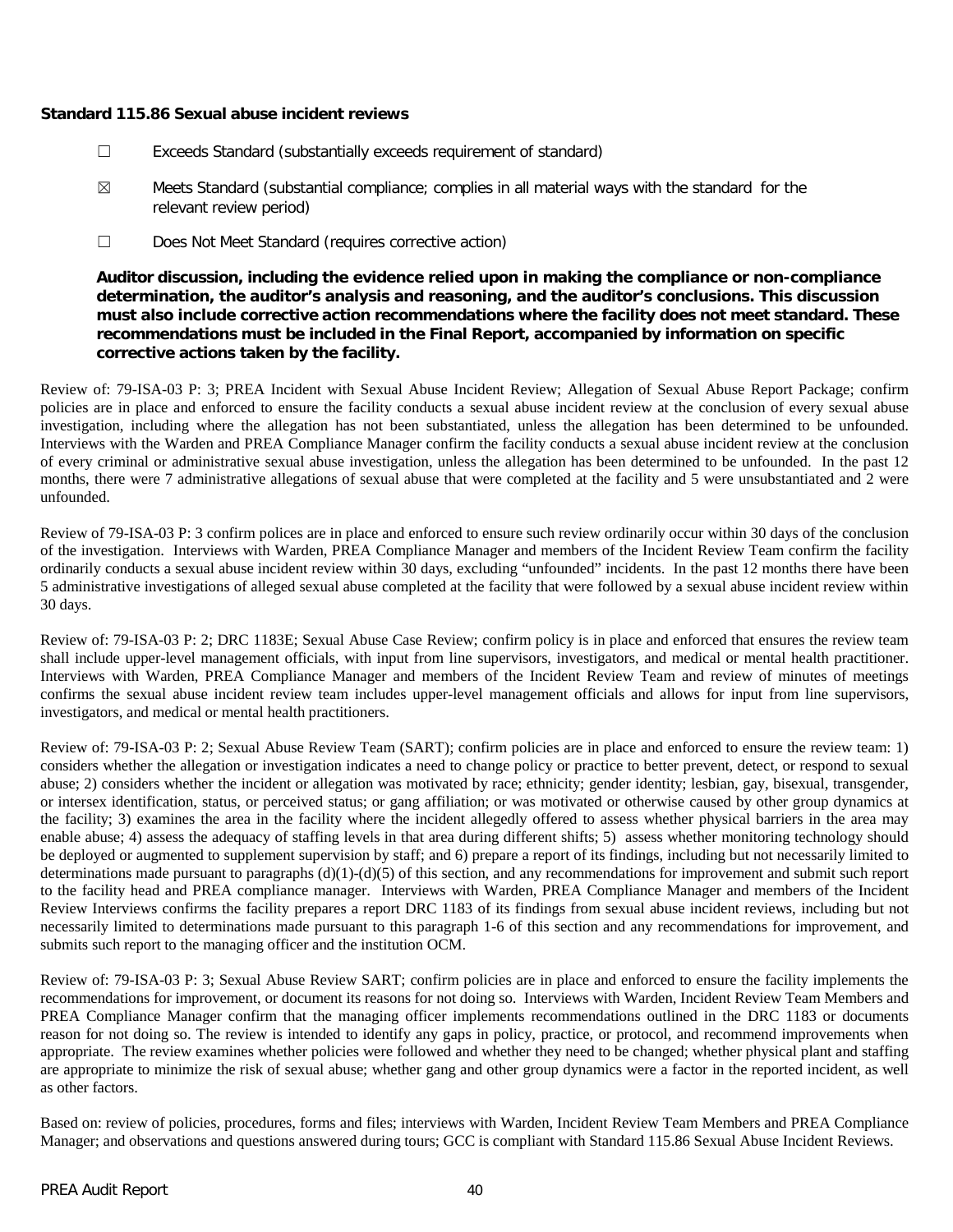**Standard 115.86 Sexual abuse incident reviews**

☐ Exceeds Standard (substantially exceeds requirement of standard)

☒ Meets Standard (substantial compliance; complies in all material ways with the standard for the relevant review period)

☐ Does Not Meet Standard (requires corrective action)

**Auditor discussion, including the evidence relied upon in making the compliance or non-compliance determination, the auditor's analysis and reasoning, and the auditor's conclusions. This discussion must also include corrective action recommendations where the facility does not meet standard. These recommendations must be included in the Final Report, accompanied by information on specific corrective actions taken by the facility.**

Review of: 79-ISA-03 P: 3; PREA Incident with Sexual Abuse Incident Review; Allegation of Sexual Abuse Report Package; confirm policies are in place and enforced to ensure the facility conducts a sexual abuse incident review at the conclusion of every sexual abuse investigation, including where the allegation has not been substantiated, unless the allegation has been determined to be unfounded. Interviews with the Warden and PREA Compliance Manager confirm the facility conducts a sexual abuse incident review at the conclusion of every criminal or administrative sexual abuse investigation, unless the allegation has been determined to be unfounded. In the past 12 months, there were 7 administrative allegations of sexual abuse that were completed at the facility and 5 were unsubstantiated and 2 were unfounded.

Review of 79-ISA-03 P: 3 confirm polices are in place and enforced to ensure such review ordinarily occur within 30 days of the conclusion of the investigation. Interviews with Warden, PREA Compliance Manager and members of the Incident Review Team confirm the facility ordinarily conducts a sexual abuse incident review within 30 days, excluding "unfounded" incidents. In the past 12 months there have been 5 administrative investigations of alleged sexual abuse completed at the facility that were followed by a sexual abuse incident review within 30 days.

Review of: 79-ISA-03 P: 2; DRC 1183E; Sexual Abuse Case Review; confirm policy is in place and enforced that ensures the review team shall include upper-level management officials, with input from line supervisors, investigators, and medical or mental health practitioner. Interviews with Warden, PREA Compliance Manager and members of the Incident Review Team and review of minutes of meetings confirms the sexual abuse incident review team includes upper-level management officials and allows for input from line supervisors, investigators, and medical or mental health practitioners.

Review of: 79-ISA-03 P: 2; Sexual Abuse Review Team (SART); confirm policies are in place and enforced to ensure the review team: 1) considers whether the allegation or investigation indicates a need to change policy or practice to better prevent, detect, or respond to sexual abuse; 2) considers whether the incident or allegation was motivated by race; ethnicity; gender identity; lesbian, gay, bisexual, transgender, or intersex identification, status, or perceived status; or gang affiliation; or was motivated or otherwise caused by other group dynamics at the facility; 3) examines the area in the facility where the incident allegedly offered to assess whether physical barriers in the area may enable abuse; 4) assess the adequacy of staffing levels in that area during different shifts; 5) assess whether monitoring technology should be deployed or augmented to supplement supervision by staff; and 6) prepare a report of its findings, including but not necessarily limited to determinations made pursuant to paragraphs (d)(1)-(d)(5) of this section, and any recommendations for improvement and submit such report to the facility head and PREA compliance manager. Interviews with Warden, PREA Compliance Manager and members of the Incident Review Interviews confirms the facility prepares a report DRC 1183 of its findings from sexual abuse incident reviews, including but not necessarily limited to determinations made pursuant to this paragraph 1-6 of this section and any recommendations for improvement, and submits such report to the managing officer and the institution OCM.

Review of: 79-ISA-03 P: 3; Sexual Abuse Review SART; confirm policies are in place and enforced to ensure the facility implements the recommendations for improvement, or document its reasons for not doing so. Interviews with Warden, Incident Review Team Members and PREA Compliance Manager confirm that the managing officer implements recommendations outlined in the DRC 1183 or documents reason for not doing so. The review is intended to identify any gaps in policy, practice, or protocol, and recommend improvements when appropriate. The review examines whether policies were followed and whether they need to be changed; whether physical plant and staffing are appropriate to minimize the risk of sexual abuse; whether gang and other group dynamics were a factor in the reported incident, as well as other factors.

Based on: review of policies, procedures, forms and files; interviews with Warden, Incident Review Team Members and PREA Compliance Manager; and observations and questions answered during tours; GCC is compliant with Standard 115.86 Sexual Abuse Incident Reviews.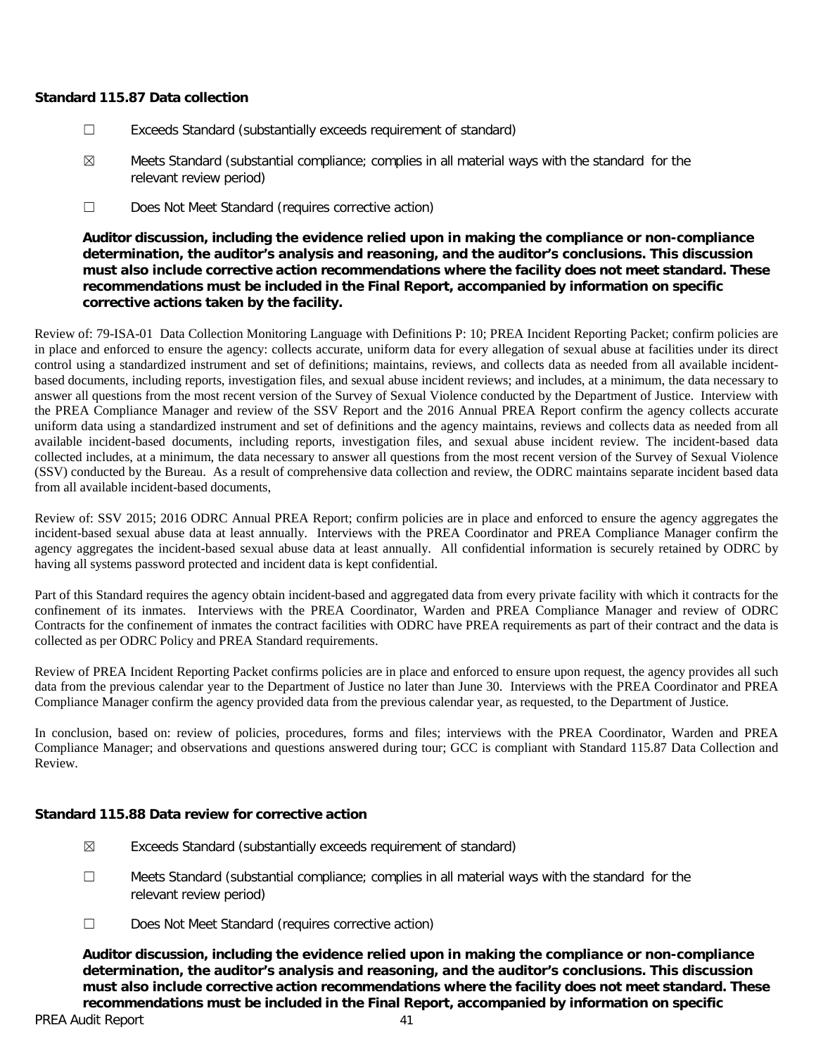### Standard 115.87 Data collection

☐ Exceeds Standard (substantially exceeds requirement of standard)

☒ Meets Standard (substantial compliance; complies in all material ways with the standard for the relevant review period)

☐ Does Not Meet Standard (requires corrective action)

**Auditor discussion, including the evidence relied upon in making the compliance or non-compliance determination, the auditor's analysis and reasoning, and the auditor's conclusions. This discussion must also include corrective action recommendations where the facility does not meet standard. These recommendations must be included in the Final Report, accompanied by information on specific corrective actions taken by the facility.**

Review of: 79-ISA-01 Data Collection Monitoring Language with Definitions P: 10; PREA Incident Reporting Packet; confirm policies are in place and enforced to ensure the agency: collects accurate, uniform data for every allegation of sexual abuse at facilities under its direct control using a standardized instrument and set of definitions; maintains, reviews, and collects data as needed from all available incident-based documents, including reports, investigation files, and sexual abuse incident reviews; and includes, at a minimum, the data necessary to answer all questions from the most recent version of the Survey of Sexual Violence conducted by the Department of Justice. Interview with the PREA Compliance Manager and review of the SSV Report and the 2016 Annual PREA Report confirm the agency collects accurate uniform data using a standardized instrument and set of definitions and the agency maintains, reviews and collects data as needed from all available incident-based documents, including reports, investigation files, and sexual abuse incident review. The incident-based data collected includes, at a minimum, the data necessary to answer all questions from the most recent version of the Survey of Sexual Violence (SSV) conducted by the Bureau. As a result of comprehensive data collection and review, the ODRC maintains separate incident based data from all available incident-based documents,

Review of: SSV 2015; 2016 ODRC Annual PREA Report; confirm policies are in place and enforced to ensure the agency aggregates the incident-based sexual abuse data at least annually. Interviews with the PREA Coordinator and PREA Compliance Manager confirm the agency aggregates the incident-based sexual abuse data at least annually. All confidential information is securely retained by ODRC by having all systems password protected and incident data is kept confidential.

Part of this Standard requires the agency obtain incident-based and aggregated data from every private facility with which it contracts for the confinement of its inmates. Interviews with the PREA Coordinator, Warden and PREA Compliance Manager and review of ODRC Contracts for the confinement of inmates the contract facilities with ODRC have PREA requirements as part of their contract and the data is collected as per ODRC Policy and PREA Standard requirements.

Review of PREA Incident Reporting Packet confirms policies are in place and enforced to ensure upon request, the agency provides all such data from the previous calendar year to the Department of Justice no later than June 30. Interviews with the PREA Coordinator and PREA Compliance Manager confirm the agency provided data from the previous calendar year, as requested, to the Department of Justice.

In conclusion, based on: review of policies, procedures, forms and files; interviews with the PREA Coordinator, Warden and PREA Compliance Manager; and observations and questions answered during tour; GCC is compliant with Standard 115.87 Data Collection and Review.

### Standard 115.88 Data review for corrective action

☒ Exceeds Standard (substantially exceeds requirement of standard)

☐ Meets Standard (substantial compliance; complies in all material ways with the standard for the relevant review period)

☐ Does Not Meet Standard (requires corrective action)

**Auditor discussion, including the evidence relied upon in making the compliance or non-compliance determination, the auditor's analysis and reasoning, and the auditor's conclusions. This discussion must also include corrective action recommendations where the facility does not meet standard. These recommendations must be included in the Final Report, accompanied by information on specific**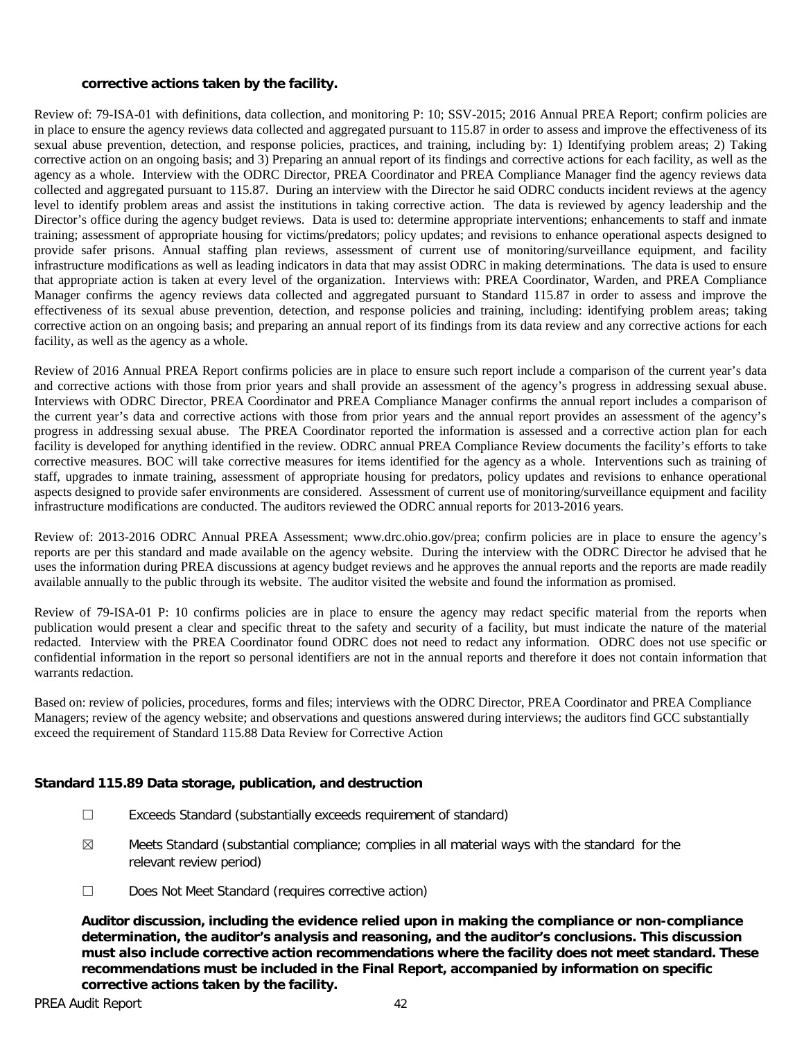**corrective actions taken by the facility.**

Review of: 79-ISA-01 with definitions, data collection, and monitoring P: 10; SSV-2015; 2016 Annual PREA Report; confirm policies are in place to ensure the agency reviews data collected and aggregated pursuant to 115.87 in order to assess and improve the effectiveness of its sexual abuse prevention, detection, and response policies, practices, and training, including by: 1) Identifying problem areas; 2) Taking corrective action on an ongoing basis; and 3) Preparing an annual report of its findings and corrective actions for each facility, as well as the agency as a whole. Interview with the ODRC Director, PREA Coordinator and PREA Compliance Manager find the agency reviews data collected and aggregated pursuant to 115.87. During an interview with the Director he said ODRC conducts incident reviews at the agency level to identify problem areas and assist the institutions in taking corrective action. The data is reviewed by agency leadership and the Director's office during the agency budget reviews. Data is used to: determine appropriate interventions; enhancements to staff and inmate training; assessment of appropriate housing for victims/predators; policy updates; and revisions to enhance operational aspects designed to provide safer prisons. Annual staffing plan reviews, assessment of current use of monitoring/surveillance equipment, and facility infrastructure modifications as well as leading indicators in data that may assist ODRC in making determinations. The data is used to ensure that appropriate action is taken at every level of the organization. Interviews with: PREA Coordinator, Warden, and PREA Compliance Manager confirms the agency reviews data collected and aggregated pursuant to Standard 115.87 in order to assess and improve the effectiveness of its sexual abuse prevention, detection, and response policies and training, including: identifying problem areas; taking corrective action on an ongoing basis; and preparing an annual report of its findings from its data review and any corrective actions for each facility, as well as the agency as a whole.

Review of 2016 Annual PREA Report confirms policies are in place to ensure such report include a comparison of the current year's data and corrective actions with those from prior years and shall provide an assessment of the agency's progress in addressing sexual abuse. Interviews with ODRC Director, PREA Coordinator and PREA Compliance Manager confirms the annual report includes a comparison of the current year's data and corrective actions with those from prior years and the annual report provides an assessment of the agency's progress in addressing sexual abuse. The PREA Coordinator reported the information is assessed and a corrective action plan for each facility is developed for anything identified in the review. ODRC annual PREA Compliance Review documents the facility's efforts to take corrective measures. BOC will take corrective measures for items identified for the agency as a whole. Interventions such as training of staff, upgrades to inmate training, assessment of appropriate housing for predators, policy updates and revisions to enhance operational aspects designed to provide safer environments are considered. Assessment of current use of monitoring/surveillance equipment and facility infrastructure modifications are conducted. The auditors reviewed the ODRC annual reports for 2013-2016 years.

Review of: 2013-2016 ODRC Annual PREA Assessment; www.drc.ohio.gov/prea; confirm policies are in place to ensure the agency's reports are per this standard and made available on the agency website. During the interview with the ODRC Director he advised that he uses the information during PREA discussions at agency budget reviews and he approves the annual reports and the reports are made readily available annually to the public through its website. The auditor visited the website and found the information as promised.

Review of 79-ISA-01 P: 10 confirms policies are in place to ensure the agency may redact specific material from the reports when publication would present a clear and specific threat to the safety and security of a facility, but must indicate the nature of the material redacted. Interview with the PREA Coordinator found ODRC does not need to redact any information. ODRC does not use specific or confidential information in the report so personal identifiers are not in the annual reports and therefore it does not contain information that warrants redaction.

Based on: review of policies, procedures, forms and files; interviews with the ODRC Director, PREA Coordinator and PREA Compliance Managers; review of the agency website; and observations and questions answered during interviews; the auditors find GCC substantially exceed the requirement of Standard 115.88 Data Review for Corrective Action

### Standard 115.89 Data storage, publication, and destruction

☐ Exceeds Standard (substantially exceeds requirement of standard)

☒ Meets Standard (substantial compliance; complies in all material ways with the standard for the relevant review period)

☐ Does Not Meet Standard (requires corrective action)

**Auditor discussion, including the evidence relied upon in making the compliance or non-compliance determination, the auditor's analysis and reasoning, and the auditor's conclusions. This discussion must also include corrective action recommendations where the facility does not meet standard. These recommendations must be included in the Final Report, accompanied by information on specific corrective actions taken by the facility.**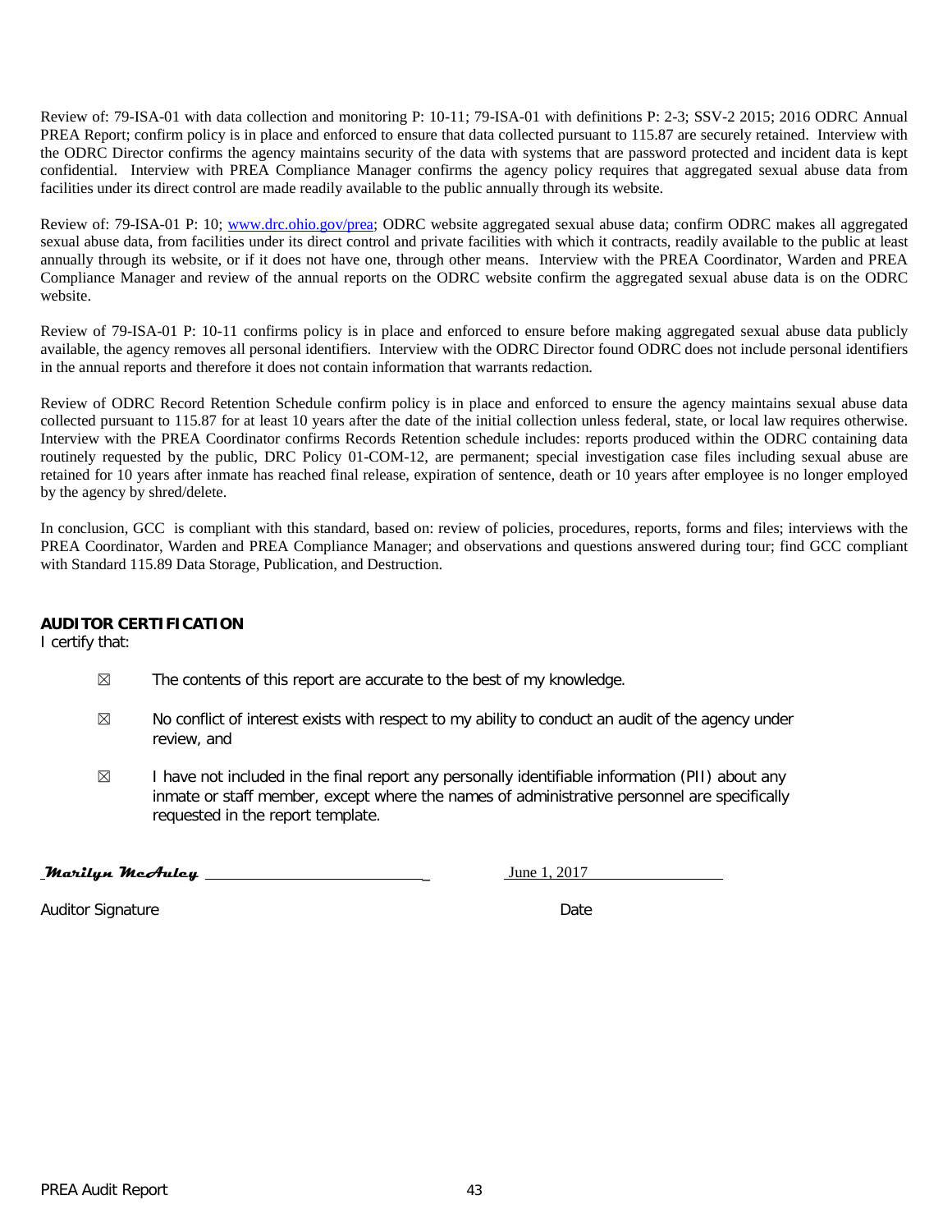Review of: 79-ISA-01 with data collection and monitoring P: 10-11; 79-ISA-01 with definitions P: 2-3; SSV-2 2015; 2016 ODRC Annual PREA Report; confirm policy is in place and enforced to ensure that data collected pursuant to 115.87 are securely retained. Interview with the ODRC Director confirms the agency maintains security of the data with systems that are password protected and incident data is kept confidential. Interview with PREA Compliance Manager confirms the agency policy requires that aggregated sexual abuse data from facilities under its direct control are made readily available to the public annually through its website.

Review of: 79-ISA-01 P: 10; [www.drc.ohio.gov/prea](http://www.drc.ohio.gov/prea); ODRC website aggregated sexual abuse data; confirm ODRC makes all aggregated sexual abuse data, from facilities under its direct control and private facilities with which it contracts, readily available to the public at least annually through its website, or if it does not have one, through other means. Interview with the PREA Coordinator, Warden and PREA Compliance Manager and review of the annual reports on the ODRC website confirm the aggregated sexual abuse data is on the ODRC website.

Review of 79-ISA-01 P: 10-11 confirms policy is in place and enforced to ensure before making aggregated sexual abuse data publicly available, the agency removes all personal identifiers. Interview with the ODRC Director found ODRC does not include personal identifiers in the annual reports and therefore it does not contain information that warrants redaction.

Review of ODRC Record Retention Schedule confirm policy is in place and enforced to ensure the agency maintains sexual abuse data collected pursuant to 115.87 for at least 10 years after the date of the initial collection unless federal, state, or local law requires otherwise. Interview with the PREA Coordinator confirms Records Retention schedule includes: reports produced within the ODRC containing data routinely requested by the public, DRC Policy 01-COM-12, are permanent; special investigation case files including sexual abuse are retained for 10 years after inmate has reached final release, expiration of sentence, death or 10 years after employee is no longer employed by the agency by shred/delete.

In conclusion, GCC is compliant with this standard, based on: review of policies, procedures, reports, forms and files; interviews with the PREA Coordinator, Warden and PREA Compliance Manager; and observations and questions answered during tour; find GCC compliant with Standard 115.89 Data Storage, Publication, and Destruction.

**AUDITOR CERTIFICATION**

I certify that:

☒ The contents of this report are accurate to the best of my knowledge.

☒ No conflict of interest exists with respect to my ability to conduct an audit of the agency under review, and

☒ I have not included in the final report any personally identifiable information (PII) about any inmate or staff member, except where the names of administrative personnel are specifically requested in the report template.

*Marilyn McAuley* June 1, 2017

Auditor Signature Date